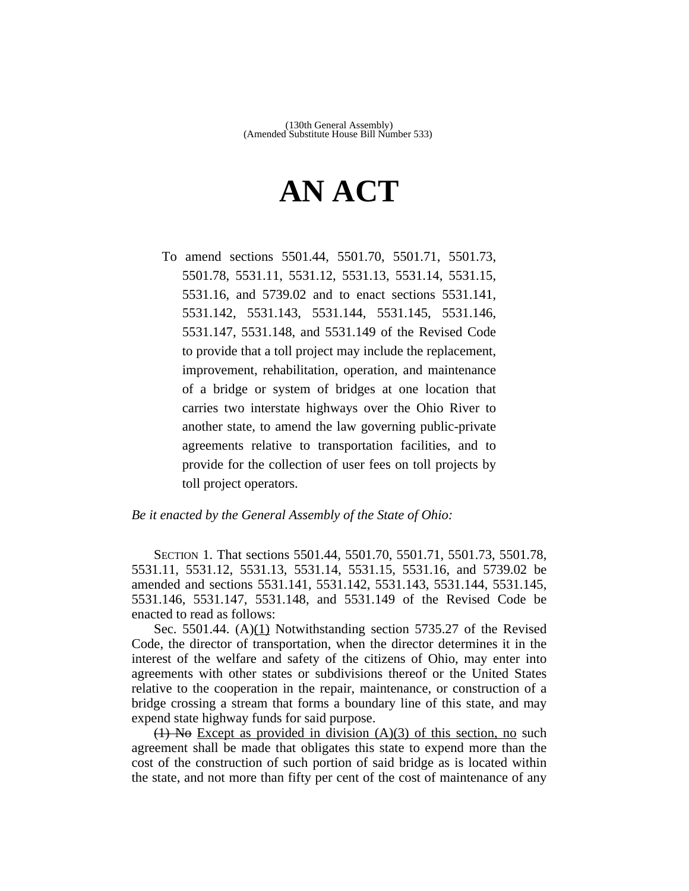(130th General Assembly)
(Amended Substitute House Bill Number 533)

# AN ACT

To amend sections 5501.44, 5501.70, 5501.71, 5501.73, 5501.78, 5531.11, 5531.12, 5531.13, 5531.14, 5531.15, 5531.16, and 5739.02 and to enact sections 5531.141, 5531.142, 5531.143, 5531.144, 5531.145, 5531.146, 5531.147, 5531.148, and 5531.149 of the Revised Code to provide that a toll project may include the replacement, improvement, rehabilitation, operation, and maintenance of a bridge or system of bridges at one location that carries two interstate highways over the Ohio River to another state, to amend the law governing public-private agreements relative to transportation facilities, and to provide for the collection of user fees on toll projects by toll project operators.

*Be it enacted by the General Assembly of the State of Ohio:*

SECTION 1. That sections 5501.44, 5501.70, 5501.71, 5501.73, 5501.78, 5531.11, 5531.12, 5531.13, 5531.14, 5531.15, 5531.16, and 5739.02 be amended and sections 5531.141, 5531.142, 5531.143, 5531.144, 5531.145, 5531.146, 5531.147, 5531.148, and 5531.149 of the Revised Code be enacted to read as follows:

Sec. 5501.44. (A)<u>(1)</u> Notwithstanding section 5735.27 of the Revised Code, the director of transportation, when the director determines it in the interest of the welfare and safety of the citizens of Ohio, may enter into agreements with other states or subdivisions thereof or the United States relative to the cooperation in the repair, maintenance, or construction of a bridge crossing a stream that forms a boundary line of this state, and may expend state highway funds for said purpose.

~~(1) No~~ <u>Except as provided in division (A)(3) of this section, no</u> such agreement shall be made that obligates this state to expend more than the cost of the construction of such portion of said bridge as is located within the state, and not more than fifty per cent of the cost of maintenance of any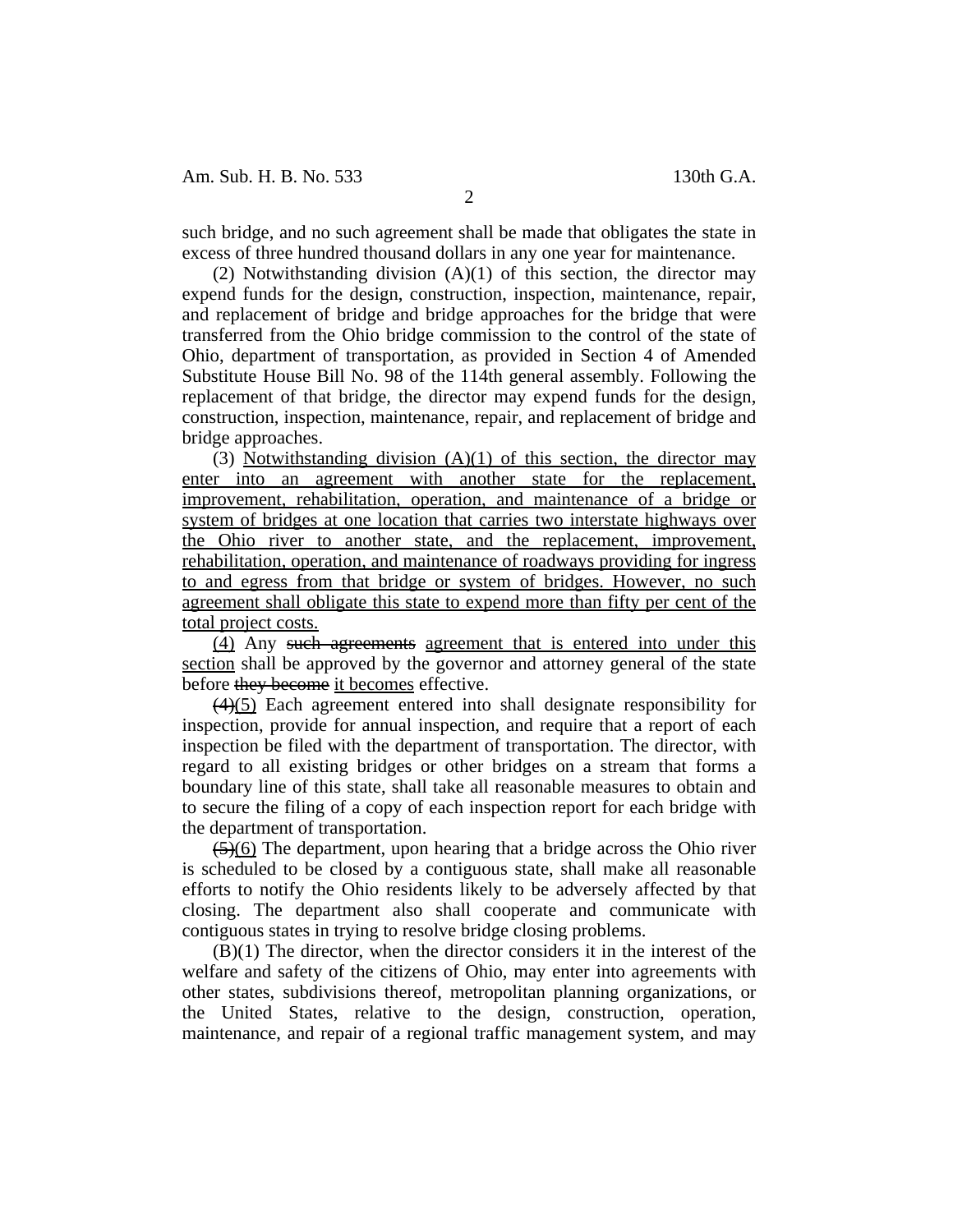such bridge, and no such agreement shall be made that obligates the state in excess of three hundred thousand dollars in any one year for maintenance.

(2) Notwithstanding division (A)(1) of this section, the director may expend funds for the design, construction, inspection, maintenance, repair, and replacement of bridge and bridge approaches for the bridge that were transferred from the Ohio bridge commission to the control of the state of Ohio, department of transportation, as provided in Section 4 of Amended Substitute House Bill No. 98 of the 114th general assembly. Following the replacement of that bridge, the director may expend funds for the design, construction, inspection, maintenance, repair, and replacement of bridge and bridge approaches.

(3) <u>Notwithstanding division (A)(1) of this section, the director may enter into an agreement with another state for the replacement, improvement, rehabilitation, operation, and maintenance of a bridge or system of bridges at one location that carries two interstate highways over the Ohio river to another state, and the replacement, improvement, rehabilitation, operation, and maintenance of roadways providing for ingress to and egress from that bridge or system of bridges. However, no such agreement shall obligate this state to expend more than fifty per cent of the total project costs.</u>

<u>(4)</u> Any ~~such agreements~~ <u>agreement that is entered into under this section</u> shall be approved by the governor and attorney general of the state before ~~they become~~ <u>it becomes</u> effective.

~~(4)~~<u>(5)</u> Each agreement entered into shall designate responsibility for inspection, provide for annual inspection, and require that a report of each inspection be filed with the department of transportation. The director, with regard to all existing bridges or other bridges on a stream that forms a boundary line of this state, shall take all reasonable measures to obtain and to secure the filing of a copy of each inspection report for each bridge with the department of transportation.

~~(5)~~<u>(6)</u> The department, upon hearing that a bridge across the Ohio river is scheduled to be closed by a contiguous state, shall make all reasonable efforts to notify the Ohio residents likely to be adversely affected by that closing. The department also shall cooperate and communicate with contiguous states in trying to resolve bridge closing problems.

(B)(1) The director, when the director considers it in the interest of the welfare and safety of the citizens of Ohio, may enter into agreements with other states, subdivisions thereof, metropolitan planning organizations, or the United States, relative to the design, construction, operation, maintenance, and repair of a regional traffic management system, and may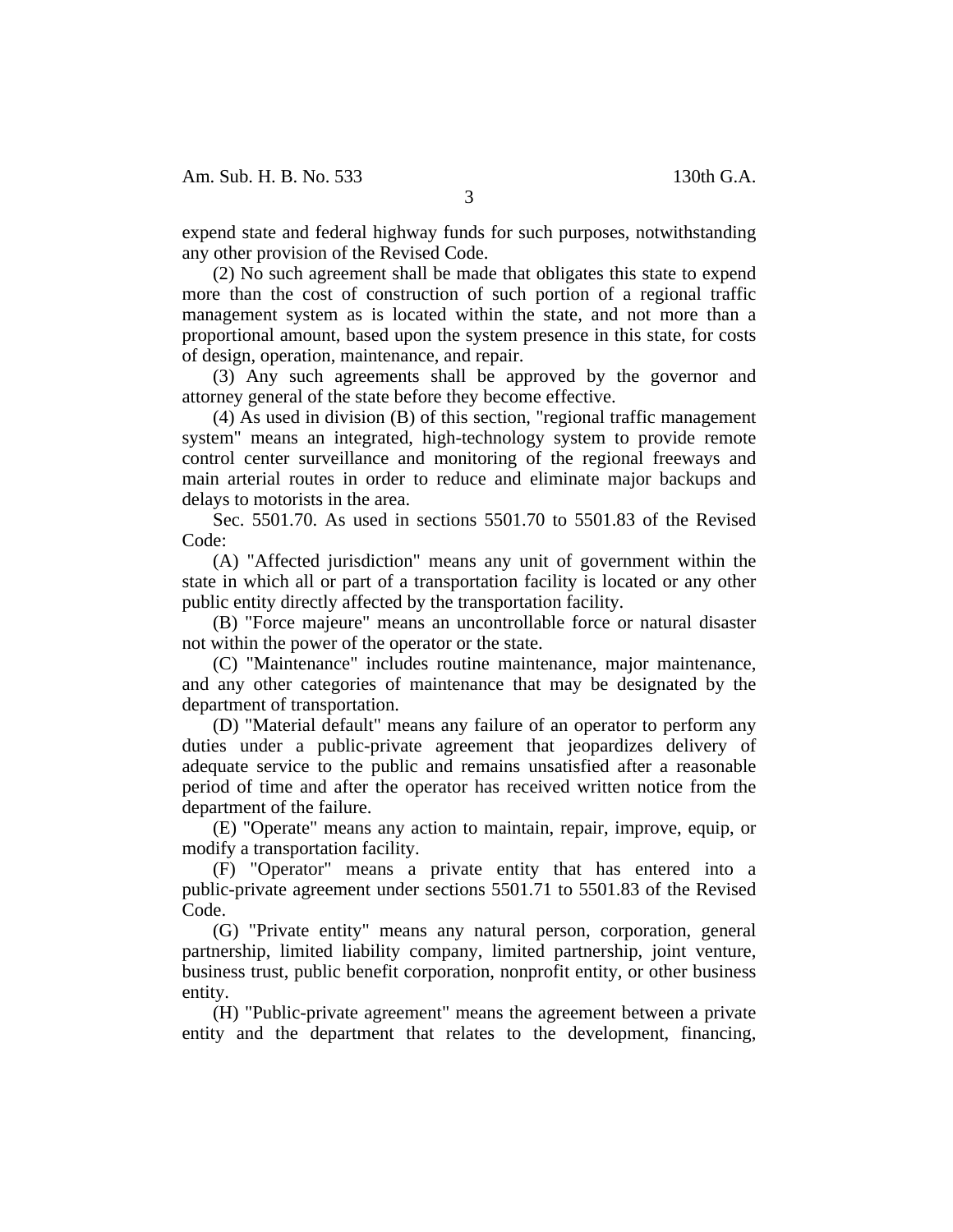expend state and federal highway funds for such purposes, notwithstanding any other provision of the Revised Code.

(2) No such agreement shall be made that obligates this state to expend more than the cost of construction of such portion of a regional traffic management system as is located within the state, and not more than a proportional amount, based upon the system presence in this state, for costs of design, operation, maintenance, and repair.

(3) Any such agreements shall be approved by the governor and attorney general of the state before they become effective.

(4) As used in division (B) of this section, "regional traffic management system" means an integrated, high-technology system to provide remote control center surveillance and monitoring of the regional freeways and main arterial routes in order to reduce and eliminate major backups and delays to motorists in the area.

Sec. 5501.70. As used in sections 5501.70 to 5501.83 of the Revised Code:

(A) "Affected jurisdiction" means any unit of government within the state in which all or part of a transportation facility is located or any other public entity directly affected by the transportation facility.

(B) "Force majeure" means an uncontrollable force or natural disaster not within the power of the operator or the state.

(C) "Maintenance" includes routine maintenance, major maintenance, and any other categories of maintenance that may be designated by the department of transportation.

(D) "Material default" means any failure of an operator to perform any duties under a public-private agreement that jeopardizes delivery of adequate service to the public and remains unsatisfied after a reasonable period of time and after the operator has received written notice from the department of the failure.

(E) "Operate" means any action to maintain, repair, improve, equip, or modify a transportation facility.

(F) "Operator" means a private entity that has entered into a public-private agreement under sections 5501.71 to 5501.83 of the Revised Code.

(G) "Private entity" means any natural person, corporation, general partnership, limited liability company, limited partnership, joint venture, business trust, public benefit corporation, nonprofit entity, or other business entity.

(H) "Public-private agreement" means the agreement between a private entity and the department that relates to the development, financing,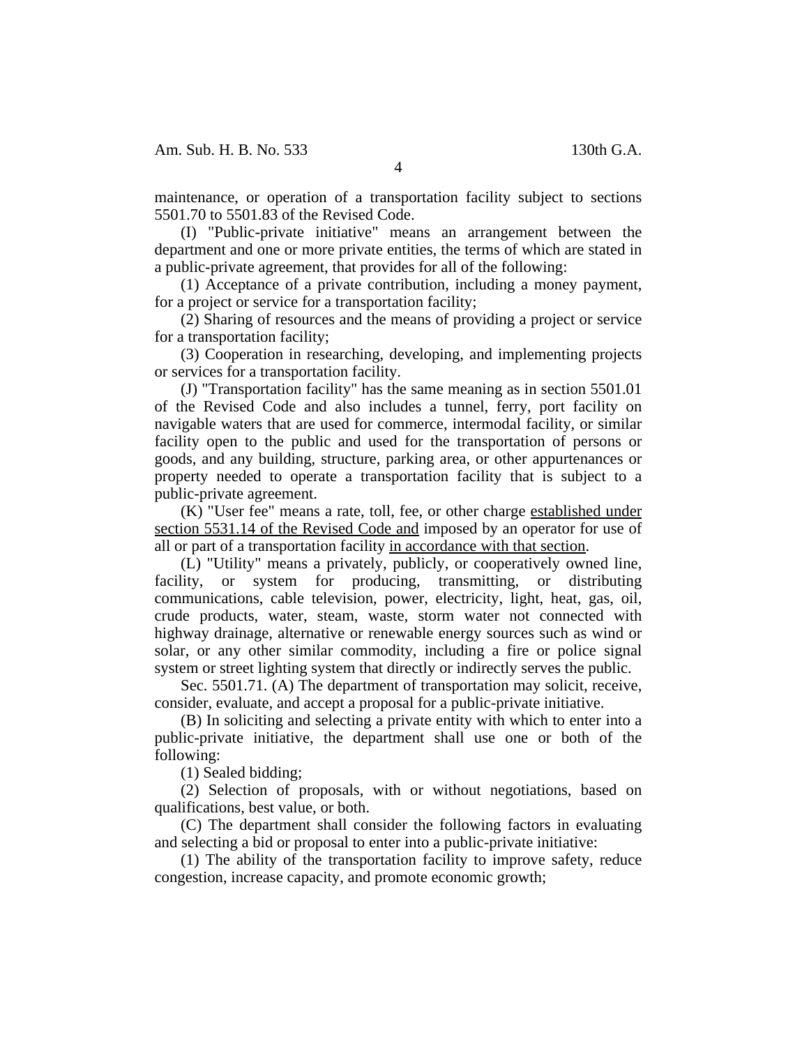maintenance, or operation of a transportation facility subject to sections 5501.70 to 5501.83 of the Revised Code.

(I) "Public-private initiative" means an arrangement between the department and one or more private entities, the terms of which are stated in a public-private agreement, that provides for all of the following:

(1) Acceptance of a private contribution, including a money payment, for a project or service for a transportation facility;

(2) Sharing of resources and the means of providing a project or service for a transportation facility;

(3) Cooperation in researching, developing, and implementing projects or services for a transportation facility.

(J) "Transportation facility" has the same meaning as in section 5501.01 of the Revised Code and also includes a tunnel, ferry, port facility on navigable waters that are used for commerce, intermodal facility, or similar facility open to the public and used for the transportation of persons or goods, and any building, structure, parking area, or other appurtenances or property needed to operate a transportation facility that is subject to a public-private agreement.

(K) "User fee" means a rate, toll, fee, or other charge <u>established under section 5531.14 of the Revised Code and</u> imposed by an operator for use of all or part of a transportation facility <u>in accordance with that section</u>.

(L) "Utility" means a privately, publicly, or cooperatively owned line, facility, or system for producing, transmitting, or distributing communications, cable television, power, electricity, light, heat, gas, oil, crude products, water, steam, waste, storm water not connected with highway drainage, alternative or renewable energy sources such as wind or solar, or any other similar commodity, including a fire or police signal system or street lighting system that directly or indirectly serves the public.

Sec. 5501.71. (A) The department of transportation may solicit, receive, consider, evaluate, and accept a proposal for a public-private initiative.

(B) In soliciting and selecting a private entity with which to enter into a public-private initiative, the department shall use one or both of the following:

(1) Sealed bidding;

(2) Selection of proposals, with or without negotiations, based on qualifications, best value, or both.

(C) The department shall consider the following factors in evaluating and selecting a bid or proposal to enter into a public-private initiative:

(1) The ability of the transportation facility to improve safety, reduce congestion, increase capacity, and promote economic growth;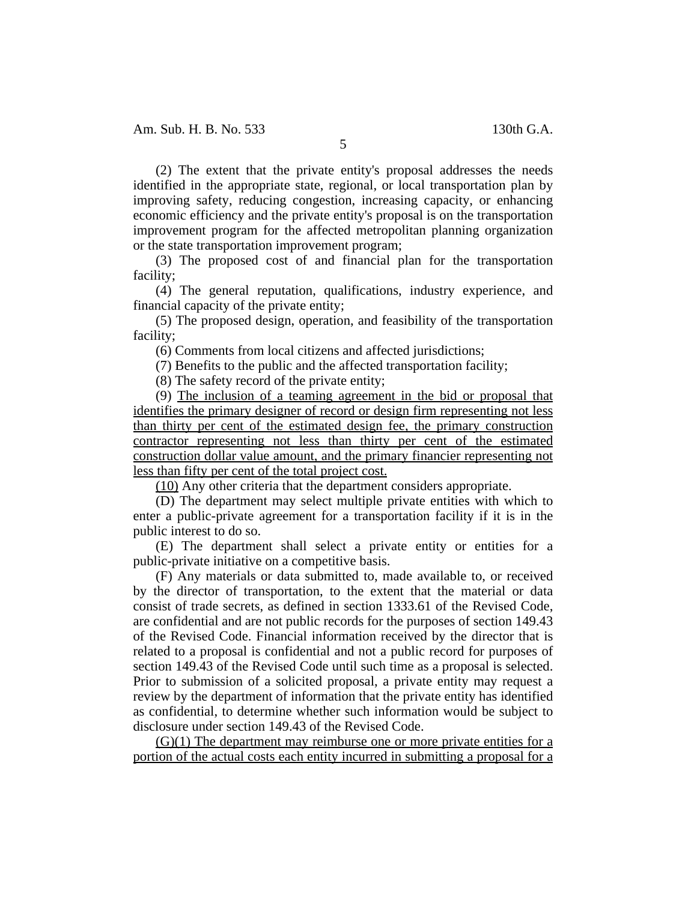(2) The extent that the private entity's proposal addresses the needs identified in the appropriate state, regional, or local transportation plan by improving safety, reducing congestion, increasing capacity, or enhancing economic efficiency and the private entity's proposal is on the transportation improvement program for the affected metropolitan planning organization or the state transportation improvement program;

(3) The proposed cost of and financial plan for the transportation facility;

(4) The general reputation, qualifications, industry experience, and financial capacity of the private entity;

(5) The proposed design, operation, and feasibility of the transportation facility;

(6) Comments from local citizens and affected jurisdictions;

(7) Benefits to the public and the affected transportation facility;

(8) The safety record of the private entity;

(9) <u>The inclusion of a teaming agreement in the bid or proposal that identifies the primary designer of record or design firm representing not less than thirty per cent of the estimated design fee, the primary construction contractor representing not less than thirty per cent of the estimated construction dollar value amount, and the primary financier representing not less than fifty per cent of the total project cost.</u>

<u>(10)</u> Any other criteria that the department considers appropriate.

(D) The department may select multiple private entities with which to enter a public-private agreement for a transportation facility if it is in the public interest to do so.

(E) The department shall select a private entity or entities for a public-private initiative on a competitive basis.

(F) Any materials or data submitted to, made available to, or received by the director of transportation, to the extent that the material or data consist of trade secrets, as defined in section 1333.61 of the Revised Code, are confidential and are not public records for the purposes of section 149.43 of the Revised Code. Financial information received by the director that is related to a proposal is confidential and not a public record for purposes of section 149.43 of the Revised Code until such time as a proposal is selected. Prior to submission of a solicited proposal, a private entity may request a review by the department of information that the private entity has identified as confidential, to determine whether such information would be subject to disclosure under section 149.43 of the Revised Code.

<u>(G)(1) The department may reimburse one or more private entities for a portion of the actual costs each entity incurred in submitting a proposal for a</u>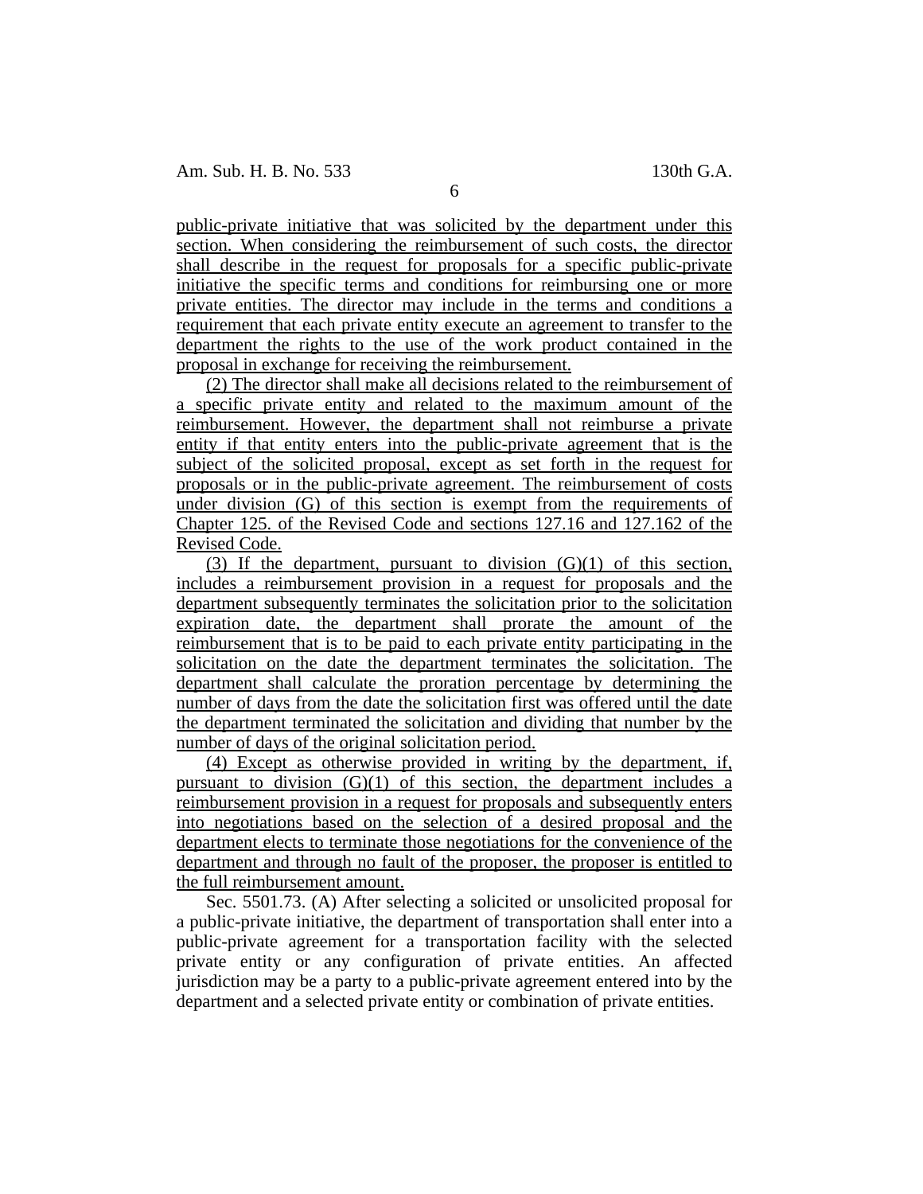public-private initiative that was solicited by the department under this section. When considering the reimbursement of such costs, the director shall describe in the request for proposals for a specific public-private initiative the specific terms and conditions for reimbursing one or more private entities. The director may include in the terms and conditions a requirement that each private entity execute an agreement to transfer to the department the rights to the use of the work product contained in the proposal in exchange for receiving the reimbursement.

(2) The director shall make all decisions related to the reimbursement of a specific private entity and related to the maximum amount of the reimbursement. However, the department shall not reimburse a private entity if that entity enters into the public-private agreement that is the subject of the solicited proposal, except as set forth in the request for proposals or in the public-private agreement. The reimbursement of costs under division (G) of this section is exempt from the requirements of Chapter 125. of the Revised Code and sections 127.16 and 127.162 of the Revised Code.

(3) If the department, pursuant to division (G)(1) of this section, includes a reimbursement provision in a request for proposals and the department subsequently terminates the solicitation prior to the solicitation expiration date, the department shall prorate the amount of the reimbursement that is to be paid to each private entity participating in the solicitation on the date the department terminates the solicitation. The department shall calculate the proration percentage by determining the number of days from the date the solicitation first was offered until the date the department terminated the solicitation and dividing that number by the number of days of the original solicitation period.

(4) Except as otherwise provided in writing by the department, if, pursuant to division (G)(1) of this section, the department includes a reimbursement provision in a request for proposals and subsequently enters into negotiations based on the selection of a desired proposal and the department elects to terminate those negotiations for the convenience of the department and through no fault of the proposer, the proposer is entitled to the full reimbursement amount.

Sec. 5501.73. (A) After selecting a solicited or unsolicited proposal for a public-private initiative, the department of transportation shall enter into a public-private agreement for a transportation facility with the selected private entity or any configuration of private entities. An affected jurisdiction may be a party to a public-private agreement entered into by the department and a selected private entity or combination of private entities.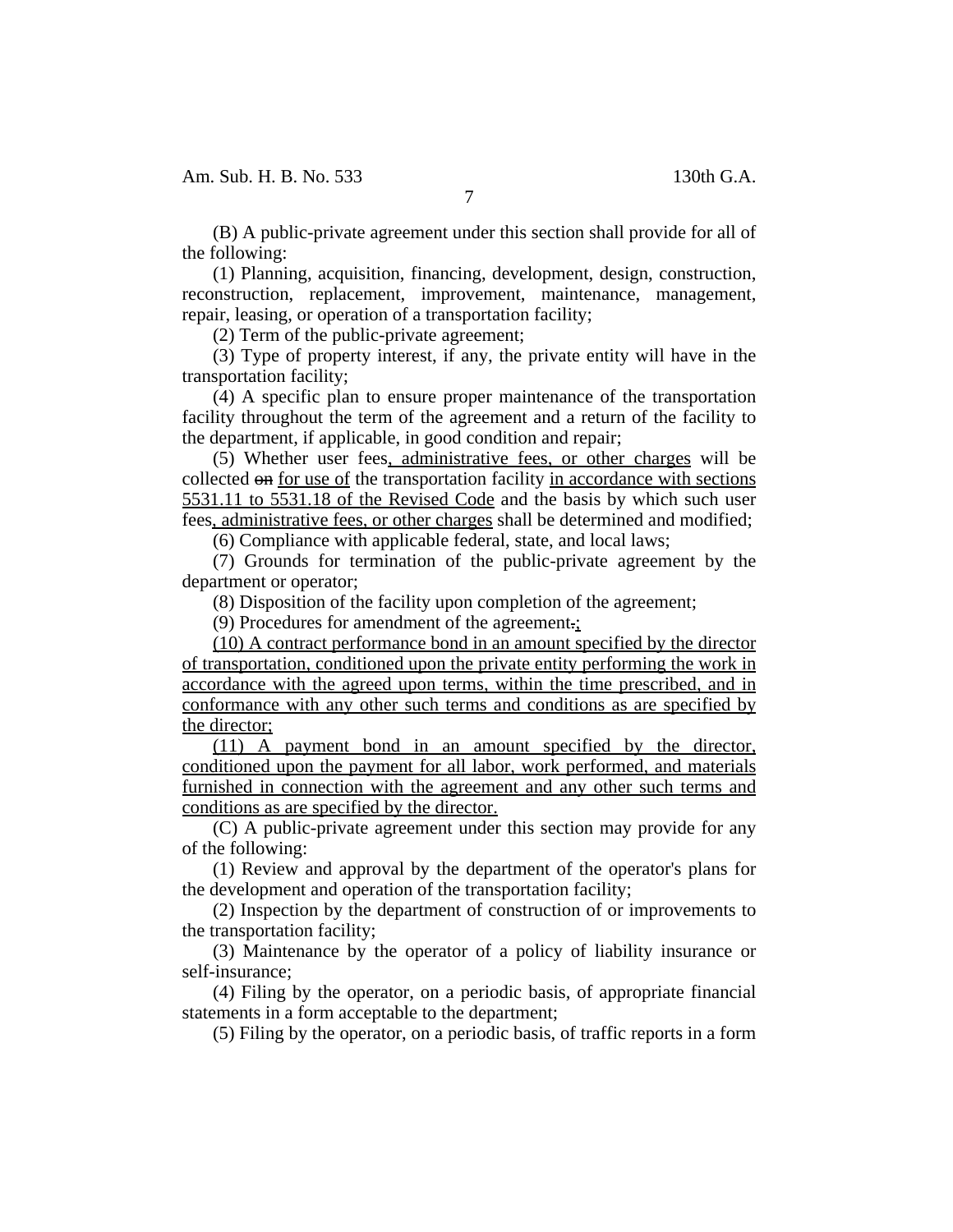(B) A public-private agreement under this section shall provide for all of the following:

(1) Planning, acquisition, financing, development, design, construction, reconstruction, replacement, improvement, maintenance, management, repair, leasing, or operation of a transportation facility;

(2) Term of the public-private agreement;

(3) Type of property interest, if any, the private entity will have in the transportation facility;

(4) A specific plan to ensure proper maintenance of the transportation facility throughout the term of the agreement and a return of the facility to the department, if applicable, in good condition and repair;

(5) Whether user fees, administrative fees, or other charges will be collected ~~on~~ for use of the transportation facility in accordance with sections 5531.11 to 5531.18 of the Revised Code and the basis by which such user fees, administrative fees, or other charges shall be determined and modified;

(6) Compliance with applicable federal, state, and local laws;

(7) Grounds for termination of the public-private agreement by the department or operator;

(8) Disposition of the facility upon completion of the agreement;

(9) Procedures for amendment of the agreement~~.~~;

(10) A contract performance bond in an amount specified by the director of transportation, conditioned upon the private entity performing the work in accordance with the agreed upon terms, within the time prescribed, and in conformance with any other such terms and conditions as are specified by the director;

(11) A payment bond in an amount specified by the director, conditioned upon the payment for all labor, work performed, and materials furnished in connection with the agreement and any other such terms and conditions as are specified by the director.

(C) A public-private agreement under this section may provide for any of the following:

(1) Review and approval by the department of the operator's plans for the development and operation of the transportation facility;

(2) Inspection by the department of construction of or improvements to the transportation facility;

(3) Maintenance by the operator of a policy of liability insurance or self-insurance;

(4) Filing by the operator, on a periodic basis, of appropriate financial statements in a form acceptable to the department;

(5) Filing by the operator, on a periodic basis, of traffic reports in a form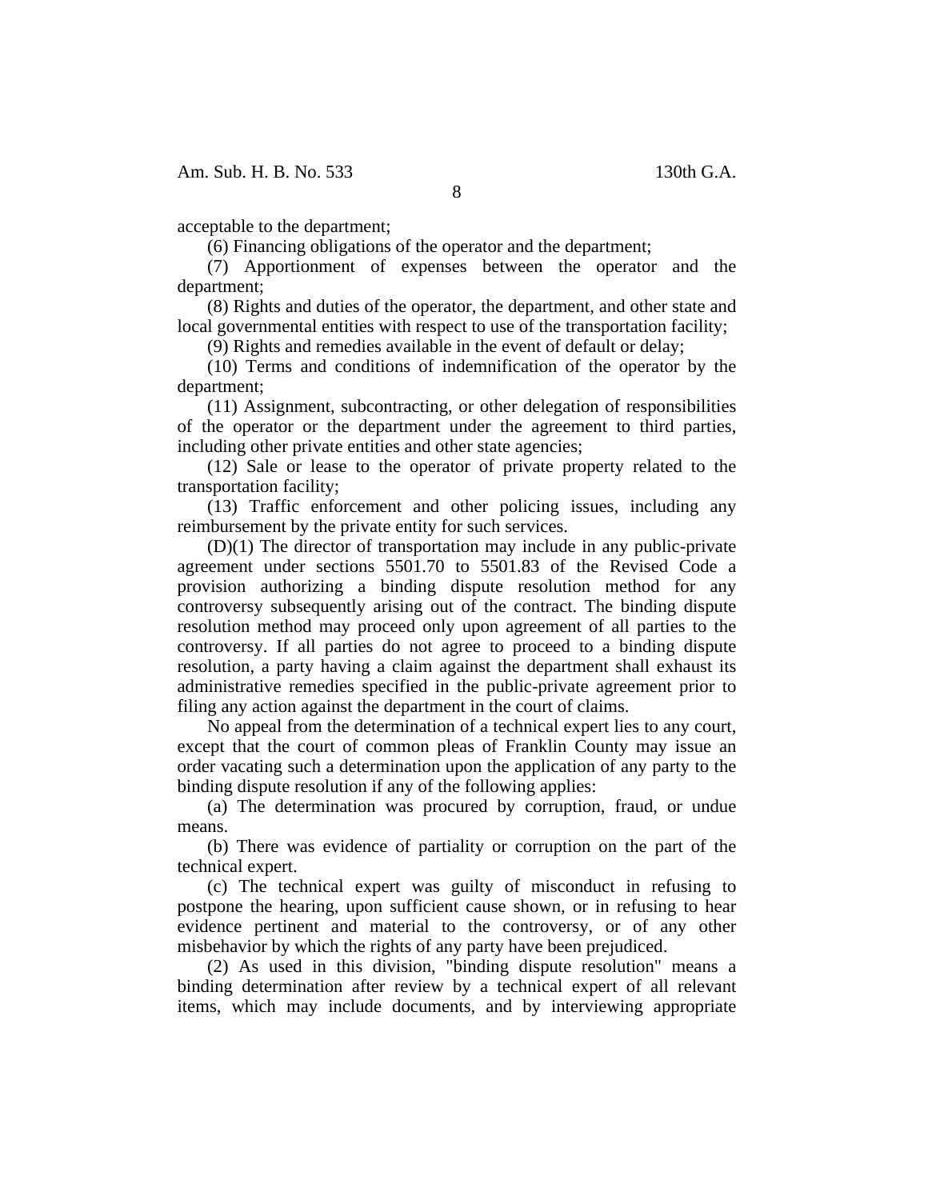acceptable to the department;

(6) Financing obligations of the operator and the department;

(7) Apportionment of expenses between the operator and the department;

(8) Rights and duties of the operator, the department, and other state and local governmental entities with respect to use of the transportation facility;

(9) Rights and remedies available in the event of default or delay;

(10) Terms and conditions of indemnification of the operator by the department;

(11) Assignment, subcontracting, or other delegation of responsibilities of the operator or the department under the agreement to third parties, including other private entities and other state agencies;

(12) Sale or lease to the operator of private property related to the transportation facility;

(13) Traffic enforcement and other policing issues, including any reimbursement by the private entity for such services.

(D)(1) The director of transportation may include in any public-private agreement under sections 5501.70 to 5501.83 of the Revised Code a provision authorizing a binding dispute resolution method for any controversy subsequently arising out of the contract. The binding dispute resolution method may proceed only upon agreement of all parties to the controversy. If all parties do not agree to proceed to a binding dispute resolution, a party having a claim against the department shall exhaust its administrative remedies specified in the public-private agreement prior to filing any action against the department in the court of claims.

No appeal from the determination of a technical expert lies to any court, except that the court of common pleas of Franklin County may issue an order vacating such a determination upon the application of any party to the binding dispute resolution if any of the following applies:

(a) The determination was procured by corruption, fraud, or undue means.

(b) There was evidence of partiality or corruption on the part of the technical expert.

(c) The technical expert was guilty of misconduct in refusing to postpone the hearing, upon sufficient cause shown, or in refusing to hear evidence pertinent and material to the controversy, or of any other misbehavior by which the rights of any party have been prejudiced.

(2) As used in this division, "binding dispute resolution" means a binding determination after review by a technical expert of all relevant items, which may include documents, and by interviewing appropriate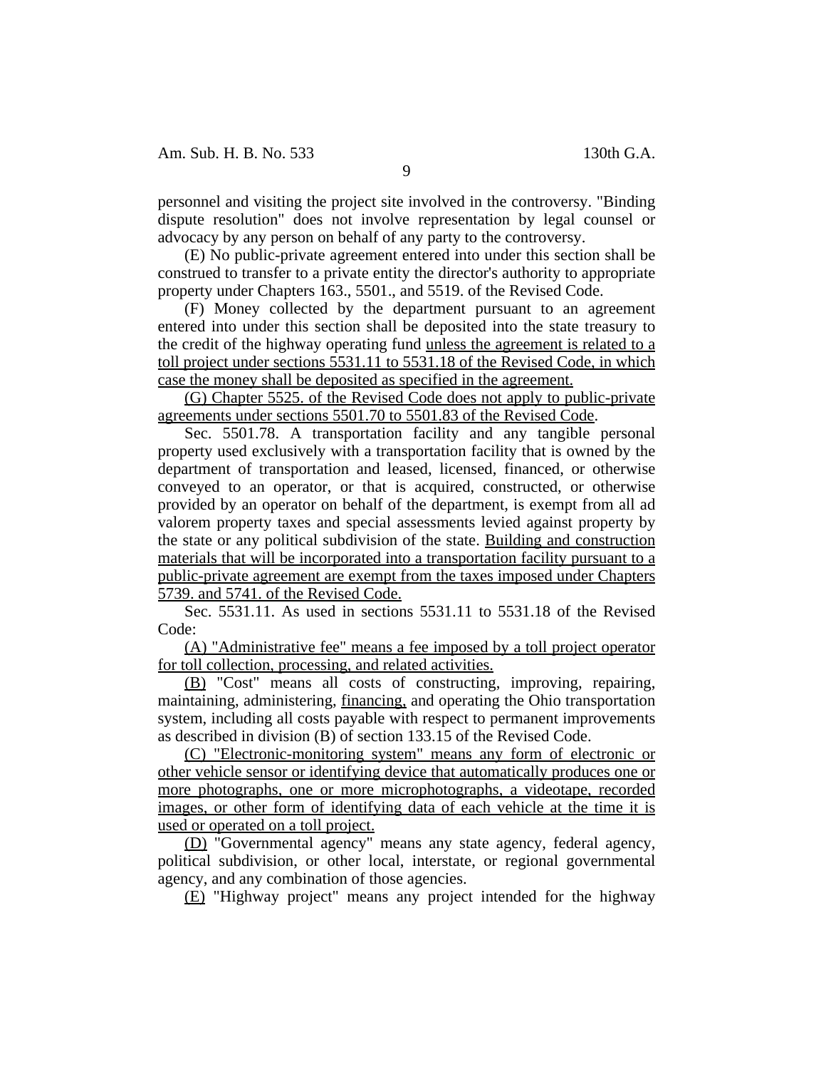personnel and visiting the project site involved in the controversy. "Binding dispute resolution" does not involve representation by legal counsel or advocacy by any person on behalf of any party to the controversy.

(E) No public-private agreement entered into under this section shall be construed to transfer to a private entity the director's authority to appropriate property under Chapters 163., 5501., and 5519. of the Revised Code.

(F) Money collected by the department pursuant to an agreement entered into under this section shall be deposited into the state treasury to the credit of the highway operating fund <u>unless the agreement is related to a toll project under sections 5531.11 to 5531.18 of the Revised Code, in which case the money shall be deposited as specified in the agreement.</u>

<u>(G) Chapter 5525. of the Revised Code does not apply to public-private agreements under sections 5501.70 to 5501.83 of the Revised Code</u>.

Sec. 5501.78. A transportation facility and any tangible personal property used exclusively with a transportation facility that is owned by the department of transportation and leased, licensed, financed, or otherwise conveyed to an operator, or that is acquired, constructed, or otherwise provided by an operator on behalf of the department, is exempt from all ad valorem property taxes and special assessments levied against property by the state or any political subdivision of the state. <u>Building and construction materials that will be incorporated into a transportation facility pursuant to a public-private agreement are exempt from the taxes imposed under Chapters 5739. and 5741. of the Revised Code.</u>

Sec. 5531.11. As used in sections 5531.11 to 5531.18 of the Revised Code:

<u>(A) "Administrative fee" means a fee imposed by a toll project operator for toll collection, processing, and related activities.</u>

<u>(B)</u> "Cost" means all costs of constructing, improving, repairing, maintaining, administering, <u>financing,</u> and operating the Ohio transportation system, including all costs payable with respect to permanent improvements as described in division (B) of section 133.15 of the Revised Code.

<u>(C) "Electronic-monitoring system" means any form of electronic or other vehicle sensor or identifying device that automatically produces one or more photographs, one or more microphotographs, a videotape, recorded images, or other form of identifying data of each vehicle at the time it is used or operated on a toll project.</u>

<u>(D)</u> "Governmental agency" means any state agency, federal agency, political subdivision, or other local, interstate, or regional governmental agency, and any combination of those agencies.

<u>(E)</u> "Highway project" means any project intended for the highway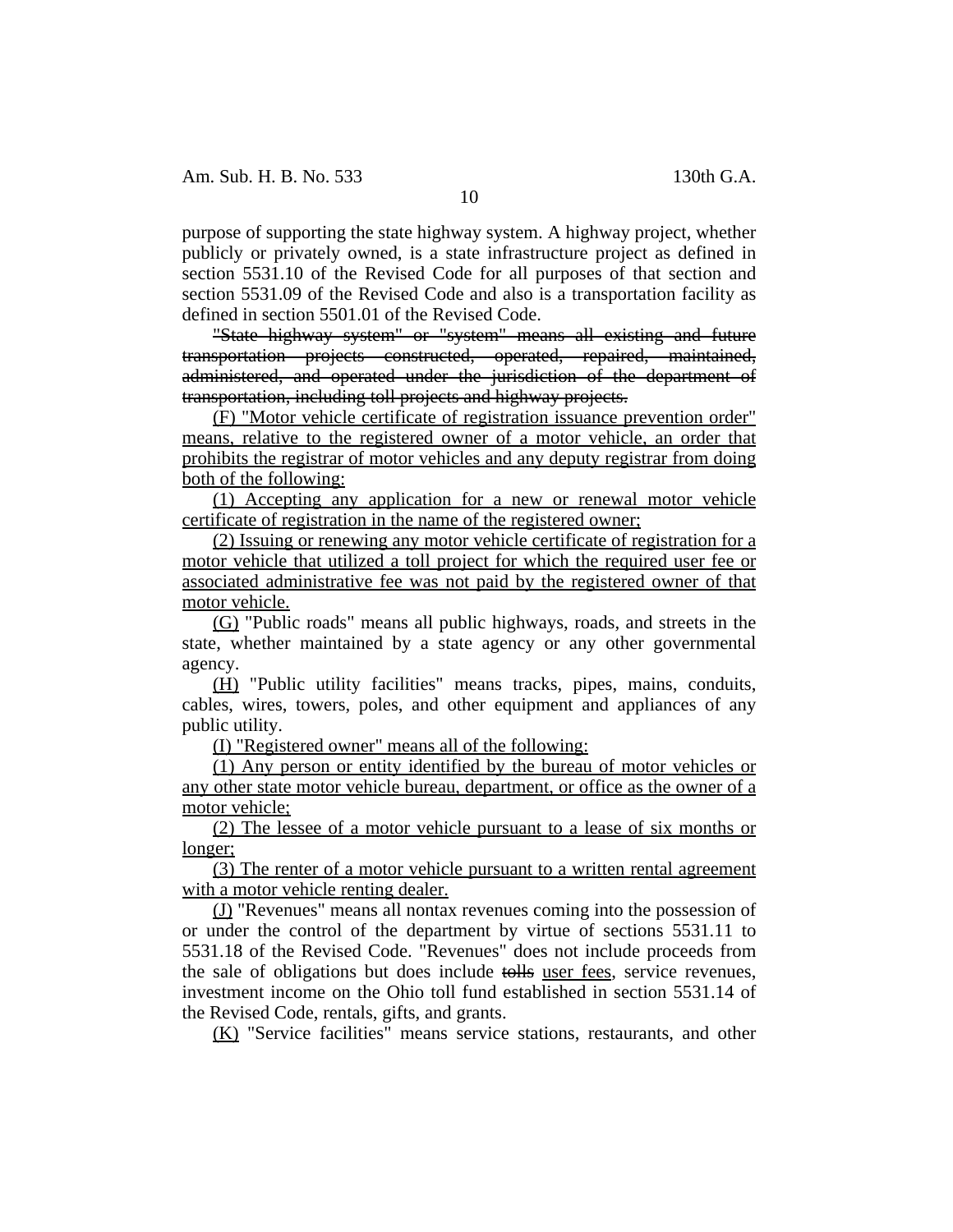purpose of supporting the state highway system. A highway project, whether publicly or privately owned, is a state infrastructure project as defined in section 5531.10 of the Revised Code for all purposes of that section and section 5531.09 of the Revised Code and also is a transportation facility as defined in section 5501.01 of the Revised Code.

~~"State highway system" or "system" means all existing and future transportation projects constructed, operated, repaired, maintained, administered, and operated under the jurisdiction of the department of transportation, including toll projects and highway projects.~~

<u>(F) "Motor vehicle certificate of registration issuance prevention order" means, relative to the registered owner of a motor vehicle, an order that prohibits the registrar of motor vehicles and any deputy registrar from doing both of the following:</u>

<u>(1) Accepting any application for a new or renewal motor vehicle certificate of registration in the name of the registered owner;</u>

<u>(2) Issuing or renewing any motor vehicle certificate of registration for a motor vehicle that utilized a toll project for which the required user fee or associated administrative fee was not paid by the registered owner of that motor vehicle.</u>

<u>(G)</u> "Public roads" means all public highways, roads, and streets in the state, whether maintained by a state agency or any other governmental agency.

<u>(H)</u> "Public utility facilities" means tracks, pipes, mains, conduits, cables, wires, towers, poles, and other equipment and appliances of any public utility.

<u>(I) "Registered owner" means all of the following:</u>

<u>(1) Any person or entity identified by the bureau of motor vehicles or any other state motor vehicle bureau, department, or office as the owner of a motor vehicle;</u>

<u>(2) The lessee of a motor vehicle pursuant to a lease of six months or longer;</u>

<u>(3) The renter of a motor vehicle pursuant to a written rental agreement with a motor vehicle renting dealer.</u>

<u>(J)</u> "Revenues" means all nontax revenues coming into the possession of or under the control of the department by virtue of sections 5531.11 to 5531.18 of the Revised Code. "Revenues" does not include proceeds from the sale of obligations but does include ~~tolls~~ <u>user fees</u>, service revenues, investment income on the Ohio toll fund established in section 5531.14 of the Revised Code, rentals, gifts, and grants.

<u>(K)</u> "Service facilities" means service stations, restaurants, and other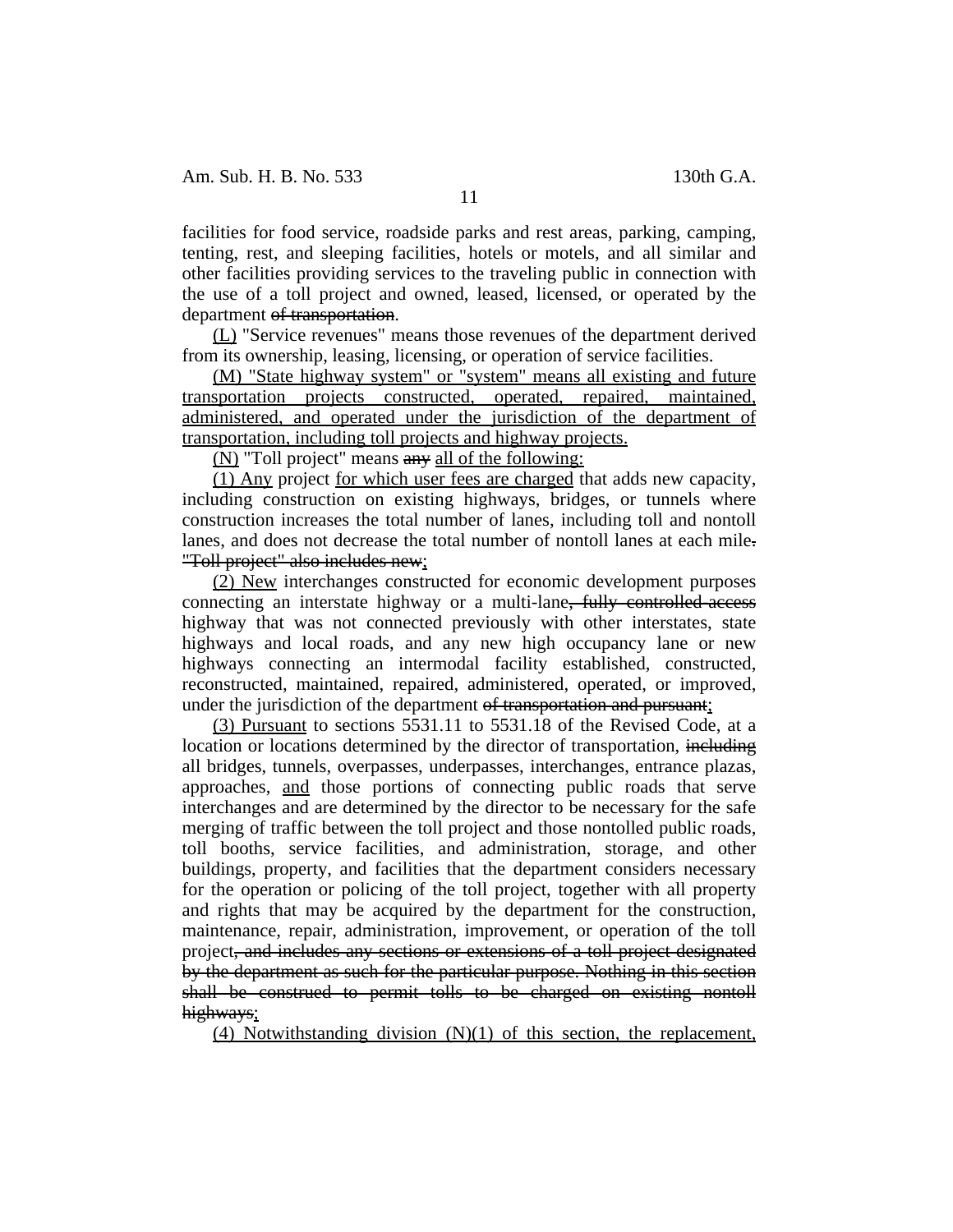facilities for food service, roadside parks and rest areas, parking, camping, tenting, rest, and sleeping facilities, hotels or motels, and all similar and other facilities providing services to the traveling public in connection with the use of a toll project and owned, leased, licensed, or operated by the department ~~of transportation~~.

(L) "Service revenues" means those revenues of the department derived from its ownership, leasing, licensing, or operation of service facilities.

(M) "State highway system" or "system" means all existing and future transportation projects constructed, operated, repaired, maintained, administered, and operated under the jurisdiction of the department of transportation, including toll projects and highway projects.

(N) "Toll project" means ~~any~~ all of the following:

(1) Any project for which user fees are charged that adds new capacity, including construction on existing highways, bridges, or tunnels where construction increases the total number of lanes, including toll and nontoll lanes, and does not decrease the total number of nontoll lanes at each mile~~. "Toll project" also includes new~~;

(2) New interchanges constructed for economic development purposes connecting an interstate highway or a multi-lane~~, fully controlled access~~ highway that was not connected previously with other interstates, state highways and local roads, and any new high occupancy lane or new highways connecting an intermodal facility established, constructed, reconstructed, maintained, repaired, administered, operated, or improved, under the jurisdiction of the department ~~of transportation and pursuant~~;

(3) Pursuant to sections 5531.11 to 5531.18 of the Revised Code, at a location or locations determined by the director of transportation, ~~including~~ all bridges, tunnels, overpasses, underpasses, interchanges, entrance plazas, approaches, and those portions of connecting public roads that serve interchanges and are determined by the director to be necessary for the safe merging of traffic between the toll project and those nontolled public roads, toll booths, service facilities, and administration, storage, and other buildings, property, and facilities that the department considers necessary for the operation or policing of the toll project, together with all property and rights that may be acquired by the department for the construction, maintenance, repair, administration, improvement, or operation of the toll project~~, and includes any sections or extensions of a toll project designated by the department as such for the particular purpose. Nothing in this section shall be construed to permit tolls to be charged on existing nontoll highways~~;

(4) Notwithstanding division (N)(1) of this section, the replacement,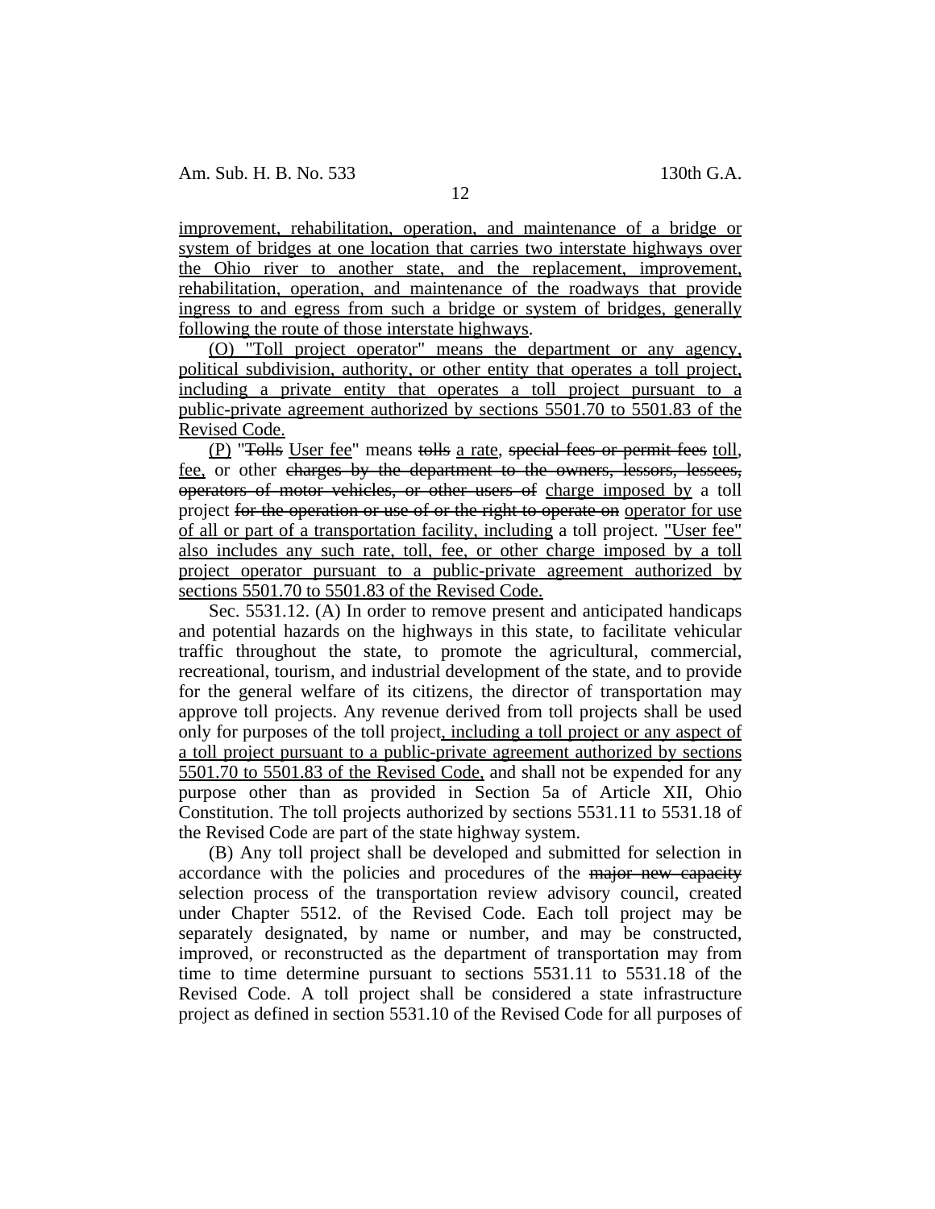improvement, rehabilitation, operation, and maintenance of a bridge or system of bridges at one location that carries two interstate highways over the Ohio river to another state, and the replacement, improvement, rehabilitation, operation, and maintenance of the roadways that provide ingress to and egress from such a bridge or system of bridges, generally following the route of those interstate highways.

(O) "Toll project operator" means the department or any agency, political subdivision, authority, or other entity that operates a toll project, including a private entity that operates a toll project pursuant to a public-private agreement authorized by sections 5501.70 to 5501.83 of the Revised Code.

(P) "~~Tolls~~ User fee" means ~~tolls~~ a rate, ~~special fees or permit fees~~ toll, fee, or other ~~charges by the department to the owners, lessors, lessees, operators of motor vehicles, or other users of~~ charge imposed by a toll project ~~for the operation or use of or the right to operate on~~ operator for use of all or part of a transportation facility, including a toll project. "User fee" also includes any such rate, toll, fee, or other charge imposed by a toll project operator pursuant to a public-private agreement authorized by sections 5501.70 to 5501.83 of the Revised Code.

Sec. 5531.12. (A) In order to remove present and anticipated handicaps and potential hazards on the highways in this state, to facilitate vehicular traffic throughout the state, to promote the agricultural, commercial, recreational, tourism, and industrial development of the state, and to provide for the general welfare of its citizens, the director of transportation may approve toll projects. Any revenue derived from toll projects shall be used only for purposes of the toll project, including a toll project or any aspect of a toll project pursuant to a public-private agreement authorized by sections 5501.70 to 5501.83 of the Revised Code, and shall not be expended for any purpose other than as provided in Section 5a of Article XII, Ohio Constitution. The toll projects authorized by sections 5531.11 to 5531.18 of the Revised Code are part of the state highway system.

(B) Any toll project shall be developed and submitted for selection in accordance with the policies and procedures of the ~~major new capacity~~ selection process of the transportation review advisory council, created under Chapter 5512. of the Revised Code. Each toll project may be separately designated, by name or number, and may be constructed, improved, or reconstructed as the department of transportation may from time to time determine pursuant to sections 5531.11 to 5531.18 of the Revised Code. A toll project shall be considered a state infrastructure project as defined in section 5531.10 of the Revised Code for all purposes of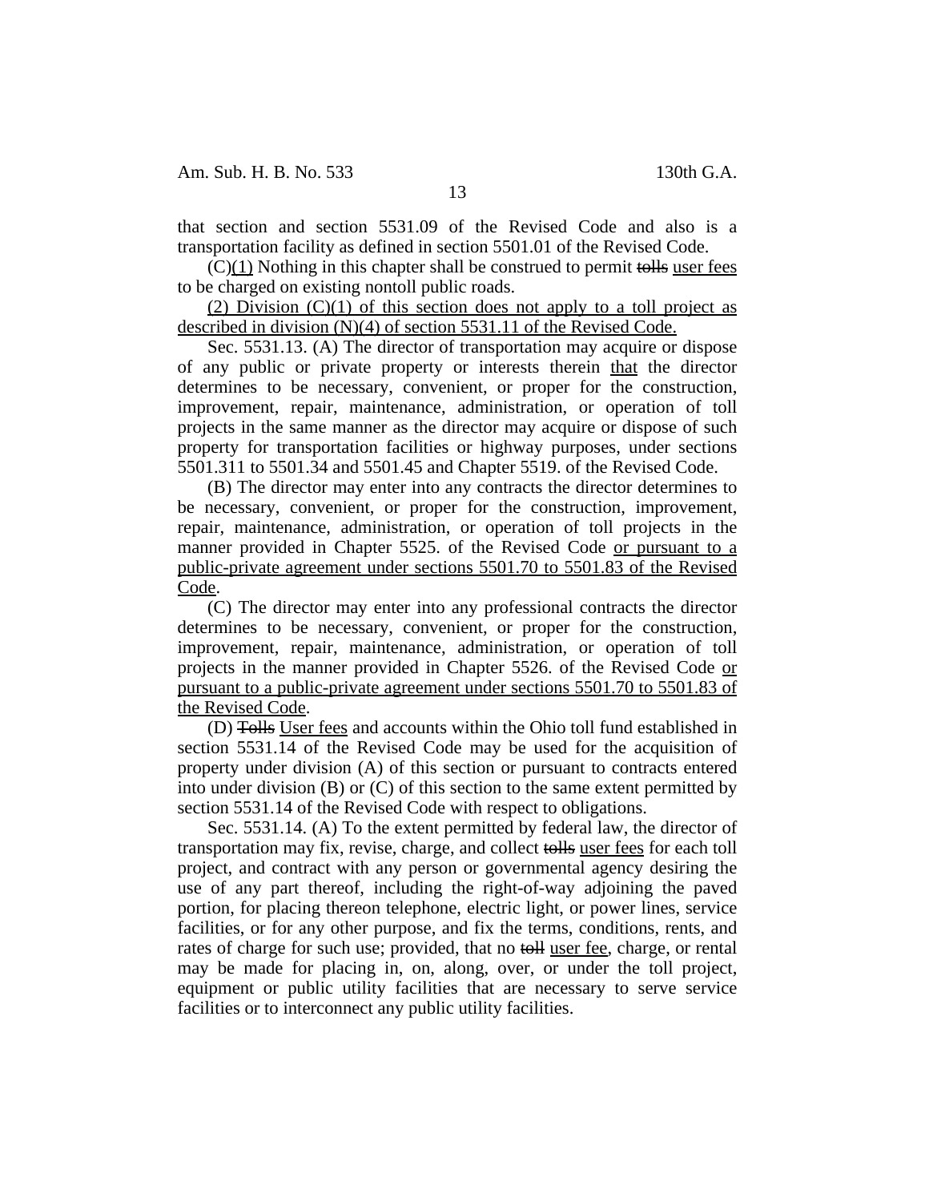that section and section 5531.09 of the Revised Code and also is a transportation facility as defined in section 5501.01 of the Revised Code.

(C)<u>(1)</u> Nothing in this chapter shall be construed to permit ~~tolls~~ <u>user fees</u> to be charged on existing nontoll public roads.

<u>(2) Division (C)(1) of this section does not apply to a toll project as described in division (N)(4) of section 5531.11 of the Revised Code.</u>

Sec. 5531.13. (A) The director of transportation may acquire or dispose of any public or private property or interests therein <u>that</u> the director determines to be necessary, convenient, or proper for the construction, improvement, repair, maintenance, administration, or operation of toll projects in the same manner as the director may acquire or dispose of such property for transportation facilities or highway purposes, under sections 5501.311 to 5501.34 and 5501.45 and Chapter 5519. of the Revised Code.

(B) The director may enter into any contracts the director determines to be necessary, convenient, or proper for the construction, improvement, repair, maintenance, administration, or operation of toll projects in the manner provided in Chapter 5525. of the Revised Code <u>or pursuant to a public-private agreement under sections 5501.70 to 5501.83 of the Revised Code</u>.

(C) The director may enter into any professional contracts the director determines to be necessary, convenient, or proper for the construction, improvement, repair, maintenance, administration, or operation of toll projects in the manner provided in Chapter 5526. of the Revised Code <u>or pursuant to a public-private agreement under sections 5501.70 to 5501.83 of the Revised Code</u>.

(D) ~~Tolls~~ <u>User fees</u> and accounts within the Ohio toll fund established in section 5531.14 of the Revised Code may be used for the acquisition of property under division (A) of this section or pursuant to contracts entered into under division (B) or (C) of this section to the same extent permitted by section 5531.14 of the Revised Code with respect to obligations.

Sec. 5531.14. (A) To the extent permitted by federal law, the director of transportation may fix, revise, charge, and collect ~~tolls~~ <u>user fees</u> for each toll project, and contract with any person or governmental agency desiring the use of any part thereof, including the right-of-way adjoining the paved portion, for placing thereon telephone, electric light, or power lines, service facilities, or for any other purpose, and fix the terms, conditions, rents, and rates of charge for such use; provided, that no ~~toll~~ <u>user fee</u>, charge, or rental may be made for placing in, on, along, over, or under the toll project, equipment or public utility facilities that are necessary to serve service facilities or to interconnect any public utility facilities.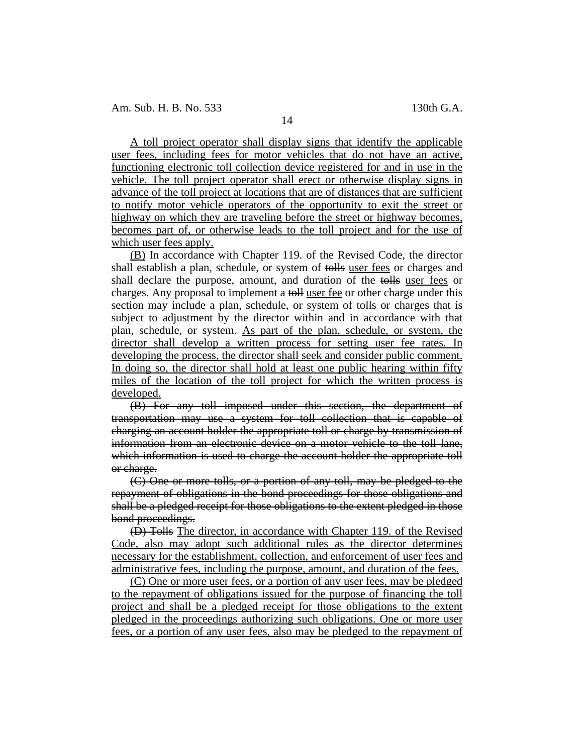A toll project operator shall display signs that identify the applicable user fees, including fees for motor vehicles that do not have an active, functioning electronic toll collection device registered for and in use in the vehicle. The toll project operator shall erect or otherwise display signs in advance of the toll project at locations that are of distances that are sufficient to notify motor vehicle operators of the opportunity to exit the street or highway on which they are traveling before the street or highway becomes, becomes part of, or otherwise leads to the toll project and for the use of which user fees apply.

(B) In accordance with Chapter 119. of the Revised Code, the director shall establish a plan, schedule, or system of ~~tolls~~ user fees or charges and shall declare the purpose, amount, and duration of the ~~tolls~~ user fees or charges. Any proposal to implement a ~~toll~~ user fee or other charge under this section may include a plan, schedule, or system of tolls or charges that is subject to adjustment by the director within and in accordance with that plan, schedule, or system. As part of the plan, schedule, or system, the director shall develop a written process for setting user fee rates. In developing the process, the director shall seek and consider public comment. In doing so, the director shall hold at least one public hearing within fifty miles of the location of the toll project for which the written process is developed.

~~(B) For any toll imposed under this section, the department of transportation may use a system for toll collection that is capable of charging an account holder the appropriate toll or charge by transmission of information from an electronic device on a motor vehicle to the toll lane, which information is used to charge the account holder the appropriate toll or charge.~~

~~(C) One or more tolls, or a portion of any toll, may be pledged to the repayment of obligations in the bond proceedings for those obligations and shall be a pledged receipt for those obligations to the extent pledged in those bond proceedings.~~

~~(D) Tolls~~ The director, in accordance with Chapter 119. of the Revised Code, also may adopt such additional rules as the director determines necessary for the establishment, collection, and enforcement of user fees and administrative fees, including the purpose, amount, and duration of the fees.

(C) One or more user fees, or a portion of any user fees, may be pledged to the repayment of obligations issued for the purpose of financing the toll project and shall be a pledged receipt for those obligations to the extent pledged in the proceedings authorizing such obligations. One or more user fees, or a portion of any user fees, also may be pledged to the repayment of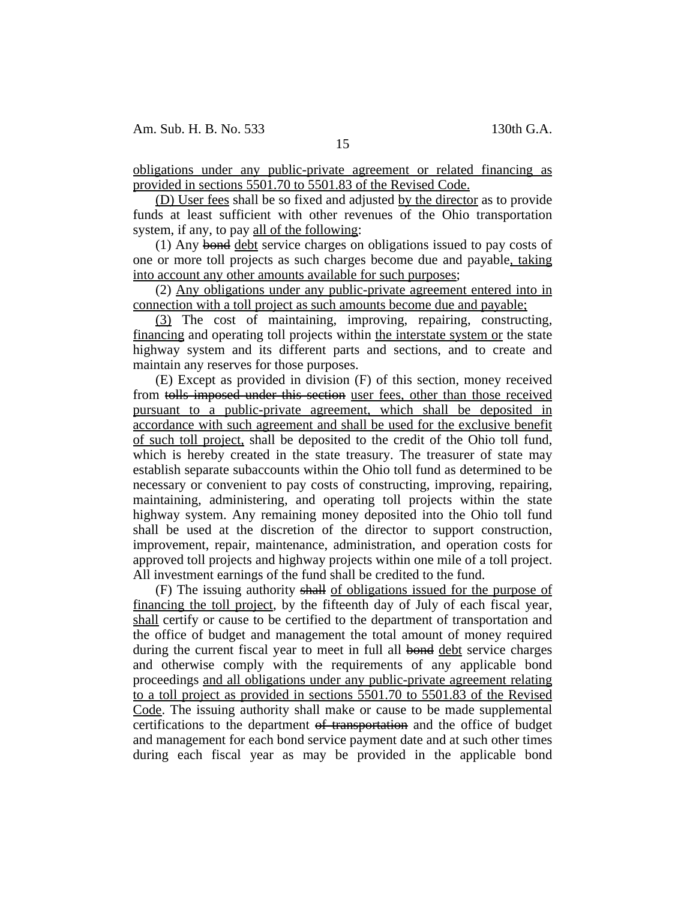<u>obligations under any public-private agreement or related financing as provided in sections 5501.70 to 5501.83 of the Revised Code.</u>

<u>(D) User fees</u> shall be so fixed and adjusted <u>by the director</u> as to provide funds at least sufficient with other revenues of the Ohio transportation system, if any, to pay <u>all of the following</u>:

(1) Any ~~bond~~ <u>debt</u> service charges on obligations issued to pay costs of one or more toll projects as such charges become due and payable<u>, taking into account any other amounts available for such purposes</u>;

(2) <u>Any obligations under any public-private agreement entered into in connection with a toll project as such amounts become due and payable;</u>

<u>(3)</u> The cost of maintaining, improving, repairing, constructing, <u>financing</u> and operating toll projects within <u>the interstate system or</u> the state highway system and its different parts and sections, and to create and maintain any reserves for those purposes.

(E) Except as provided in division (F) of this section, money received from ~~tolls imposed under this section~~ <u>user fees, other than those received pursuant to a public-private agreement, which shall be deposited in accordance with such agreement and shall be used for the exclusive benefit of such toll project,</u> shall be deposited to the credit of the Ohio toll fund, which is hereby created in the state treasury. The treasurer of state may establish separate subaccounts within the Ohio toll fund as determined to be necessary or convenient to pay costs of constructing, improving, repairing, maintaining, administering, and operating toll projects within the state highway system. Any remaining money deposited into the Ohio toll fund shall be used at the discretion of the director to support construction, improvement, repair, maintenance, administration, and operation costs for approved toll projects and highway projects within one mile of a toll project. All investment earnings of the fund shall be credited to the fund.

(F) The issuing authority ~~shall~~ <u>of obligations issued for the purpose of financing the toll project</u>, by the fifteenth day of July of each fiscal year, <u>shall</u> certify or cause to be certified to the department of transportation and the office of budget and management the total amount of money required during the current fiscal year to meet in full all ~~bond~~ <u>debt</u> service charges and otherwise comply with the requirements of any applicable bond proceedings <u>and all obligations under any public-private agreement relating to a toll project as provided in sections 5501.70 to 5501.83 of the Revised Code</u>. The issuing authority shall make or cause to be made supplemental certifications to the department ~~of transportation~~ and the office of budget and management for each bond service payment date and at such other times during each fiscal year as may be provided in the applicable bond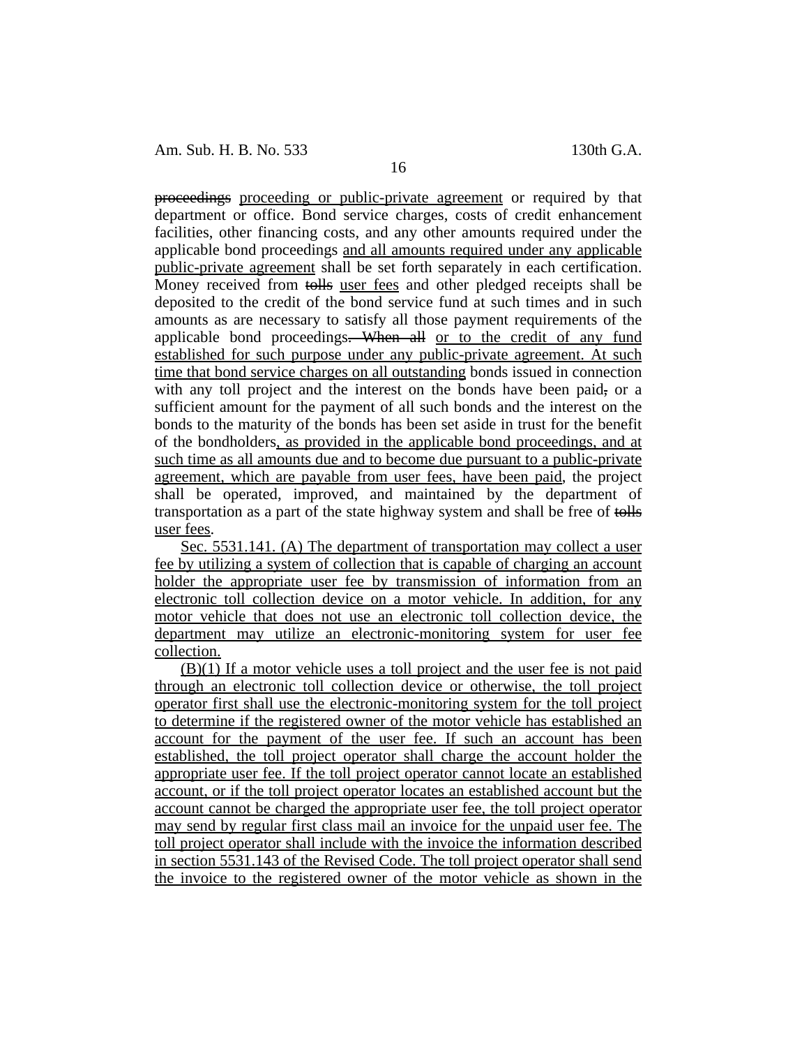~~proceedings~~ <u>proceeding or public-private agreement</u> or required by that department or office. Bond service charges, costs of credit enhancement facilities, other financing costs, and any other amounts required under the applicable bond proceedings <u>and all amounts required under any applicable public-private agreement</u> shall be set forth separately in each certification. Money received from ~~tolls~~ <u>user fees</u> and other pledged receipts shall be deposited to the credit of the bond service fund at such times and in such amounts as are necessary to satisfy all those payment requirements of the applicable bond proceedings~~. When all~~ <u>or to the credit of any fund established for such purpose under any public-private agreement. At such time that bond service charges on all outstanding</u> bonds issued in connection with any toll project and the interest on the bonds have been paid~~,~~ or a sufficient amount for the payment of all such bonds and the interest on the bonds to the maturity of the bonds has been set aside in trust for the benefit of the bondholders<u>, as provided in the applicable bond proceedings, and at such time as all amounts due and to become due pursuant to a public-private agreement, which are payable from user fees, have been paid</u>, the project shall be operated, improved, and maintained by the department of transportation as a part of the state highway system and shall be free of ~~tolls~~ <u>user fees</u>.

<u>Sec. 5531.141. (A) The department of transportation may collect a user fee by utilizing a system of collection that is capable of charging an account holder the appropriate user fee by transmission of information from an electronic toll collection device on a motor vehicle. In addition, for any motor vehicle that does not use an electronic toll collection device, the department may utilize an electronic-monitoring system for user fee collection.</u>

<u>(B)(1) If a motor vehicle uses a toll project and the user fee is not paid through an electronic toll collection device or otherwise, the toll project operator first shall use the electronic-monitoring system for the toll project to determine if the registered owner of the motor vehicle has established an account for the payment of the user fee. If such an account has been established, the toll project operator shall charge the account holder the appropriate user fee. If the toll project operator cannot locate an established account, or if the toll project operator locates an established account but the account cannot be charged the appropriate user fee, the toll project operator may send by regular first class mail an invoice for the unpaid user fee. The toll project operator shall include with the invoice the information described in section 5531.143 of the Revised Code. The toll project operator shall send the invoice to the registered owner of the motor vehicle as shown in the</u>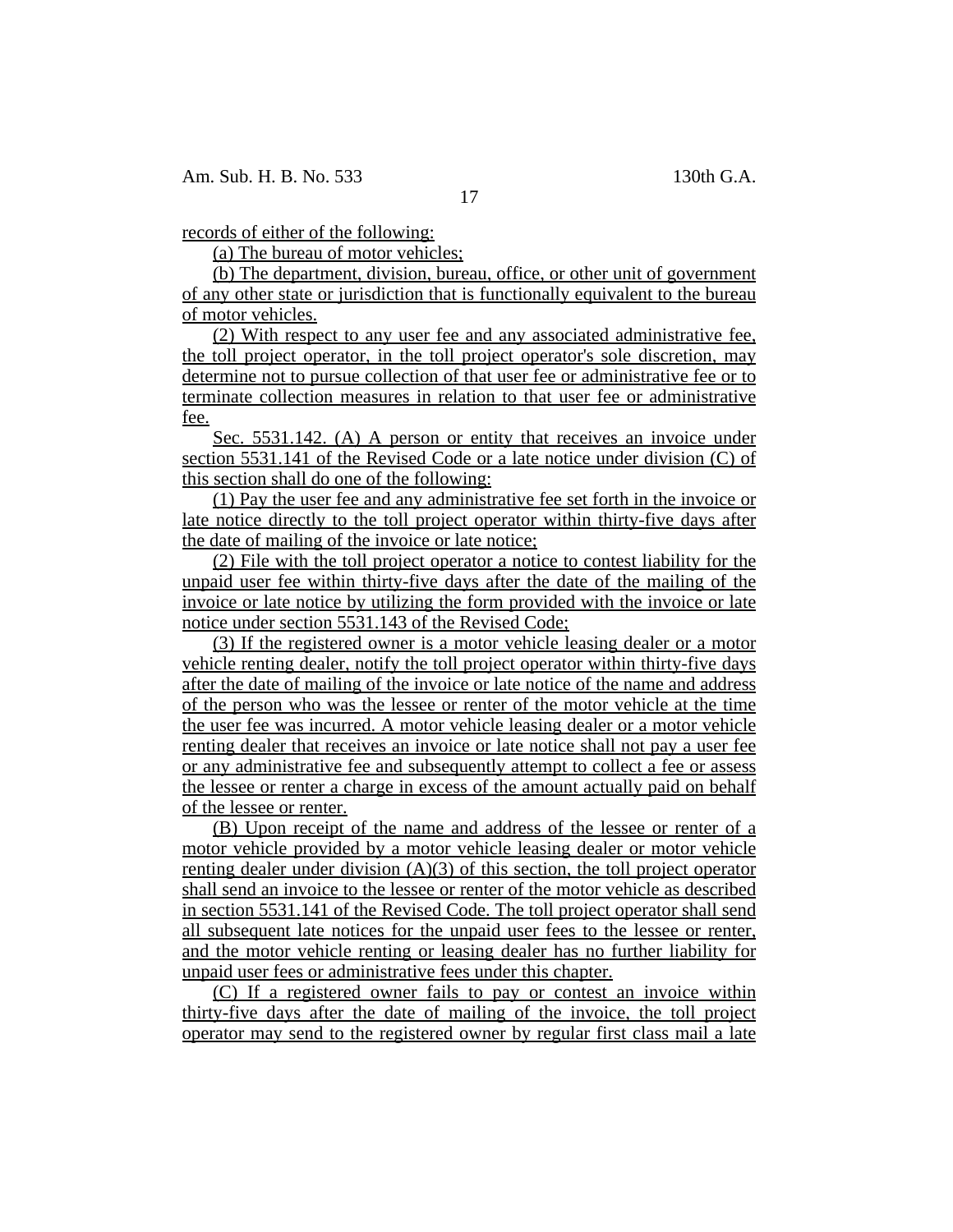records of either of the following:

(a) The bureau of motor vehicles;

(b) The department, division, bureau, office, or other unit of government of any other state or jurisdiction that is functionally equivalent to the bureau of motor vehicles.

(2) With respect to any user fee and any associated administrative fee, the toll project operator, in the toll project operator's sole discretion, may determine not to pursue collection of that user fee or administrative fee or to terminate collection measures in relation to that user fee or administrative fee.

Sec. 5531.142. (A) A person or entity that receives an invoice under section 5531.141 of the Revised Code or a late notice under division (C) of this section shall do one of the following:

(1) Pay the user fee and any administrative fee set forth in the invoice or late notice directly to the toll project operator within thirty-five days after the date of mailing of the invoice or late notice;

(2) File with the toll project operator a notice to contest liability for the unpaid user fee within thirty-five days after the date of the mailing of the invoice or late notice by utilizing the form provided with the invoice or late notice under section 5531.143 of the Revised Code;

(3) If the registered owner is a motor vehicle leasing dealer or a motor vehicle renting dealer, notify the toll project operator within thirty-five days after the date of mailing of the invoice or late notice of the name and address of the person who was the lessee or renter of the motor vehicle at the time the user fee was incurred. A motor vehicle leasing dealer or a motor vehicle renting dealer that receives an invoice or late notice shall not pay a user fee or any administrative fee and subsequently attempt to collect a fee or assess the lessee or renter a charge in excess of the amount actually paid on behalf of the lessee or renter.

(B) Upon receipt of the name and address of the lessee or renter of a motor vehicle provided by a motor vehicle leasing dealer or motor vehicle renting dealer under division (A)(3) of this section, the toll project operator shall send an invoice to the lessee or renter of the motor vehicle as described in section 5531.141 of the Revised Code. The toll project operator shall send all subsequent late notices for the unpaid user fees to the lessee or renter, and the motor vehicle renting or leasing dealer has no further liability for unpaid user fees or administrative fees under this chapter.

(C) If a registered owner fails to pay or contest an invoice within thirty-five days after the date of mailing of the invoice, the toll project operator may send to the registered owner by regular first class mail a late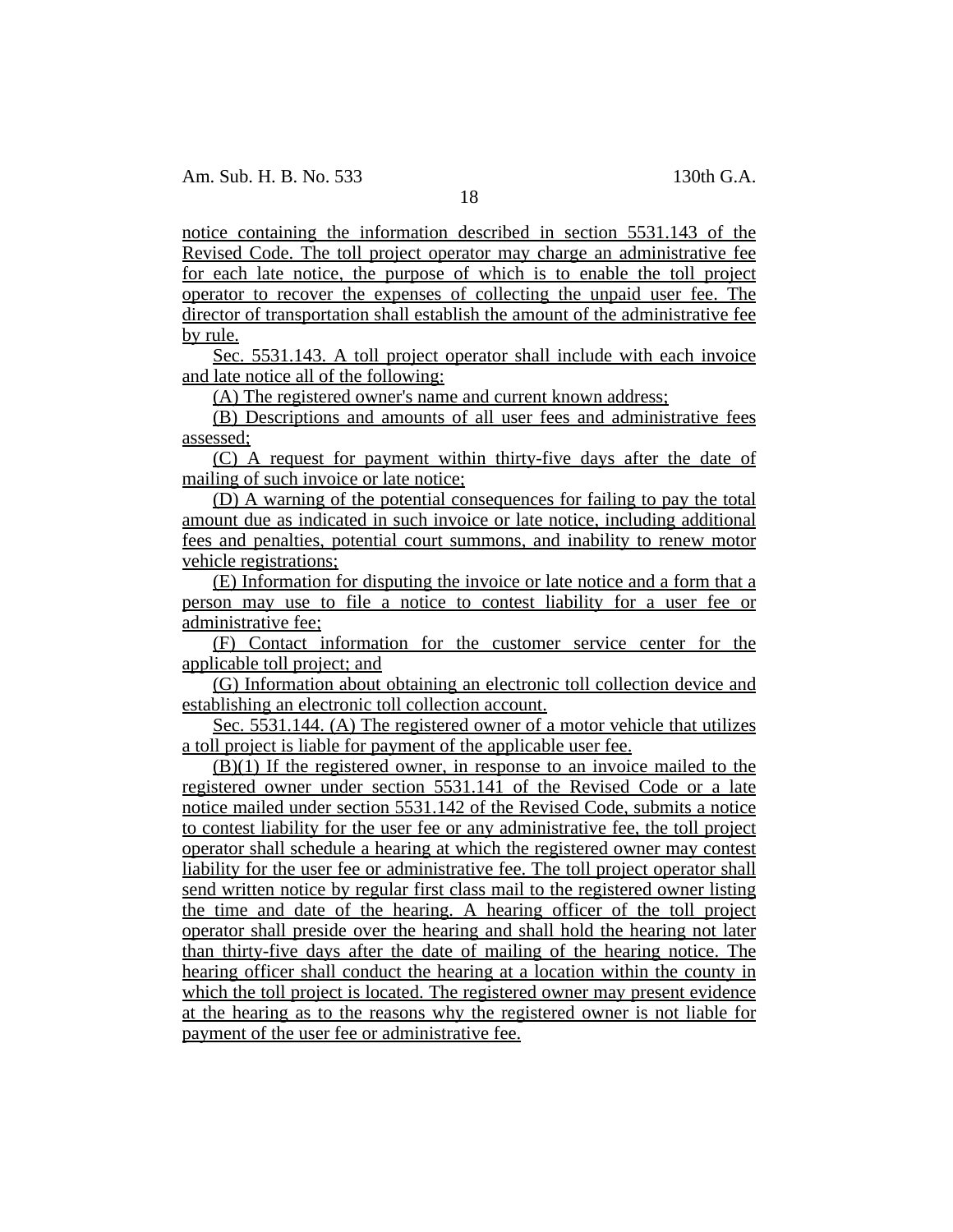notice containing the information described in section 5531.143 of the Revised Code. The toll project operator may charge an administrative fee for each late notice, the purpose of which is to enable the toll project operator to recover the expenses of collecting the unpaid user fee. The director of transportation shall establish the amount of the administrative fee by rule.

Sec. 5531.143. A toll project operator shall include with each invoice and late notice all of the following:

(A) The registered owner's name and current known address;

(B) Descriptions and amounts of all user fees and administrative fees assessed;

(C) A request for payment within thirty-five days after the date of mailing of such invoice or late notice;

(D) A warning of the potential consequences for failing to pay the total amount due as indicated in such invoice or late notice, including additional fees and penalties, potential court summons, and inability to renew motor vehicle registrations;

(E) Information for disputing the invoice or late notice and a form that a person may use to file a notice to contest liability for a user fee or administrative fee;

(F) Contact information for the customer service center for the applicable toll project; and

(G) Information about obtaining an electronic toll collection device and establishing an electronic toll collection account.

Sec. 5531.144. (A) The registered owner of a motor vehicle that utilizes a toll project is liable for payment of the applicable user fee.

(B)(1) If the registered owner, in response to an invoice mailed to the registered owner under section 5531.141 of the Revised Code or a late notice mailed under section 5531.142 of the Revised Code, submits a notice to contest liability for the user fee or any administrative fee, the toll project operator shall schedule a hearing at which the registered owner may contest liability for the user fee or administrative fee. The toll project operator shall send written notice by regular first class mail to the registered owner listing the time and date of the hearing. A hearing officer of the toll project operator shall preside over the hearing and shall hold the hearing not later than thirty-five days after the date of mailing of the hearing notice. The hearing officer shall conduct the hearing at a location within the county in which the toll project is located. The registered owner may present evidence at the hearing as to the reasons why the registered owner is not liable for payment of the user fee or administrative fee.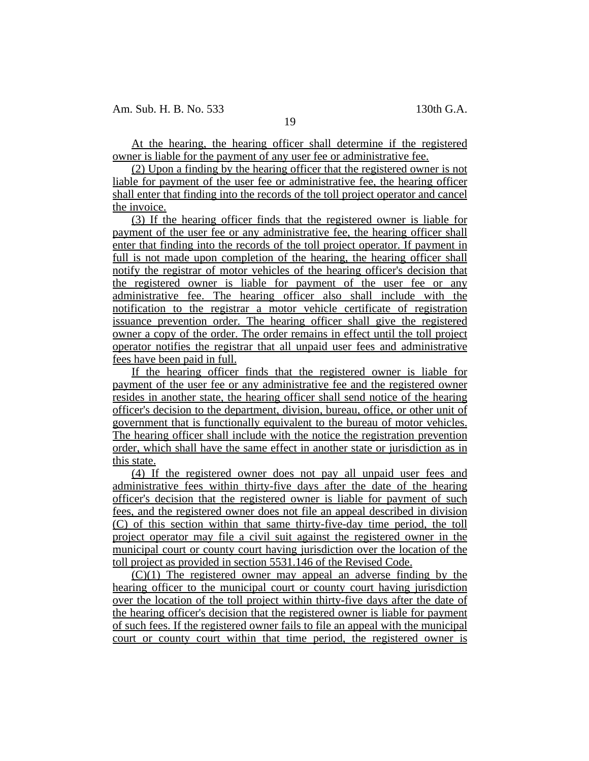At the hearing, the hearing officer shall determine if the registered owner is liable for the payment of any user fee or administrative fee.

(2) Upon a finding by the hearing officer that the registered owner is not liable for payment of the user fee or administrative fee, the hearing officer shall enter that finding into the records of the toll project operator and cancel the invoice.

(3) If the hearing officer finds that the registered owner is liable for payment of the user fee or any administrative fee, the hearing officer shall enter that finding into the records of the toll project operator. If payment in full is not made upon completion of the hearing, the hearing officer shall notify the registrar of motor vehicles of the hearing officer's decision that the registered owner is liable for payment of the user fee or any administrative fee. The hearing officer also shall include with the notification to the registrar a motor vehicle certificate of registration issuance prevention order. The hearing officer shall give the registered owner a copy of the order. The order remains in effect until the toll project operator notifies the registrar that all unpaid user fees and administrative fees have been paid in full.

If the hearing officer finds that the registered owner is liable for payment of the user fee or any administrative fee and the registered owner resides in another state, the hearing officer shall send notice of the hearing officer's decision to the department, division, bureau, office, or other unit of government that is functionally equivalent to the bureau of motor vehicles. The hearing officer shall include with the notice the registration prevention order, which shall have the same effect in another state or jurisdiction as in this state.

(4) If the registered owner does not pay all unpaid user fees and administrative fees within thirty-five days after the date of the hearing officer's decision that the registered owner is liable for payment of such fees, and the registered owner does not file an appeal described in division (C) of this section within that same thirty-five-day time period, the toll project operator may file a civil suit against the registered owner in the municipal court or county court having jurisdiction over the location of the toll project as provided in section 5531.146 of the Revised Code.

(C)(1) The registered owner may appeal an adverse finding by the hearing officer to the municipal court or county court having jurisdiction over the location of the toll project within thirty-five days after the date of the hearing officer's decision that the registered owner is liable for payment of such fees. If the registered owner fails to file an appeal with the municipal court or county court within that time period, the registered owner is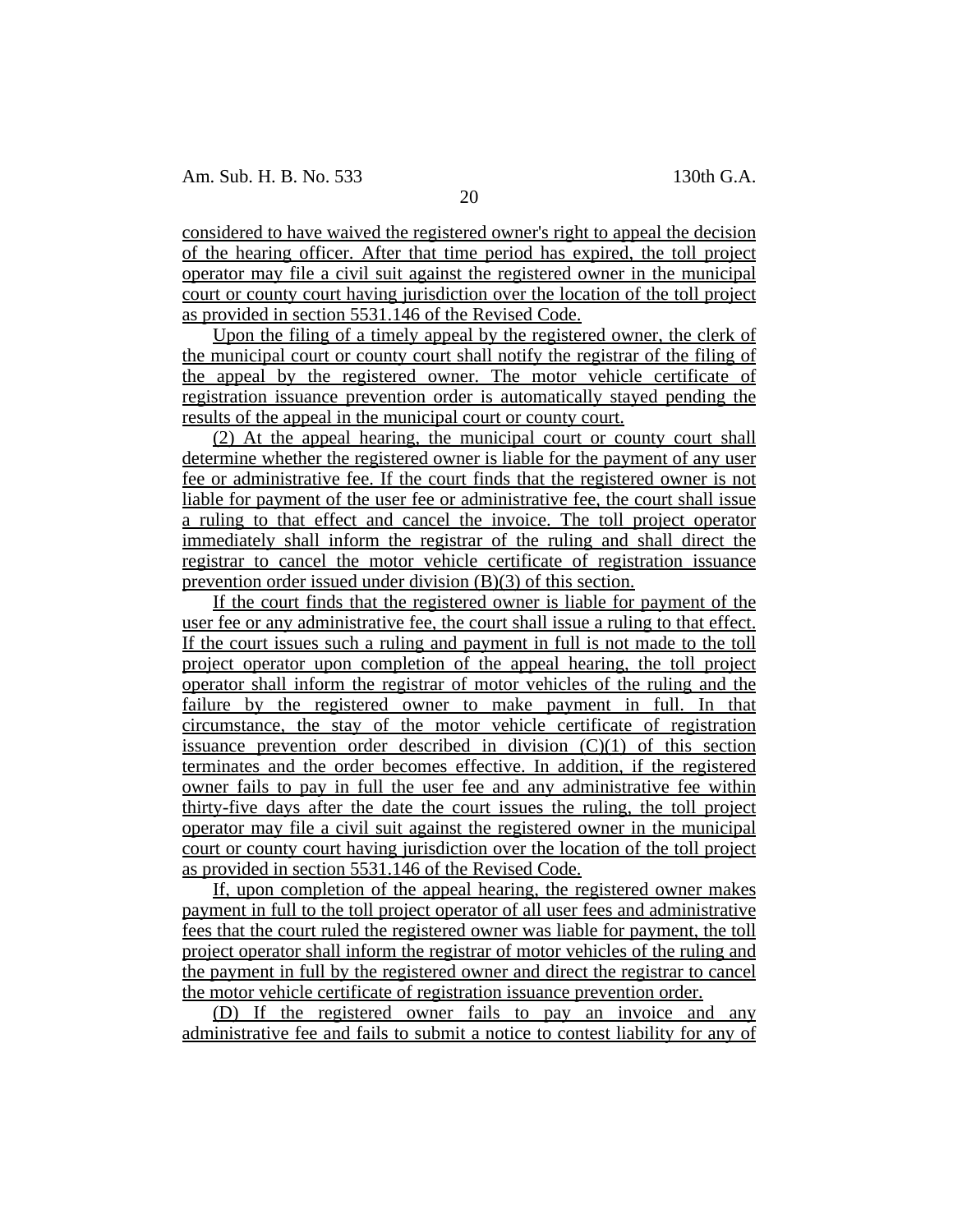considered to have waived the registered owner's right to appeal the decision of the hearing officer. After that time period has expired, the toll project operator may file a civil suit against the registered owner in the municipal court or county court having jurisdiction over the location of the toll project as provided in section 5531.146 of the Revised Code.

Upon the filing of a timely appeal by the registered owner, the clerk of the municipal court or county court shall notify the registrar of the filing of the appeal by the registered owner. The motor vehicle certificate of registration issuance prevention order is automatically stayed pending the results of the appeal in the municipal court or county court.

(2) At the appeal hearing, the municipal court or county court shall determine whether the registered owner is liable for the payment of any user fee or administrative fee. If the court finds that the registered owner is not liable for payment of the user fee or administrative fee, the court shall issue a ruling to that effect and cancel the invoice. The toll project operator immediately shall inform the registrar of the ruling and shall direct the registrar to cancel the motor vehicle certificate of registration issuance prevention order issued under division (B)(3) of this section.

If the court finds that the registered owner is liable for payment of the user fee or any administrative fee, the court shall issue a ruling to that effect. If the court issues such a ruling and payment in full is not made to the toll project operator upon completion of the appeal hearing, the toll project operator shall inform the registrar of motor vehicles of the ruling and the failure by the registered owner to make payment in full. In that circumstance, the stay of the motor vehicle certificate of registration issuance prevention order described in division (C)(1) of this section terminates and the order becomes effective. In addition, if the registered owner fails to pay in full the user fee and any administrative fee within thirty-five days after the date the court issues the ruling, the toll project operator may file a civil suit against the registered owner in the municipal court or county court having jurisdiction over the location of the toll project as provided in section 5531.146 of the Revised Code.

If, upon completion of the appeal hearing, the registered owner makes payment in full to the toll project operator of all user fees and administrative fees that the court ruled the registered owner was liable for payment, the toll project operator shall inform the registrar of motor vehicles of the ruling and the payment in full by the registered owner and direct the registrar to cancel the motor vehicle certificate of registration issuance prevention order.

(D) If the registered owner fails to pay an invoice and any administrative fee and fails to submit a notice to contest liability for any of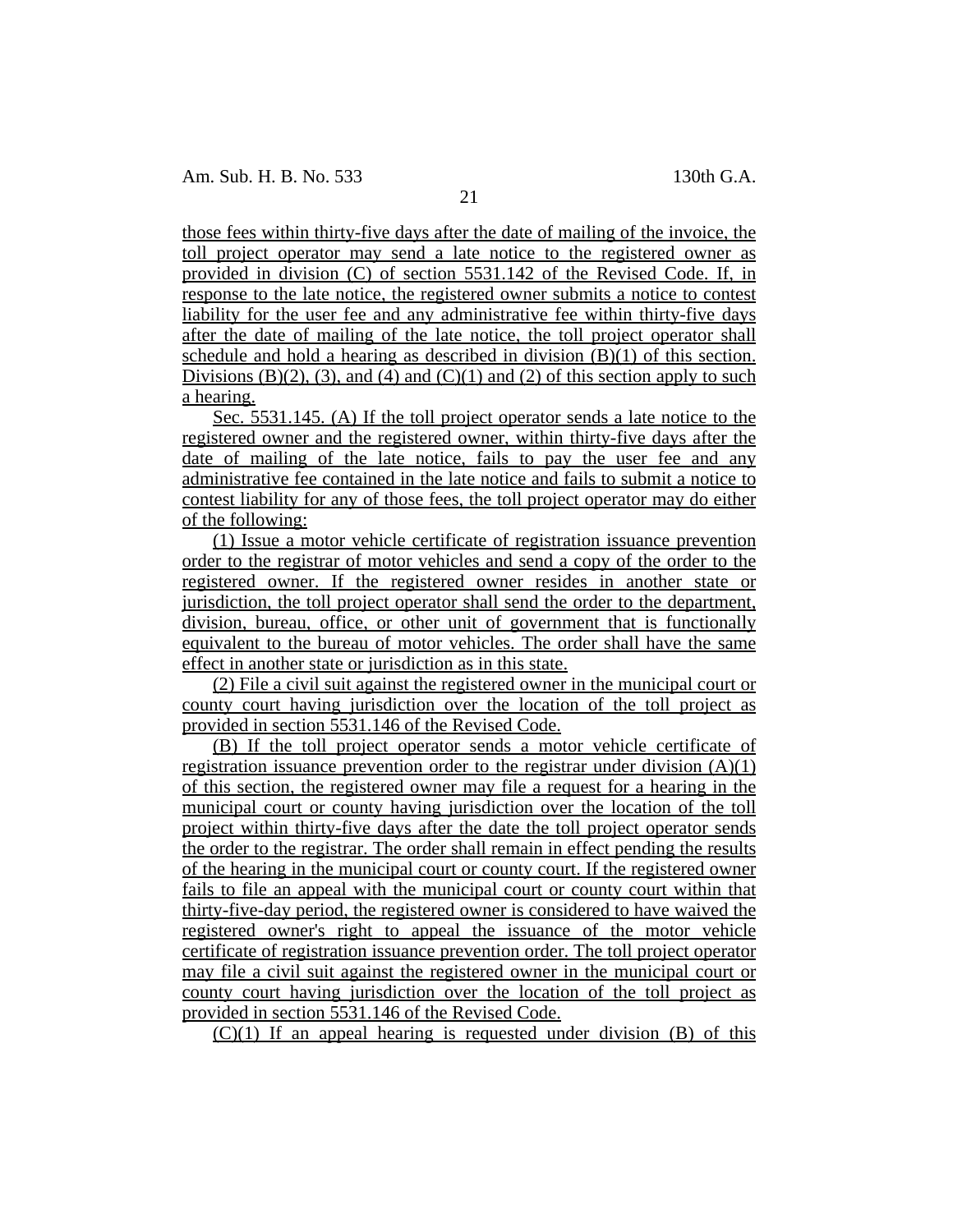those fees within thirty-five days after the date of mailing of the invoice, the toll project operator may send a late notice to the registered owner as provided in division (C) of section 5531.142 of the Revised Code. If, in response to the late notice, the registered owner submits a notice to contest liability for the user fee and any administrative fee within thirty-five days after the date of mailing of the late notice, the toll project operator shall schedule and hold a hearing as described in division (B)(1) of this section. Divisions (B)(2), (3), and (4) and (C)(1) and (2) of this section apply to such a hearing.

Sec. 5531.145. (A) If the toll project operator sends a late notice to the registered owner and the registered owner, within thirty-five days after the date of mailing of the late notice, fails to pay the user fee and any administrative fee contained in the late notice and fails to submit a notice to contest liability for any of those fees, the toll project operator may do either of the following:

(1) Issue a motor vehicle certificate of registration issuance prevention order to the registrar of motor vehicles and send a copy of the order to the registered owner. If the registered owner resides in another state or jurisdiction, the toll project operator shall send the order to the department, division, bureau, office, or other unit of government that is functionally equivalent to the bureau of motor vehicles. The order shall have the same effect in another state or jurisdiction as in this state.

(2) File a civil suit against the registered owner in the municipal court or county court having jurisdiction over the location of the toll project as provided in section 5531.146 of the Revised Code.

(B) If the toll project operator sends a motor vehicle certificate of registration issuance prevention order to the registrar under division (A)(1) of this section, the registered owner may file a request for a hearing in the municipal court or county having jurisdiction over the location of the toll project within thirty-five days after the date the toll project operator sends the order to the registrar. The order shall remain in effect pending the results of the hearing in the municipal court or county court. If the registered owner fails to file an appeal with the municipal court or county court within that thirty-five-day period, the registered owner is considered to have waived the registered owner's right to appeal the issuance of the motor vehicle certificate of registration issuance prevention order. The toll project operator may file a civil suit against the registered owner in the municipal court or county court having jurisdiction over the location of the toll project as provided in section 5531.146 of the Revised Code.

(C)(1) If an appeal hearing is requested under division (B) of this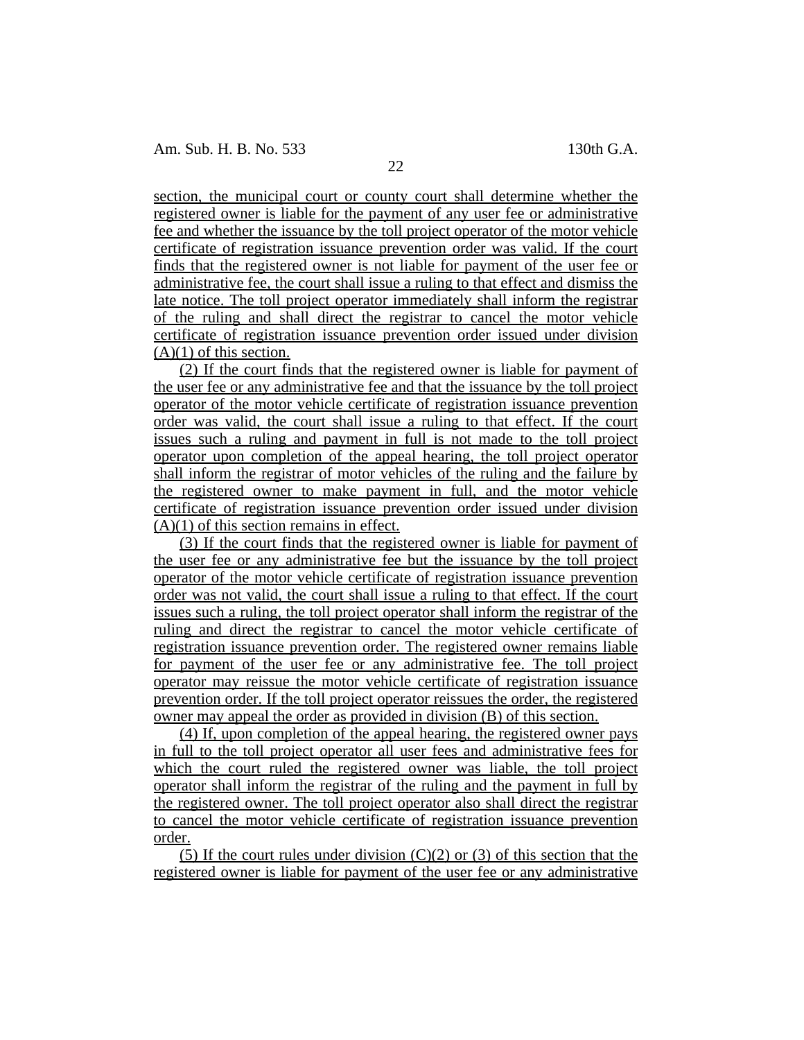section, the municipal court or county court shall determine whether the registered owner is liable for the payment of any user fee or administrative fee and whether the issuance by the toll project operator of the motor vehicle certificate of registration issuance prevention order was valid. If the court finds that the registered owner is not liable for payment of the user fee or administrative fee, the court shall issue a ruling to that effect and dismiss the late notice. The toll project operator immediately shall inform the registrar of the ruling and shall direct the registrar to cancel the motor vehicle certificate of registration issuance prevention order issued under division (A)(1) of this section.

(2) If the court finds that the registered owner is liable for payment of the user fee or any administrative fee and that the issuance by the toll project operator of the motor vehicle certificate of registration issuance prevention order was valid, the court shall issue a ruling to that effect. If the court issues such a ruling and payment in full is not made to the toll project operator upon completion of the appeal hearing, the toll project operator shall inform the registrar of motor vehicles of the ruling and the failure by the registered owner to make payment in full, and the motor vehicle certificate of registration issuance prevention order issued under division (A)(1) of this section remains in effect.

(3) If the court finds that the registered owner is liable for payment of the user fee or any administrative fee but the issuance by the toll project operator of the motor vehicle certificate of registration issuance prevention order was not valid, the court shall issue a ruling to that effect. If the court issues such a ruling, the toll project operator shall inform the registrar of the ruling and direct the registrar to cancel the motor vehicle certificate of registration issuance prevention order. The registered owner remains liable for payment of the user fee or any administrative fee. The toll project operator may reissue the motor vehicle certificate of registration issuance prevention order. If the toll project operator reissues the order, the registered owner may appeal the order as provided in division (B) of this section.

(4) If, upon completion of the appeal hearing, the registered owner pays in full to the toll project operator all user fees and administrative fees for which the court ruled the registered owner was liable, the toll project operator shall inform the registrar of the ruling and the payment in full by the registered owner. The toll project operator also shall direct the registrar to cancel the motor vehicle certificate of registration issuance prevention order.

(5) If the court rules under division (C)(2) or (3) of this section that the registered owner is liable for payment of the user fee or any administrative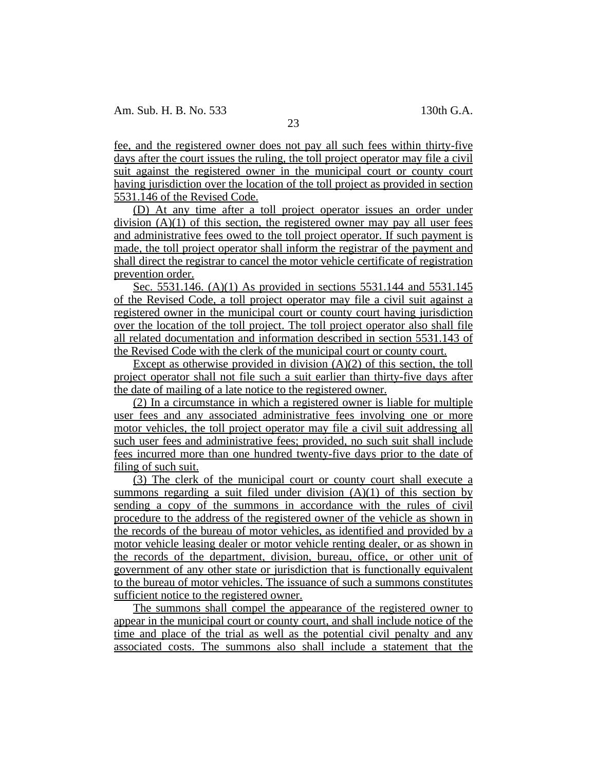fee, and the registered owner does not pay all such fees within thirty-five days after the court issues the ruling, the toll project operator may file a civil suit against the registered owner in the municipal court or county court having jurisdiction over the location of the toll project as provided in section 5531.146 of the Revised Code.

(D) At any time after a toll project operator issues an order under division (A)(1) of this section, the registered owner may pay all user fees and administrative fees owed to the toll project operator. If such payment is made, the toll project operator shall inform the registrar of the payment and shall direct the registrar to cancel the motor vehicle certificate of registration prevention order.

Sec. 5531.146. (A)(1) As provided in sections 5531.144 and 5531.145 of the Revised Code, a toll project operator may file a civil suit against a registered owner in the municipal court or county court having jurisdiction over the location of the toll project. The toll project operator also shall file all related documentation and information described in section 5531.143 of the Revised Code with the clerk of the municipal court or county court.

Except as otherwise provided in division (A)(2) of this section, the toll project operator shall not file such a suit earlier than thirty-five days after the date of mailing of a late notice to the registered owner.

(2) In a circumstance in which a registered owner is liable for multiple user fees and any associated administrative fees involving one or more motor vehicles, the toll project operator may file a civil suit addressing all such user fees and administrative fees; provided, no such suit shall include fees incurred more than one hundred twenty-five days prior to the date of filing of such suit.

(3) The clerk of the municipal court or county court shall execute a summons regarding a suit filed under division (A)(1) of this section by sending a copy of the summons in accordance with the rules of civil procedure to the address of the registered owner of the vehicle as shown in the records of the bureau of motor vehicles, as identified and provided by a motor vehicle leasing dealer or motor vehicle renting dealer, or as shown in the records of the department, division, bureau, office, or other unit of government of any other state or jurisdiction that is functionally equivalent to the bureau of motor vehicles. The issuance of such a summons constitutes sufficient notice to the registered owner.

The summons shall compel the appearance of the registered owner to appear in the municipal court or county court, and shall include notice of the time and place of the trial as well as the potential civil penalty and any associated costs. The summons also shall include a statement that the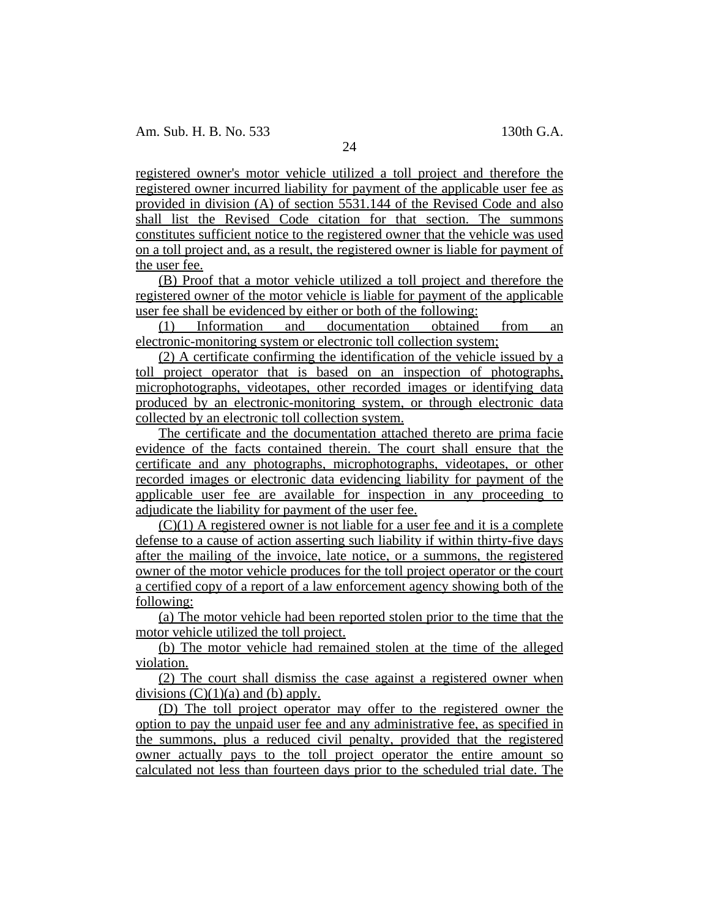registered owner's motor vehicle utilized a toll project and therefore the registered owner incurred liability for payment of the applicable user fee as provided in division (A) of section 5531.144 of the Revised Code and also shall list the Revised Code citation for that section. The summons constitutes sufficient notice to the registered owner that the vehicle was used on a toll project and, as a result, the registered owner is liable for payment of the user fee.

(B) Proof that a motor vehicle utilized a toll project and therefore the registered owner of the motor vehicle is liable for payment of the applicable user fee shall be evidenced by either or both of the following:

(1) Information and documentation obtained from an electronic-monitoring system or electronic toll collection system;

(2) A certificate confirming the identification of the vehicle issued by a toll project operator that is based on an inspection of photographs, microphotographs, videotapes, other recorded images or identifying data produced by an electronic-monitoring system, or through electronic data collected by an electronic toll collection system.

The certificate and the documentation attached thereto are prima facie evidence of the facts contained therein. The court shall ensure that the certificate and any photographs, microphotographs, videotapes, or other recorded images or electronic data evidencing liability for payment of the applicable user fee are available for inspection in any proceeding to adjudicate the liability for payment of the user fee.

(C)(1) A registered owner is not liable for a user fee and it is a complete defense to a cause of action asserting such liability if within thirty-five days after the mailing of the invoice, late notice, or a summons, the registered owner of the motor vehicle produces for the toll project operator or the court a certified copy of a report of a law enforcement agency showing both of the following:

(a) The motor vehicle had been reported stolen prior to the time that the motor vehicle utilized the toll project.

(b) The motor vehicle had remained stolen at the time of the alleged violation.

(2) The court shall dismiss the case against a registered owner when divisions (C)(1)(a) and (b) apply.

(D) The toll project operator may offer to the registered owner the option to pay the unpaid user fee and any administrative fee, as specified in the summons, plus a reduced civil penalty, provided that the registered owner actually pays to the toll project operator the entire amount so calculated not less than fourteen days prior to the scheduled trial date. The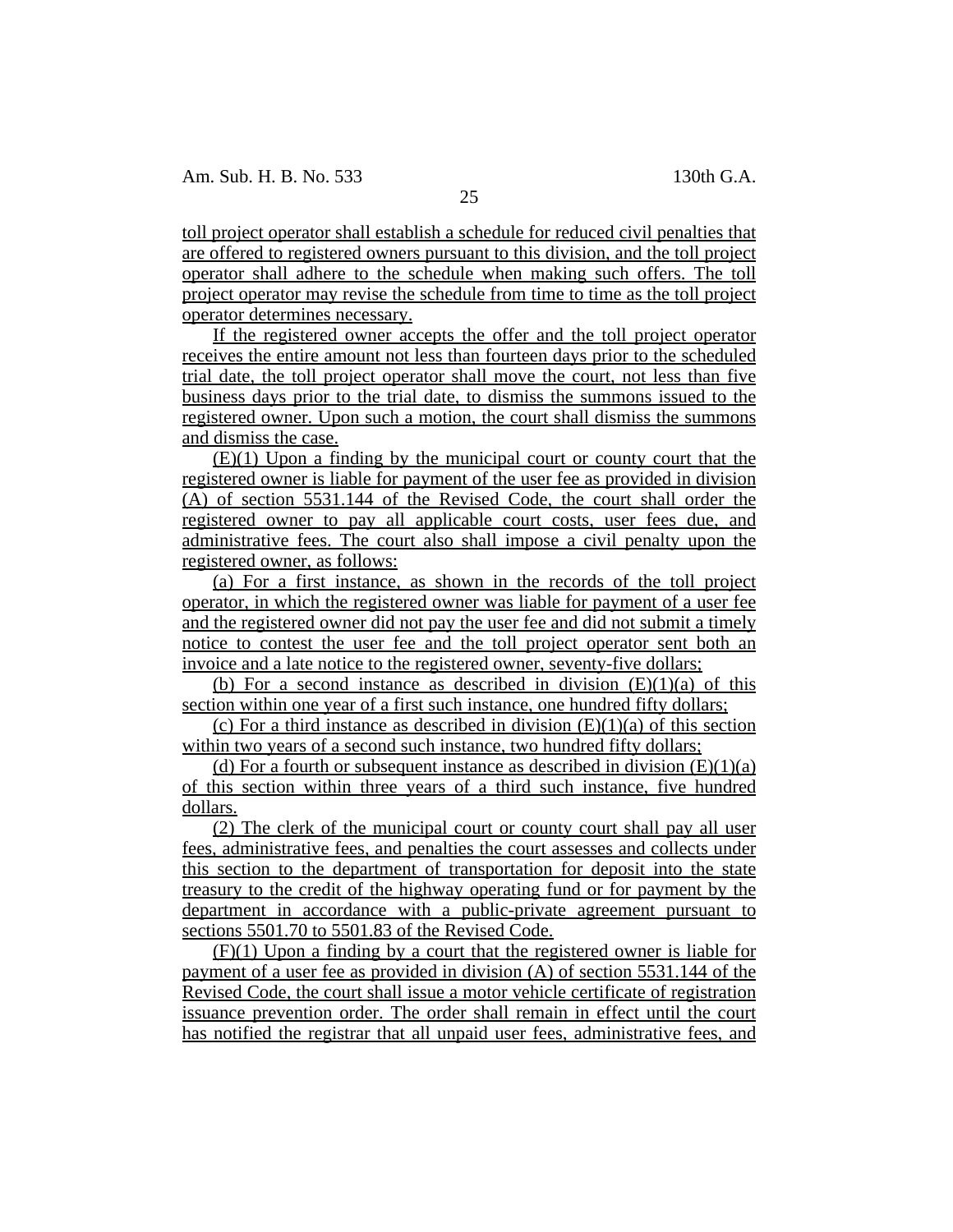toll project operator shall establish a schedule for reduced civil penalties that are offered to registered owners pursuant to this division, and the toll project operator shall adhere to the schedule when making such offers. The toll project operator may revise the schedule from time to time as the toll project operator determines necessary.

If the registered owner accepts the offer and the toll project operator receives the entire amount not less than fourteen days prior to the scheduled trial date, the toll project operator shall move the court, not less than five business days prior to the trial date, to dismiss the summons issued to the registered owner. Upon such a motion, the court shall dismiss the summons and dismiss the case.

(E)(1) Upon a finding by the municipal court or county court that the registered owner is liable for payment of the user fee as provided in division (A) of section 5531.144 of the Revised Code, the court shall order the registered owner to pay all applicable court costs, user fees due, and administrative fees. The court also shall impose a civil penalty upon the registered owner, as follows:

(a) For a first instance, as shown in the records of the toll project operator, in which the registered owner was liable for payment of a user fee and the registered owner did not pay the user fee and did not submit a timely notice to contest the user fee and the toll project operator sent both an invoice and a late notice to the registered owner, seventy-five dollars;

(b) For a second instance as described in division (E)(1)(a) of this section within one year of a first such instance, one hundred fifty dollars;

(c) For a third instance as described in division (E)(1)(a) of this section within two years of a second such instance, two hundred fifty dollars;

(d) For a fourth or subsequent instance as described in division (E)(1)(a) of this section within three years of a third such instance, five hundred dollars.

(2) The clerk of the municipal court or county court shall pay all user fees, administrative fees, and penalties the court assesses and collects under this section to the department of transportation for deposit into the state treasury to the credit of the highway operating fund or for payment by the department in accordance with a public-private agreement pursuant to sections 5501.70 to 5501.83 of the Revised Code.

(F)(1) Upon a finding by a court that the registered owner is liable for payment of a user fee as provided in division (A) of section 5531.144 of the Revised Code, the court shall issue a motor vehicle certificate of registration issuance prevention order. The order shall remain in effect until the court has notified the registrar that all unpaid user fees, administrative fees, and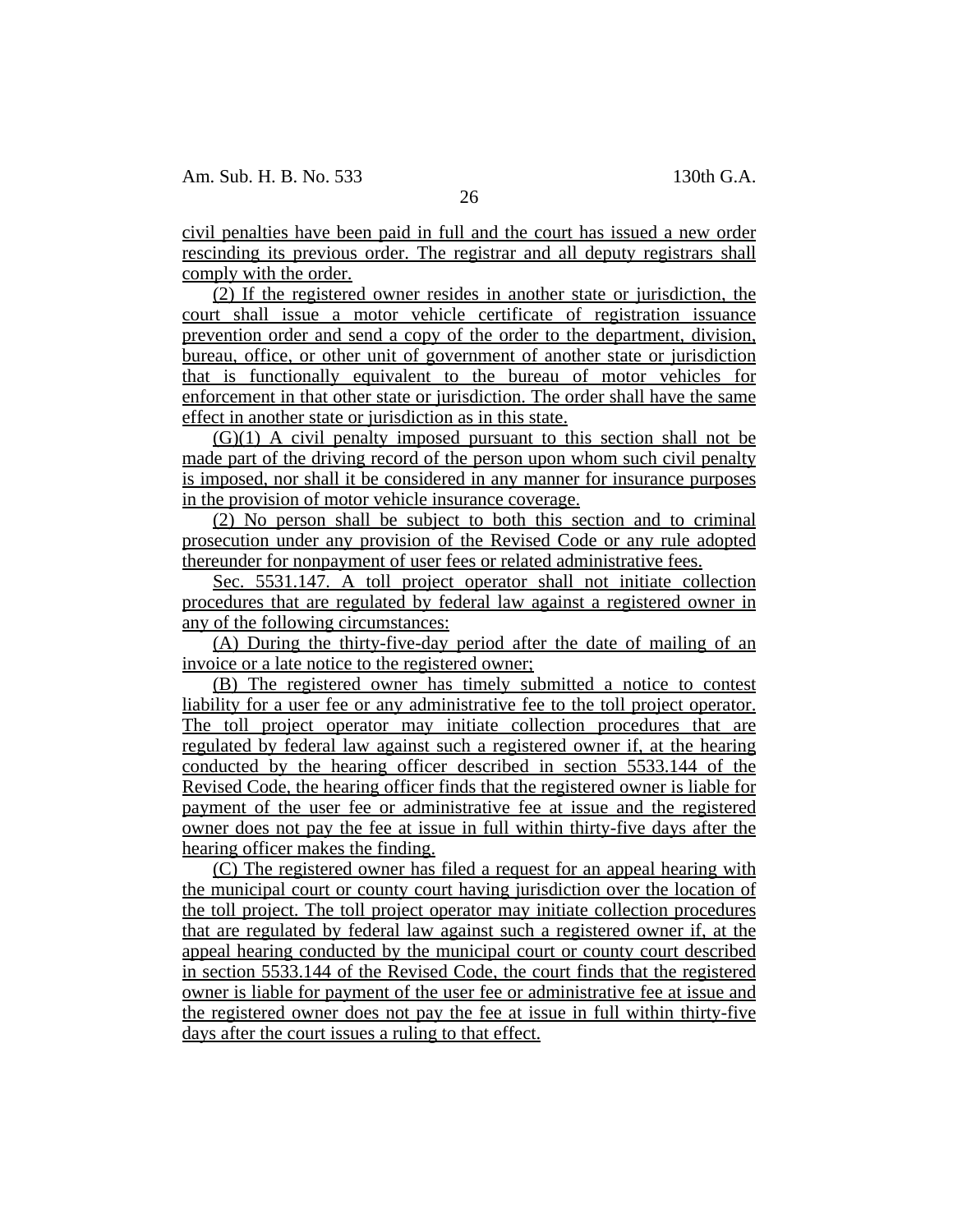civil penalties have been paid in full and the court has issued a new order rescinding its previous order. The registrar and all deputy registrars shall comply with the order.

(2) If the registered owner resides in another state or jurisdiction, the court shall issue a motor vehicle certificate of registration issuance prevention order and send a copy of the order to the department, division, bureau, office, or other unit of government of another state or jurisdiction that is functionally equivalent to the bureau of motor vehicles for enforcement in that other state or jurisdiction. The order shall have the same effect in another state or jurisdiction as in this state.

(G)(1) A civil penalty imposed pursuant to this section shall not be made part of the driving record of the person upon whom such civil penalty is imposed, nor shall it be considered in any manner for insurance purposes in the provision of motor vehicle insurance coverage.

(2) No person shall be subject to both this section and to criminal prosecution under any provision of the Revised Code or any rule adopted thereunder for nonpayment of user fees or related administrative fees.

Sec. 5531.147. A toll project operator shall not initiate collection procedures that are regulated by federal law against a registered owner in any of the following circumstances:

(A) During the thirty-five-day period after the date of mailing of an invoice or a late notice to the registered owner;

(B) The registered owner has timely submitted a notice to contest liability for a user fee or any administrative fee to the toll project operator. The toll project operator may initiate collection procedures that are regulated by federal law against such a registered owner if, at the hearing conducted by the hearing officer described in section 5533.144 of the Revised Code, the hearing officer finds that the registered owner is liable for payment of the user fee or administrative fee at issue and the registered owner does not pay the fee at issue in full within thirty-five days after the hearing officer makes the finding.

(C) The registered owner has filed a request for an appeal hearing with the municipal court or county court having jurisdiction over the location of the toll project. The toll project operator may initiate collection procedures that are regulated by federal law against such a registered owner if, at the appeal hearing conducted by the municipal court or county court described in section 5533.144 of the Revised Code, the court finds that the registered owner is liable for payment of the user fee or administrative fee at issue and the registered owner does not pay the fee at issue in full within thirty-five days after the court issues a ruling to that effect.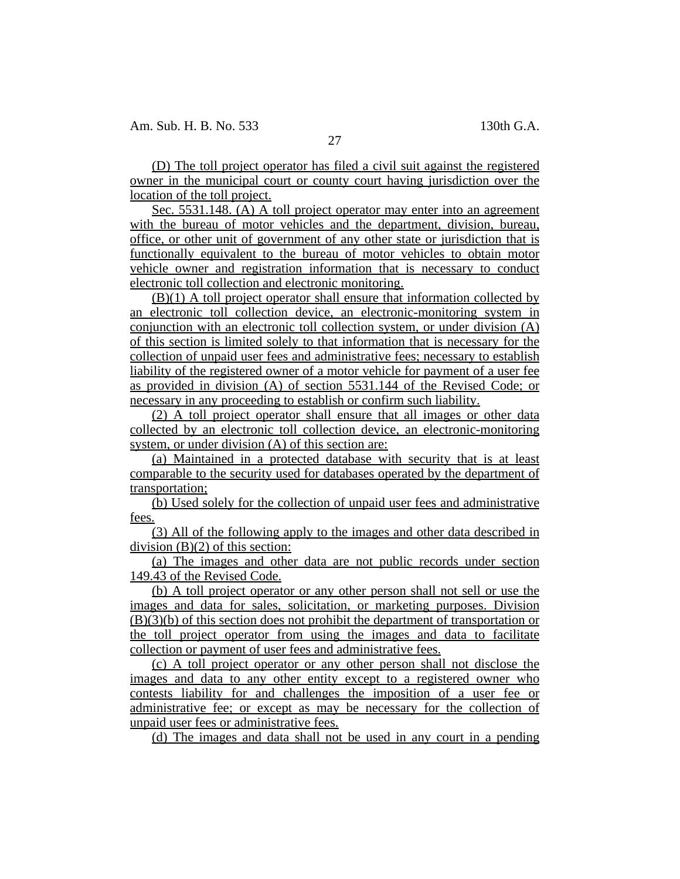(D) The toll project operator has filed a civil suit against the registered owner in the municipal court or county court having jurisdiction over the location of the toll project.

Sec. 5531.148. (A) A toll project operator may enter into an agreement with the bureau of motor vehicles and the department, division, bureau, office, or other unit of government of any other state or jurisdiction that is functionally equivalent to the bureau of motor vehicles to obtain motor vehicle owner and registration information that is necessary to conduct electronic toll collection and electronic monitoring.

(B)(1) A toll project operator shall ensure that information collected by an electronic toll collection device, an electronic-monitoring system in conjunction with an electronic toll collection system, or under division (A) of this section is limited solely to that information that is necessary for the collection of unpaid user fees and administrative fees; necessary to establish liability of the registered owner of a motor vehicle for payment of a user fee as provided in division (A) of section 5531.144 of the Revised Code; or necessary in any proceeding to establish or confirm such liability.

(2) A toll project operator shall ensure that all images or other data collected by an electronic toll collection device, an electronic-monitoring system, or under division (A) of this section are:

(a) Maintained in a protected database with security that is at least comparable to the security used for databases operated by the department of transportation;

(b) Used solely for the collection of unpaid user fees and administrative fees.

(3) All of the following apply to the images and other data described in division (B)(2) of this section:

(a) The images and other data are not public records under section 149.43 of the Revised Code.

(b) A toll project operator or any other person shall not sell or use the images and data for sales, solicitation, or marketing purposes. Division (B)(3)(b) of this section does not prohibit the department of transportation or the toll project operator from using the images and data to facilitate collection or payment of user fees and administrative fees.

(c) A toll project operator or any other person shall not disclose the images and data to any other entity except to a registered owner who contests liability for and challenges the imposition of a user fee or administrative fee; or except as may be necessary for the collection of unpaid user fees or administrative fees.

(d) The images and data shall not be used in any court in a pending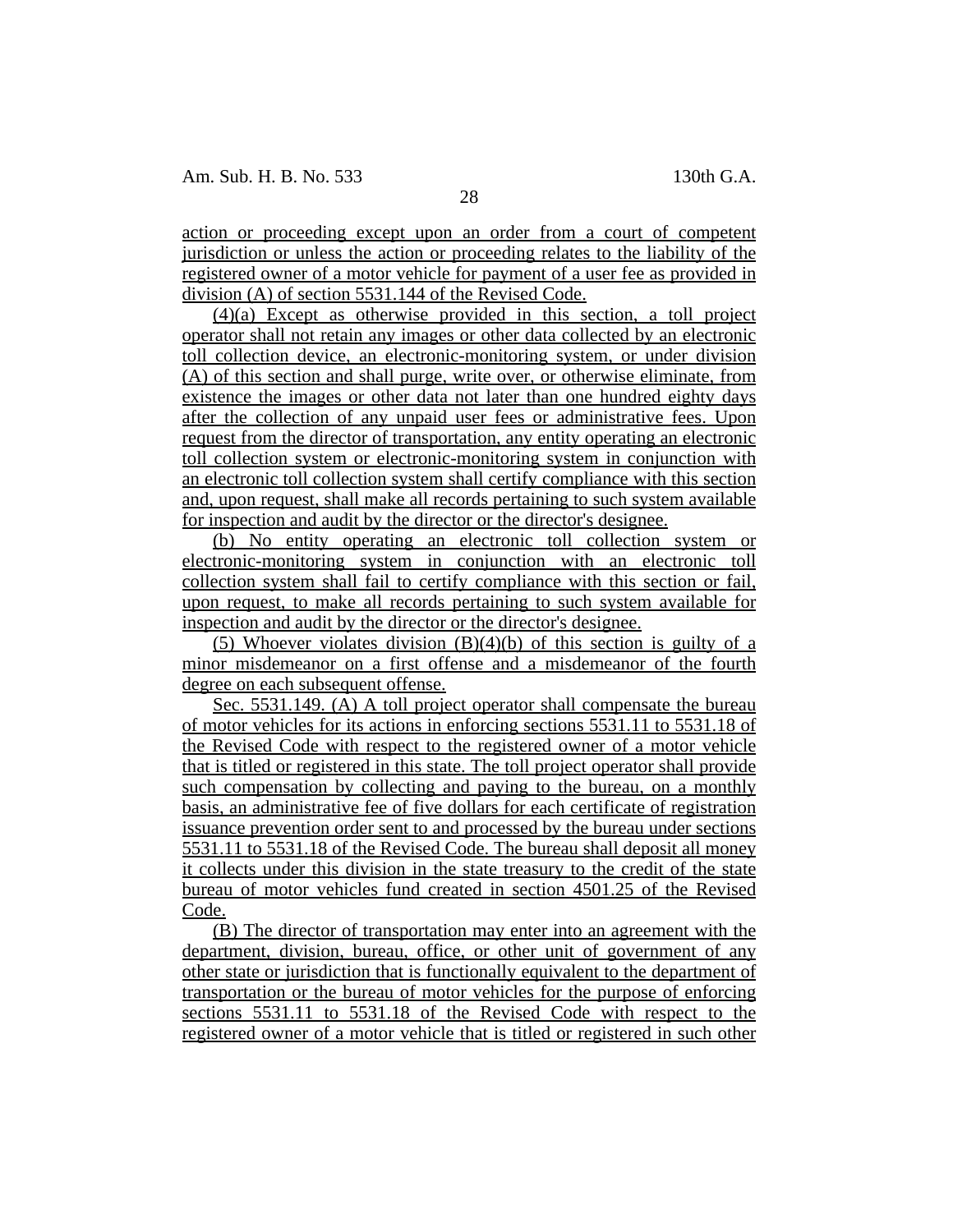action or proceeding except upon an order from a court of competent jurisdiction or unless the action or proceeding relates to the liability of the registered owner of a motor vehicle for payment of a user fee as provided in division (A) of section 5531.144 of the Revised Code.

(4)(a) Except as otherwise provided in this section, a toll project operator shall not retain any images or other data collected by an electronic toll collection device, an electronic-monitoring system, or under division (A) of this section and shall purge, write over, or otherwise eliminate, from existence the images or other data not later than one hundred eighty days after the collection of any unpaid user fees or administrative fees. Upon request from the director of transportation, any entity operating an electronic toll collection system or electronic-monitoring system in conjunction with an electronic toll collection system shall certify compliance with this section and, upon request, shall make all records pertaining to such system available for inspection and audit by the director or the director's designee.

(b) No entity operating an electronic toll collection system or electronic-monitoring system in conjunction with an electronic toll collection system shall fail to certify compliance with this section or fail, upon request, to make all records pertaining to such system available for inspection and audit by the director or the director's designee.

(5) Whoever violates division (B)(4)(b) of this section is guilty of a minor misdemeanor on a first offense and a misdemeanor of the fourth degree on each subsequent offense.

Sec. 5531.149. (A) A toll project operator shall compensate the bureau of motor vehicles for its actions in enforcing sections 5531.11 to 5531.18 of the Revised Code with respect to the registered owner of a motor vehicle that is titled or registered in this state. The toll project operator shall provide such compensation by collecting and paying to the bureau, on a monthly basis, an administrative fee of five dollars for each certificate of registration issuance prevention order sent to and processed by the bureau under sections 5531.11 to 5531.18 of the Revised Code. The bureau shall deposit all money it collects under this division in the state treasury to the credit of the state bureau of motor vehicles fund created in section 4501.25 of the Revised Code.

(B) The director of transportation may enter into an agreement with the department, division, bureau, office, or other unit of government of any other state or jurisdiction that is functionally equivalent to the department of transportation or the bureau of motor vehicles for the purpose of enforcing sections 5531.11 to 5531.18 of the Revised Code with respect to the registered owner of a motor vehicle that is titled or registered in such other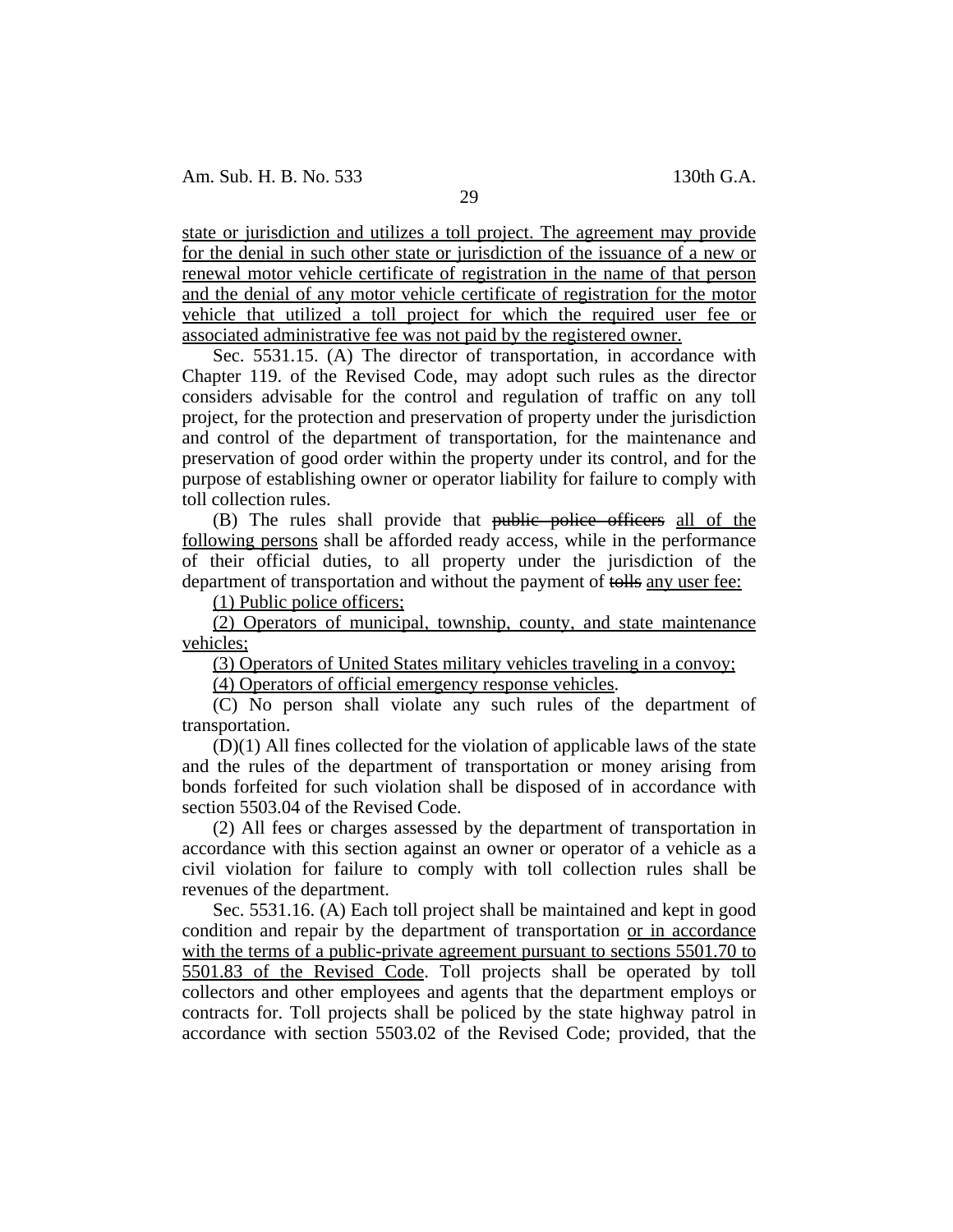state or jurisdiction and utilizes a toll project. The agreement may provide for the denial in such other state or jurisdiction of the issuance of a new or renewal motor vehicle certificate of registration in the name of that person and the denial of any motor vehicle certificate of registration for the motor vehicle that utilized a toll project for which the required user fee or associated administrative fee was not paid by the registered owner.

Sec. 5531.15. (A) The director of transportation, in accordance with Chapter 119. of the Revised Code, may adopt such rules as the director considers advisable for the control and regulation of traffic on any toll project, for the protection and preservation of property under the jurisdiction and control of the department of transportation, for the maintenance and preservation of good order within the property under its control, and for the purpose of establishing owner or operator liability for failure to comply with toll collection rules.

(B) The rules shall provide that ~~public police officers~~ all of the following persons shall be afforded ready access, while in the performance of their official duties, to all property under the jurisdiction of the department of transportation and without the payment of ~~tolls~~ any user fee:

(1) Public police officers;

(2) Operators of municipal, township, county, and state maintenance vehicles;

(3) Operators of United States military vehicles traveling in a convoy;

(4) Operators of official emergency response vehicles.

(C) No person shall violate any such rules of the department of transportation.

(D)(1) All fines collected for the violation of applicable laws of the state and the rules of the department of transportation or money arising from bonds forfeited for such violation shall be disposed of in accordance with section 5503.04 of the Revised Code.

(2) All fees or charges assessed by the department of transportation in accordance with this section against an owner or operator of a vehicle as a civil violation for failure to comply with toll collection rules shall be revenues of the department.

Sec. 5531.16. (A) Each toll project shall be maintained and kept in good condition and repair by the department of transportation or in accordance with the terms of a public-private agreement pursuant to sections 5501.70 to 5501.83 of the Revised Code. Toll projects shall be operated by toll collectors and other employees and agents that the department employs or contracts for. Toll projects shall be policed by the state highway patrol in accordance with section 5503.02 of the Revised Code; provided, that the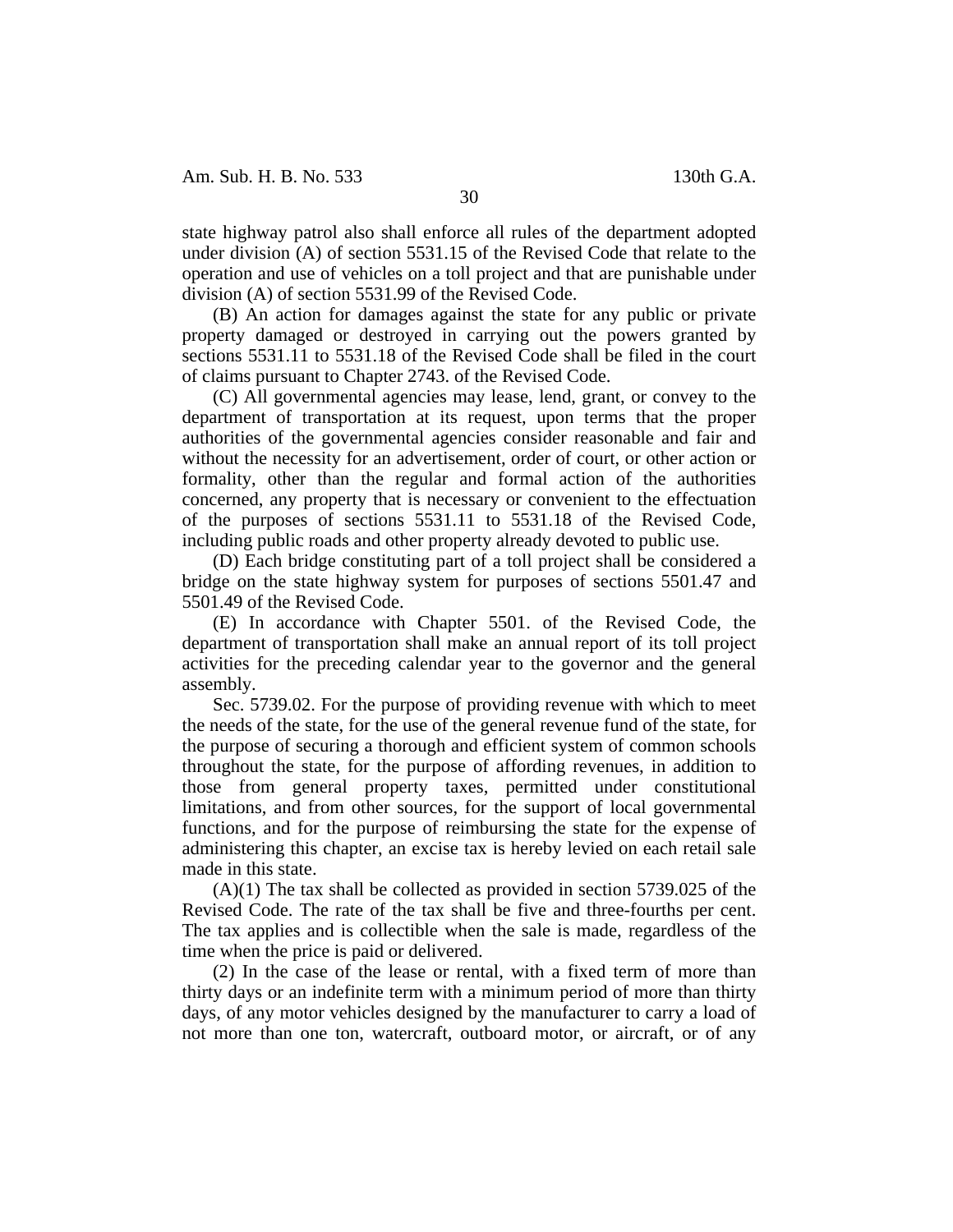state highway patrol also shall enforce all rules of the department adopted under division (A) of section 5531.15 of the Revised Code that relate to the operation and use of vehicles on a toll project and that are punishable under division (A) of section 5531.99 of the Revised Code.

(B) An action for damages against the state for any public or private property damaged or destroyed in carrying out the powers granted by sections 5531.11 to 5531.18 of the Revised Code shall be filed in the court of claims pursuant to Chapter 2743. of the Revised Code.

(C) All governmental agencies may lease, lend, grant, or convey to the department of transportation at its request, upon terms that the proper authorities of the governmental agencies consider reasonable and fair and without the necessity for an advertisement, order of court, or other action or formality, other than the regular and formal action of the authorities concerned, any property that is necessary or convenient to the effectuation of the purposes of sections 5531.11 to 5531.18 of the Revised Code, including public roads and other property already devoted to public use.

(D) Each bridge constituting part of a toll project shall be considered a bridge on the state highway system for purposes of sections 5501.47 and 5501.49 of the Revised Code.

(E) In accordance with Chapter 5501. of the Revised Code, the department of transportation shall make an annual report of its toll project activities for the preceding calendar year to the governor and the general assembly.

Sec. 5739.02. For the purpose of providing revenue with which to meet the needs of the state, for the use of the general revenue fund of the state, for the purpose of securing a thorough and efficient system of common schools throughout the state, for the purpose of affording revenues, in addition to those from general property taxes, permitted under constitutional limitations, and from other sources, for the support of local governmental functions, and for the purpose of reimbursing the state for the expense of administering this chapter, an excise tax is hereby levied on each retail sale made in this state.

(A)(1) The tax shall be collected as provided in section 5739.025 of the Revised Code. The rate of the tax shall be five and three-fourths per cent. The tax applies and is collectible when the sale is made, regardless of the time when the price is paid or delivered.

(2) In the case of the lease or rental, with a fixed term of more than thirty days or an indefinite term with a minimum period of more than thirty days, of any motor vehicles designed by the manufacturer to carry a load of not more than one ton, watercraft, outboard motor, or aircraft, or of any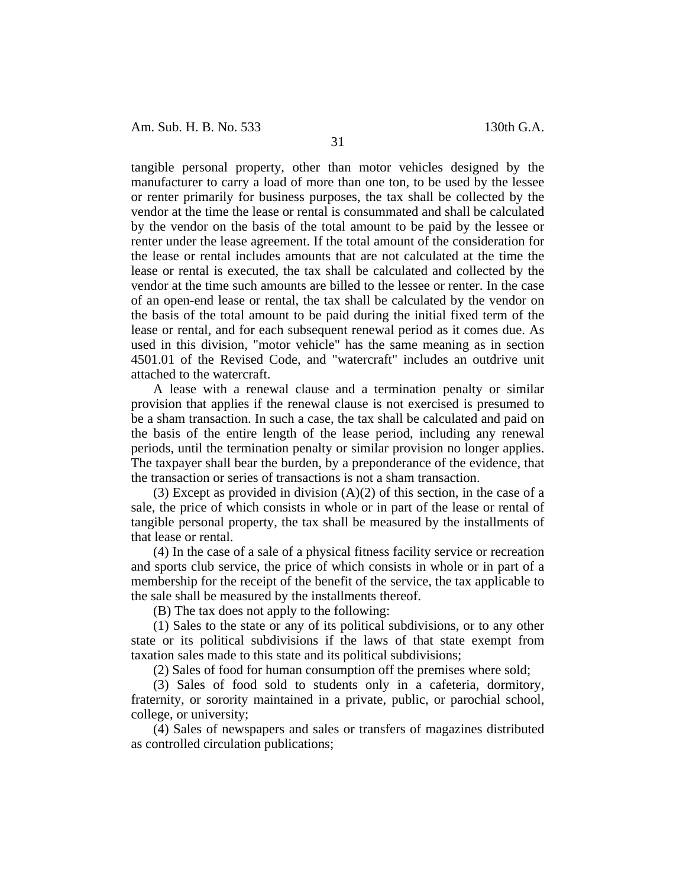tangible personal property, other than motor vehicles designed by the manufacturer to carry a load of more than one ton, to be used by the lessee or renter primarily for business purposes, the tax shall be collected by the vendor at the time the lease or rental is consummated and shall be calculated by the vendor on the basis of the total amount to be paid by the lessee or renter under the lease agreement. If the total amount of the consideration for the lease or rental includes amounts that are not calculated at the time the lease or rental is executed, the tax shall be calculated and collected by the vendor at the time such amounts are billed to the lessee or renter. In the case of an open-end lease or rental, the tax shall be calculated by the vendor on the basis of the total amount to be paid during the initial fixed term of the lease or rental, and for each subsequent renewal period as it comes due. As used in this division, "motor vehicle" has the same meaning as in section 4501.01 of the Revised Code, and "watercraft" includes an outdrive unit attached to the watercraft.

A lease with a renewal clause and a termination penalty or similar provision that applies if the renewal clause is not exercised is presumed to be a sham transaction. In such a case, the tax shall be calculated and paid on the basis of the entire length of the lease period, including any renewal periods, until the termination penalty or similar provision no longer applies. The taxpayer shall bear the burden, by a preponderance of the evidence, that the transaction or series of transactions is not a sham transaction.

(3) Except as provided in division (A)(2) of this section, in the case of a sale, the price of which consists in whole or in part of the lease or rental of tangible personal property, the tax shall be measured by the installments of that lease or rental.

(4) In the case of a sale of a physical fitness facility service or recreation and sports club service, the price of which consists in whole or in part of a membership for the receipt of the benefit of the service, the tax applicable to the sale shall be measured by the installments thereof.

(B) The tax does not apply to the following:

(1) Sales to the state or any of its political subdivisions, or to any other state or its political subdivisions if the laws of that state exempt from taxation sales made to this state and its political subdivisions;

(2) Sales of food for human consumption off the premises where sold;

(3) Sales of food sold to students only in a cafeteria, dormitory, fraternity, or sorority maintained in a private, public, or parochial school, college, or university;

(4) Sales of newspapers and sales or transfers of magazines distributed as controlled circulation publications;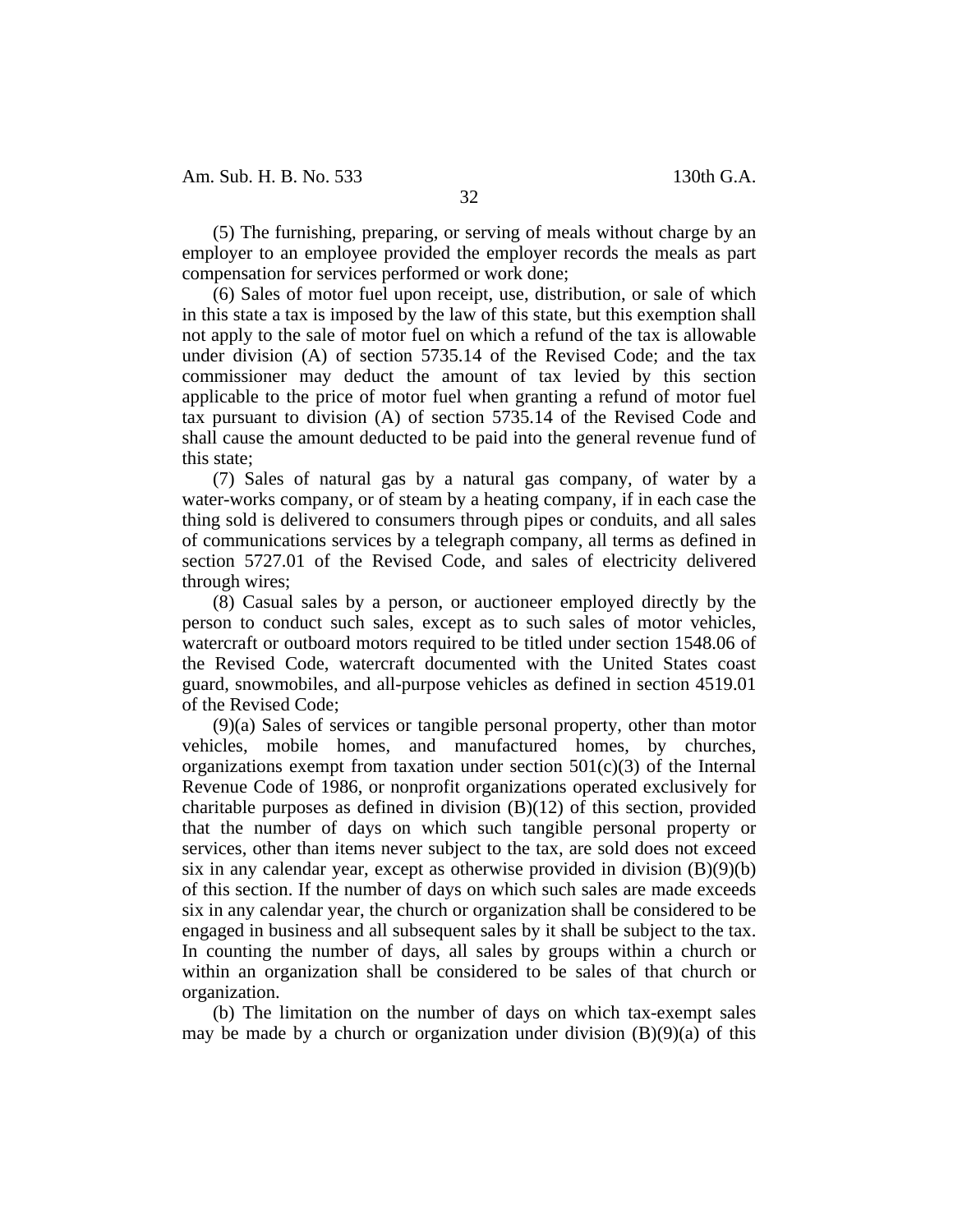(5) The furnishing, preparing, or serving of meals without charge by an employer to an employee provided the employer records the meals as part compensation for services performed or work done;

(6) Sales of motor fuel upon receipt, use, distribution, or sale of which in this state a tax is imposed by the law of this state, but this exemption shall not apply to the sale of motor fuel on which a refund of the tax is allowable under division (A) of section 5735.14 of the Revised Code; and the tax commissioner may deduct the amount of tax levied by this section applicable to the price of motor fuel when granting a refund of motor fuel tax pursuant to division (A) of section 5735.14 of the Revised Code and shall cause the amount deducted to be paid into the general revenue fund of this state;

(7) Sales of natural gas by a natural gas company, of water by a water-works company, or of steam by a heating company, if in each case the thing sold is delivered to consumers through pipes or conduits, and all sales of communications services by a telegraph company, all terms as defined in section 5727.01 of the Revised Code, and sales of electricity delivered through wires;

(8) Casual sales by a person, or auctioneer employed directly by the person to conduct such sales, except as to such sales of motor vehicles, watercraft or outboard motors required to be titled under section 1548.06 of the Revised Code, watercraft documented with the United States coast guard, snowmobiles, and all-purpose vehicles as defined in section 4519.01 of the Revised Code;

(9)(a) Sales of services or tangible personal property, other than motor vehicles, mobile homes, and manufactured homes, by churches, organizations exempt from taxation under section 501(c)(3) of the Internal Revenue Code of 1986, or nonprofit organizations operated exclusively for charitable purposes as defined in division (B)(12) of this section, provided that the number of days on which such tangible personal property or services, other than items never subject to the tax, are sold does not exceed six in any calendar year, except as otherwise provided in division (B)(9)(b) of this section. If the number of days on which such sales are made exceeds six in any calendar year, the church or organization shall be considered to be engaged in business and all subsequent sales by it shall be subject to the tax. In counting the number of days, all sales by groups within a church or within an organization shall be considered to be sales of that church or organization.

(b) The limitation on the number of days on which tax-exempt sales may be made by a church or organization under division (B)(9)(a) of this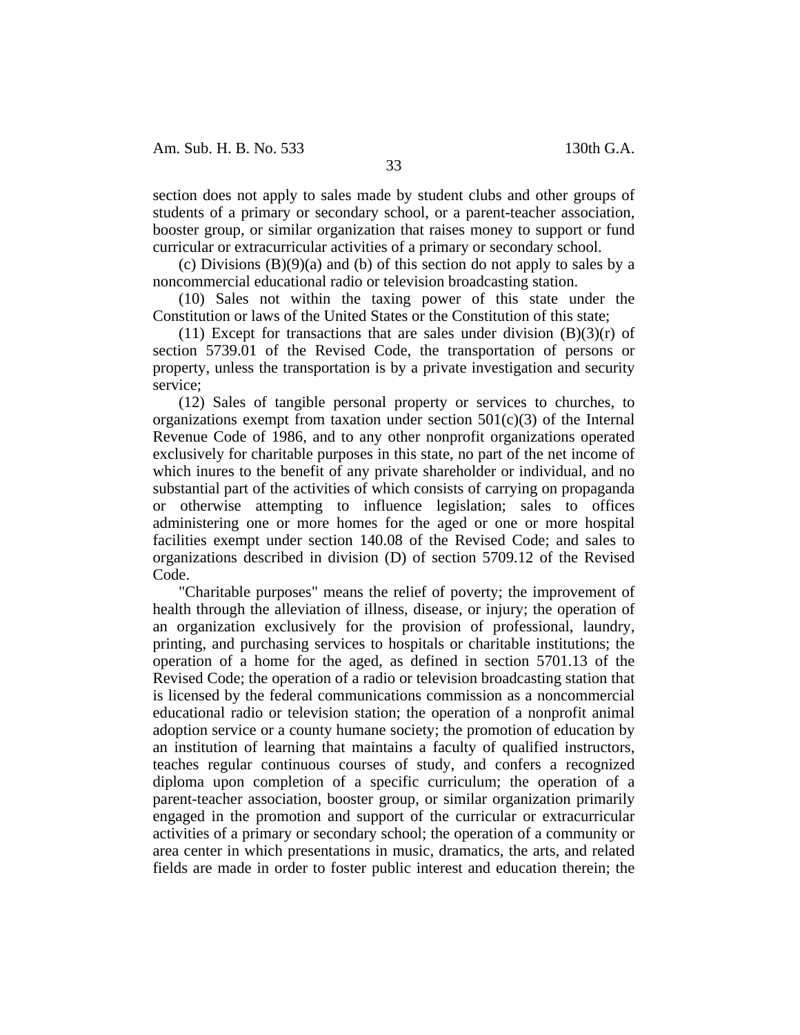section does not apply to sales made by student clubs and other groups of students of a primary or secondary school, or a parent-teacher association, booster group, or similar organization that raises money to support or fund curricular or extracurricular activities of a primary or secondary school.

(c) Divisions (B)(9)(a) and (b) of this section do not apply to sales by a noncommercial educational radio or television broadcasting station.

(10) Sales not within the taxing power of this state under the Constitution or laws of the United States or the Constitution of this state;

(11) Except for transactions that are sales under division (B)(3)(r) of section 5739.01 of the Revised Code, the transportation of persons or property, unless the transportation is by a private investigation and security service;

(12) Sales of tangible personal property or services to churches, to organizations exempt from taxation under section 501(c)(3) of the Internal Revenue Code of 1986, and to any other nonprofit organizations operated exclusively for charitable purposes in this state, no part of the net income of which inures to the benefit of any private shareholder or individual, and no substantial part of the activities of which consists of carrying on propaganda or otherwise attempting to influence legislation; sales to offices administering one or more homes for the aged or one or more hospital facilities exempt under section 140.08 of the Revised Code; and sales to organizations described in division (D) of section 5709.12 of the Revised Code.

"Charitable purposes" means the relief of poverty; the improvement of health through the alleviation of illness, disease, or injury; the operation of an organization exclusively for the provision of professional, laundry, printing, and purchasing services to hospitals or charitable institutions; the operation of a home for the aged, as defined in section 5701.13 of the Revised Code; the operation of a radio or television broadcasting station that is licensed by the federal communications commission as a noncommercial educational radio or television station; the operation of a nonprofit animal adoption service or a county humane society; the promotion of education by an institution of learning that maintains a faculty of qualified instructors, teaches regular continuous courses of study, and confers a recognized diploma upon completion of a specific curriculum; the operation of a parent-teacher association, booster group, or similar organization primarily engaged in the promotion and support of the curricular or extracurricular activities of a primary or secondary school; the operation of a community or area center in which presentations in music, dramatics, the arts, and related fields are made in order to foster public interest and education therein; the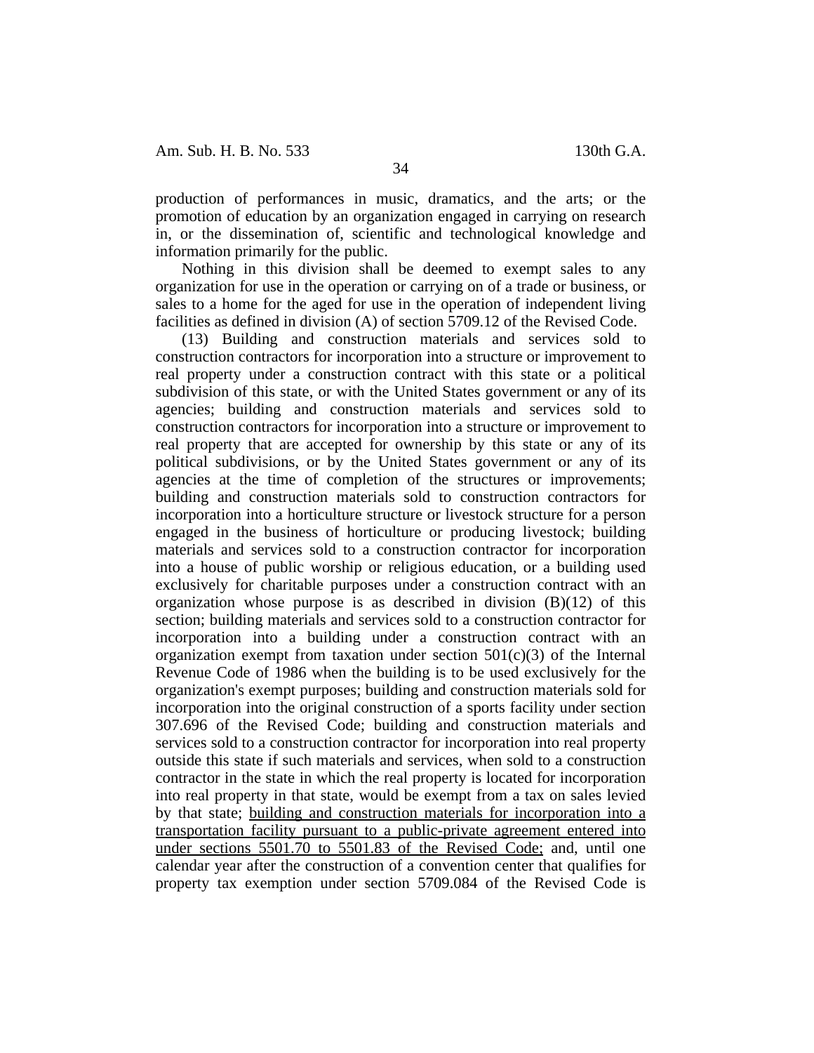production of performances in music, dramatics, and the arts; or the promotion of education by an organization engaged in carrying on research in, or the dissemination of, scientific and technological knowledge and information primarily for the public.

Nothing in this division shall be deemed to exempt sales to any organization for use in the operation or carrying on of a trade or business, or sales to a home for the aged for use in the operation of independent living facilities as defined in division (A) of section 5709.12 of the Revised Code.

(13) Building and construction materials and services sold to construction contractors for incorporation into a structure or improvement to real property under a construction contract with this state or a political subdivision of this state, or with the United States government or any of its agencies; building and construction materials and services sold to construction contractors for incorporation into a structure or improvement to real property that are accepted for ownership by this state or any of its political subdivisions, or by the United States government or any of its agencies at the time of completion of the structures or improvements; building and construction materials sold to construction contractors for incorporation into a horticulture structure or livestock structure for a person engaged in the business of horticulture or producing livestock; building materials and services sold to a construction contractor for incorporation into a house of public worship or religious education, or a building used exclusively for charitable purposes under a construction contract with an organization whose purpose is as described in division (B)(12) of this section; building materials and services sold to a construction contractor for incorporation into a building under a construction contract with an organization exempt from taxation under section 501(c)(3) of the Internal Revenue Code of 1986 when the building is to be used exclusively for the organization's exempt purposes; building and construction materials sold for incorporation into the original construction of a sports facility under section 307.696 of the Revised Code; building and construction materials and services sold to a construction contractor for incorporation into real property outside this state if such materials and services, when sold to a construction contractor in the state in which the real property is located for incorporation into real property in that state, would be exempt from a tax on sales levied by that state; <u>building and construction materials for incorporation into a transportation facility pursuant to a public-private agreement entered into under sections 5501.70 to 5501.83 of the Revised Code;</u> and, until one calendar year after the construction of a convention center that qualifies for property tax exemption under section 5709.084 of the Revised Code is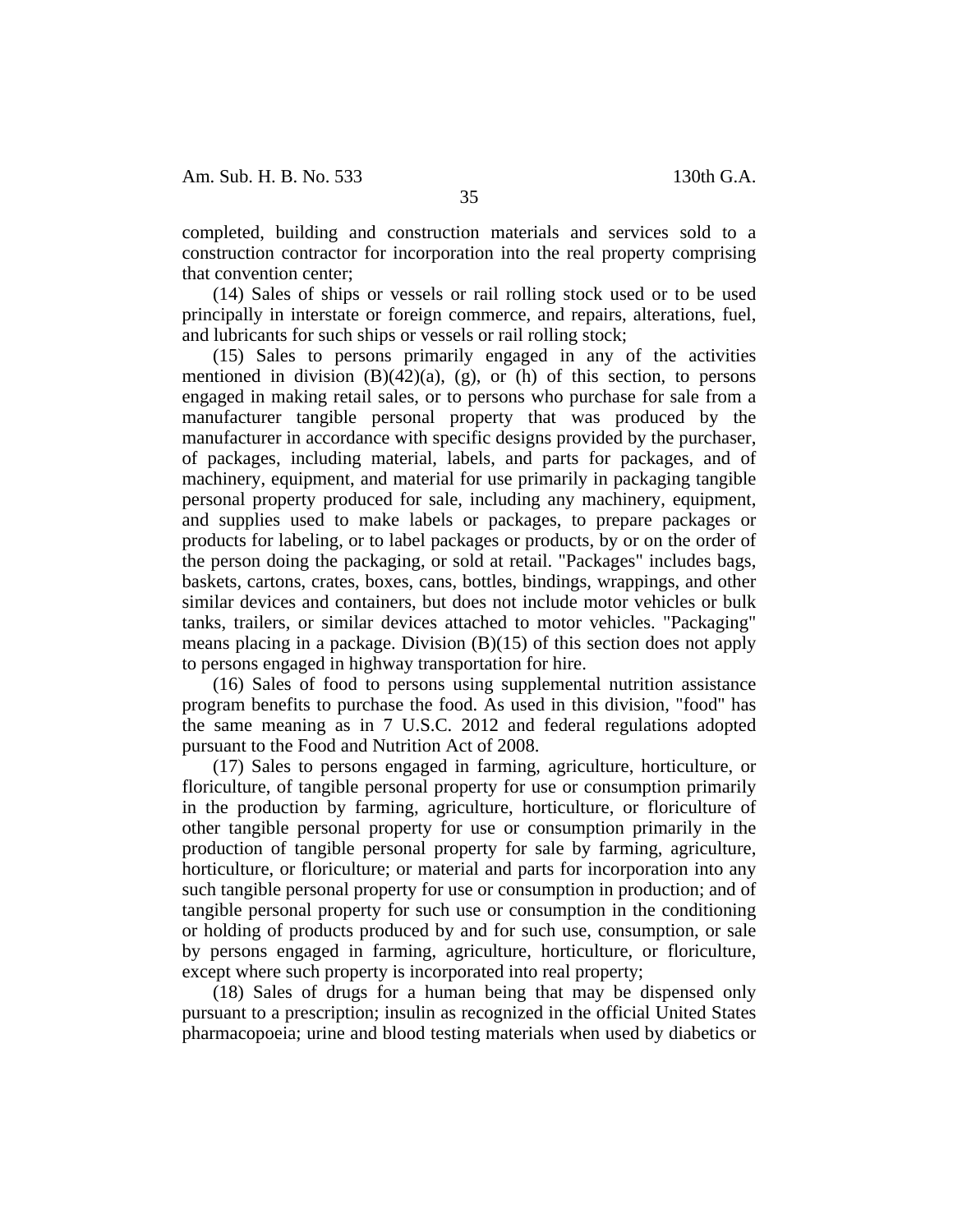completed, building and construction materials and services sold to a construction contractor for incorporation into the real property comprising that convention center;

(14) Sales of ships or vessels or rail rolling stock used or to be used principally in interstate or foreign commerce, and repairs, alterations, fuel, and lubricants for such ships or vessels or rail rolling stock;

(15) Sales to persons primarily engaged in any of the activities mentioned in division (B)(42)(a), (g), or (h) of this section, to persons engaged in making retail sales, or to persons who purchase for sale from a manufacturer tangible personal property that was produced by the manufacturer in accordance with specific designs provided by the purchaser, of packages, including material, labels, and parts for packages, and of machinery, equipment, and material for use primarily in packaging tangible personal property produced for sale, including any machinery, equipment, and supplies used to make labels or packages, to prepare packages or products for labeling, or to label packages or products, by or on the order of the person doing the packaging, or sold at retail. "Packages" includes bags, baskets, cartons, crates, boxes, cans, bottles, bindings, wrappings, and other similar devices and containers, but does not include motor vehicles or bulk tanks, trailers, or similar devices attached to motor vehicles. "Packaging" means placing in a package. Division (B)(15) of this section does not apply to persons engaged in highway transportation for hire.

(16) Sales of food to persons using supplemental nutrition assistance program benefits to purchase the food. As used in this division, "food" has the same meaning as in 7 U.S.C. 2012 and federal regulations adopted pursuant to the Food and Nutrition Act of 2008.

(17) Sales to persons engaged in farming, agriculture, horticulture, or floriculture, of tangible personal property for use or consumption primarily in the production by farming, agriculture, horticulture, or floriculture of other tangible personal property for use or consumption primarily in the production of tangible personal property for sale by farming, agriculture, horticulture, or floriculture; or material and parts for incorporation into any such tangible personal property for use or consumption in production; and of tangible personal property for such use or consumption in the conditioning or holding of products produced by and for such use, consumption, or sale by persons engaged in farming, agriculture, horticulture, or floriculture, except where such property is incorporated into real property;

(18) Sales of drugs for a human being that may be dispensed only pursuant to a prescription; insulin as recognized in the official United States pharmacopoeia; urine and blood testing materials when used by diabetics or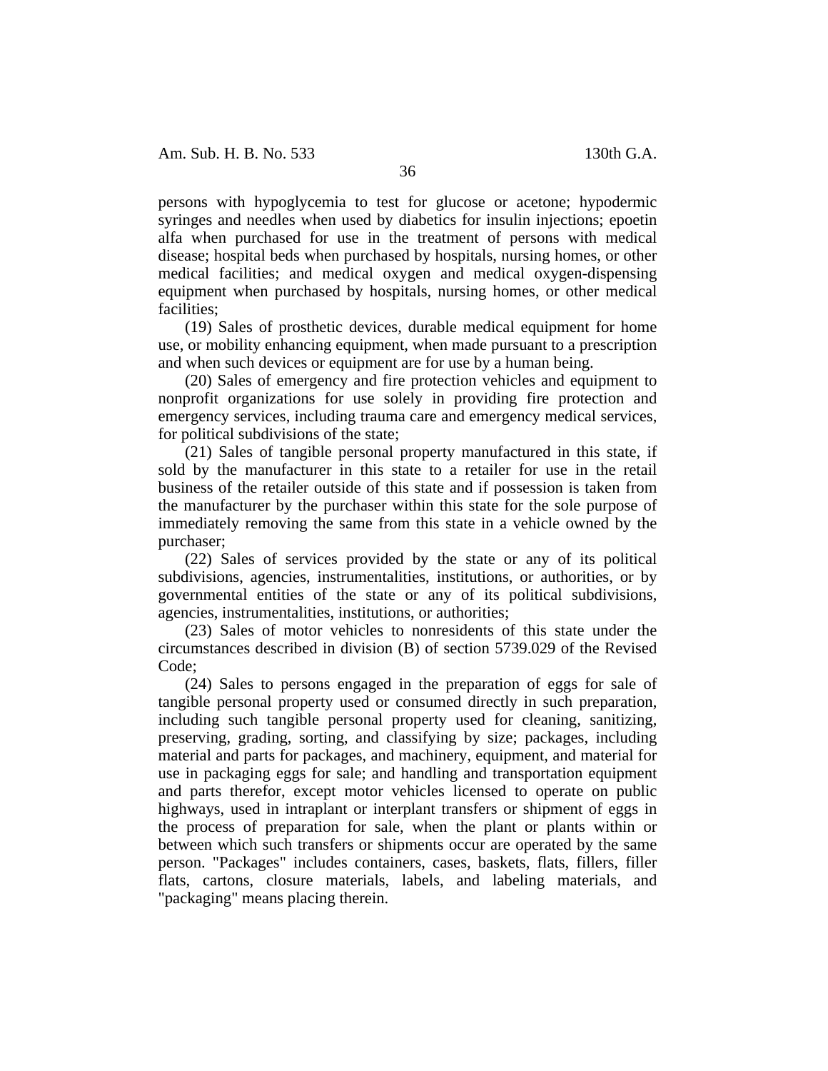persons with hypoglycemia to test for glucose or acetone; hypodermic syringes and needles when used by diabetics for insulin injections; epoetin alfa when purchased for use in the treatment of persons with medical disease; hospital beds when purchased by hospitals, nursing homes, or other medical facilities; and medical oxygen and medical oxygen-dispensing equipment when purchased by hospitals, nursing homes, or other medical facilities;

(19) Sales of prosthetic devices, durable medical equipment for home use, or mobility enhancing equipment, when made pursuant to a prescription and when such devices or equipment are for use by a human being.

(20) Sales of emergency and fire protection vehicles and equipment to nonprofit organizations for use solely in providing fire protection and emergency services, including trauma care and emergency medical services, for political subdivisions of the state;

(21) Sales of tangible personal property manufactured in this state, if sold by the manufacturer in this state to a retailer for use in the retail business of the retailer outside of this state and if possession is taken from the manufacturer by the purchaser within this state for the sole purpose of immediately removing the same from this state in a vehicle owned by the purchaser;

(22) Sales of services provided by the state or any of its political subdivisions, agencies, instrumentalities, institutions, or authorities, or by governmental entities of the state or any of its political subdivisions, agencies, instrumentalities, institutions, or authorities;

(23) Sales of motor vehicles to nonresidents of this state under the circumstances described in division (B) of section 5739.029 of the Revised Code;

(24) Sales to persons engaged in the preparation of eggs for sale of tangible personal property used or consumed directly in such preparation, including such tangible personal property used for cleaning, sanitizing, preserving, grading, sorting, and classifying by size; packages, including material and parts for packages, and machinery, equipment, and material for use in packaging eggs for sale; and handling and transportation equipment and parts therefor, except motor vehicles licensed to operate on public highways, used in intraplant or interplant transfers or shipment of eggs in the process of preparation for sale, when the plant or plants within or between which such transfers or shipments occur are operated by the same person. "Packages" includes containers, cases, baskets, flats, fillers, filler flats, cartons, closure materials, labels, and labeling materials, and "packaging" means placing therein.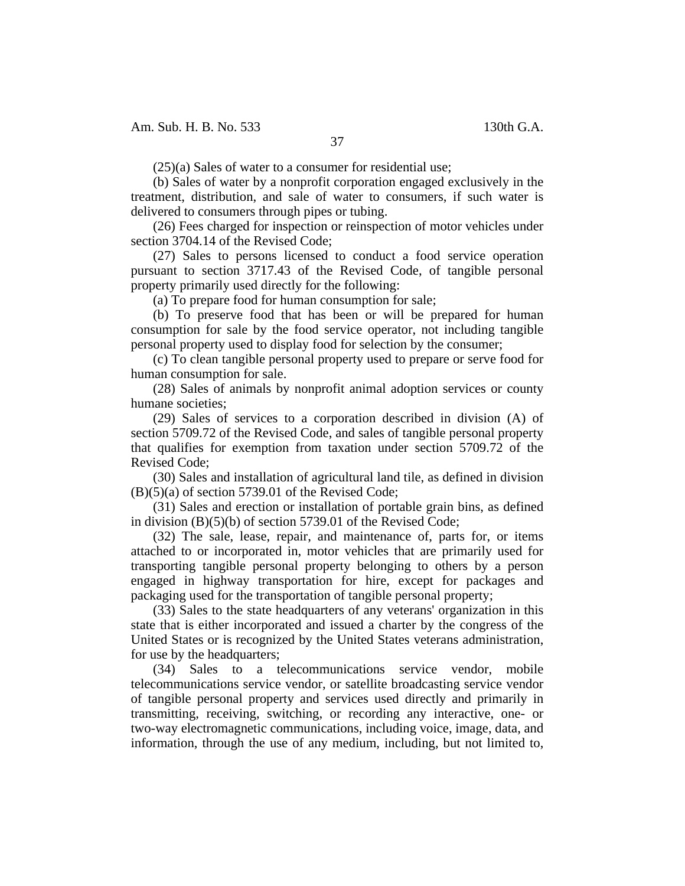(25)(a) Sales of water to a consumer for residential use;

(b) Sales of water by a nonprofit corporation engaged exclusively in the treatment, distribution, and sale of water to consumers, if such water is delivered to consumers through pipes or tubing.

(26) Fees charged for inspection or reinspection of motor vehicles under section 3704.14 of the Revised Code;

(27) Sales to persons licensed to conduct a food service operation pursuant to section 3717.43 of the Revised Code, of tangible personal property primarily used directly for the following:

(a) To prepare food for human consumption for sale;

(b) To preserve food that has been or will be prepared for human consumption for sale by the food service operator, not including tangible personal property used to display food for selection by the consumer;

(c) To clean tangible personal property used to prepare or serve food for human consumption for sale.

(28) Sales of animals by nonprofit animal adoption services or county humane societies;

(29) Sales of services to a corporation described in division (A) of section 5709.72 of the Revised Code, and sales of tangible personal property that qualifies for exemption from taxation under section 5709.72 of the Revised Code;

(30) Sales and installation of agricultural land tile, as defined in division (B)(5)(a) of section 5739.01 of the Revised Code;

(31) Sales and erection or installation of portable grain bins, as defined in division (B)(5)(b) of section 5739.01 of the Revised Code;

(32) The sale, lease, repair, and maintenance of, parts for, or items attached to or incorporated in, motor vehicles that are primarily used for transporting tangible personal property belonging to others by a person engaged in highway transportation for hire, except for packages and packaging used for the transportation of tangible personal property;

(33) Sales to the state headquarters of any veterans' organization in this state that is either incorporated and issued a charter by the congress of the United States or is recognized by the United States veterans administration, for use by the headquarters;

(34) Sales to a telecommunications service vendor, mobile telecommunications service vendor, or satellite broadcasting service vendor of tangible personal property and services used directly and primarily in transmitting, receiving, switching, or recording any interactive, one- or two-way electromagnetic communications, including voice, image, data, and information, through the use of any medium, including, but not limited to,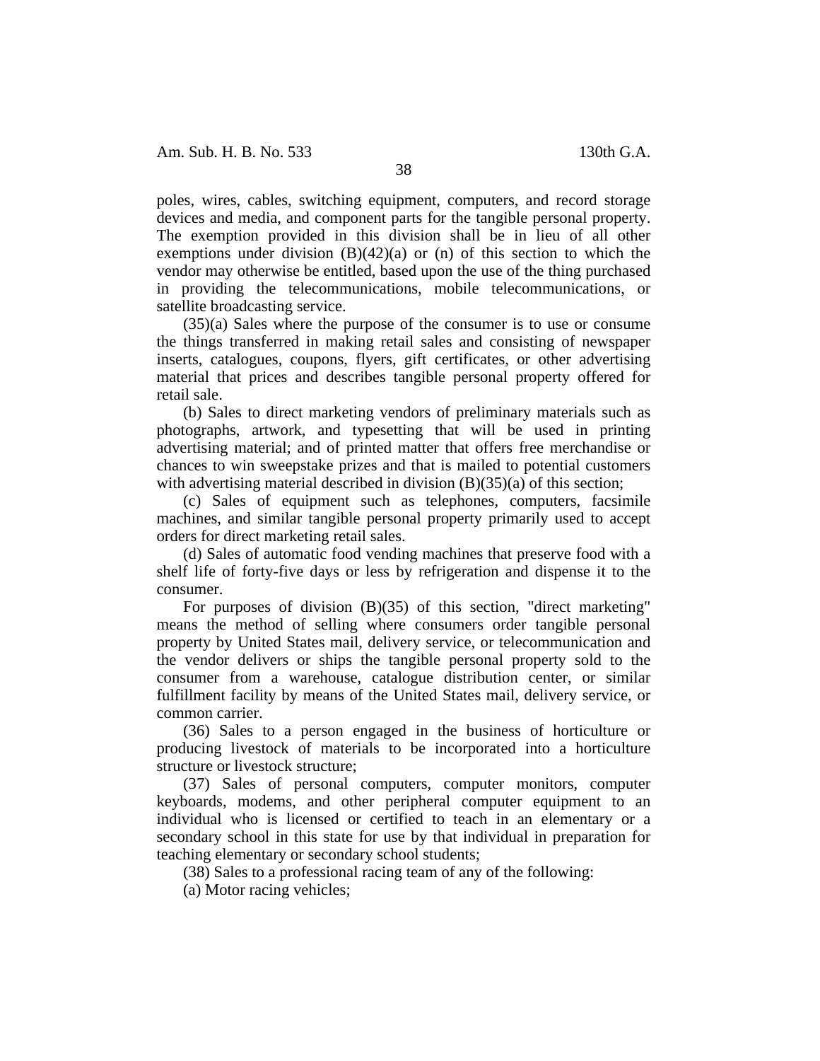poles, wires, cables, switching equipment, computers, and record storage devices and media, and component parts for the tangible personal property. The exemption provided in this division shall be in lieu of all other exemptions under division (B)(42)(a) or (n) of this section to which the vendor may otherwise be entitled, based upon the use of the thing purchased in providing the telecommunications, mobile telecommunications, or satellite broadcasting service.

(35)(a) Sales where the purpose of the consumer is to use or consume the things transferred in making retail sales and consisting of newspaper inserts, catalogues, coupons, flyers, gift certificates, or other advertising material that prices and describes tangible personal property offered for retail sale.

(b) Sales to direct marketing vendors of preliminary materials such as photographs, artwork, and typesetting that will be used in printing advertising material; and of printed matter that offers free merchandise or chances to win sweepstake prizes and that is mailed to potential customers with advertising material described in division (B)(35)(a) of this section;

(c) Sales of equipment such as telephones, computers, facsimile machines, and similar tangible personal property primarily used to accept orders for direct marketing retail sales.

(d) Sales of automatic food vending machines that preserve food with a shelf life of forty-five days or less by refrigeration and dispense it to the consumer.

For purposes of division (B)(35) of this section, "direct marketing" means the method of selling where consumers order tangible personal property by United States mail, delivery service, or telecommunication and the vendor delivers or ships the tangible personal property sold to the consumer from a warehouse, catalogue distribution center, or similar fulfillment facility by means of the United States mail, delivery service, or common carrier.

(36) Sales to a person engaged in the business of horticulture or producing livestock of materials to be incorporated into a horticulture structure or livestock structure;

(37) Sales of personal computers, computer monitors, computer keyboards, modems, and other peripheral computer equipment to an individual who is licensed or certified to teach in an elementary or a secondary school in this state for use by that individual in preparation for teaching elementary or secondary school students;

(38) Sales to a professional racing team of any of the following:

(a) Motor racing vehicles;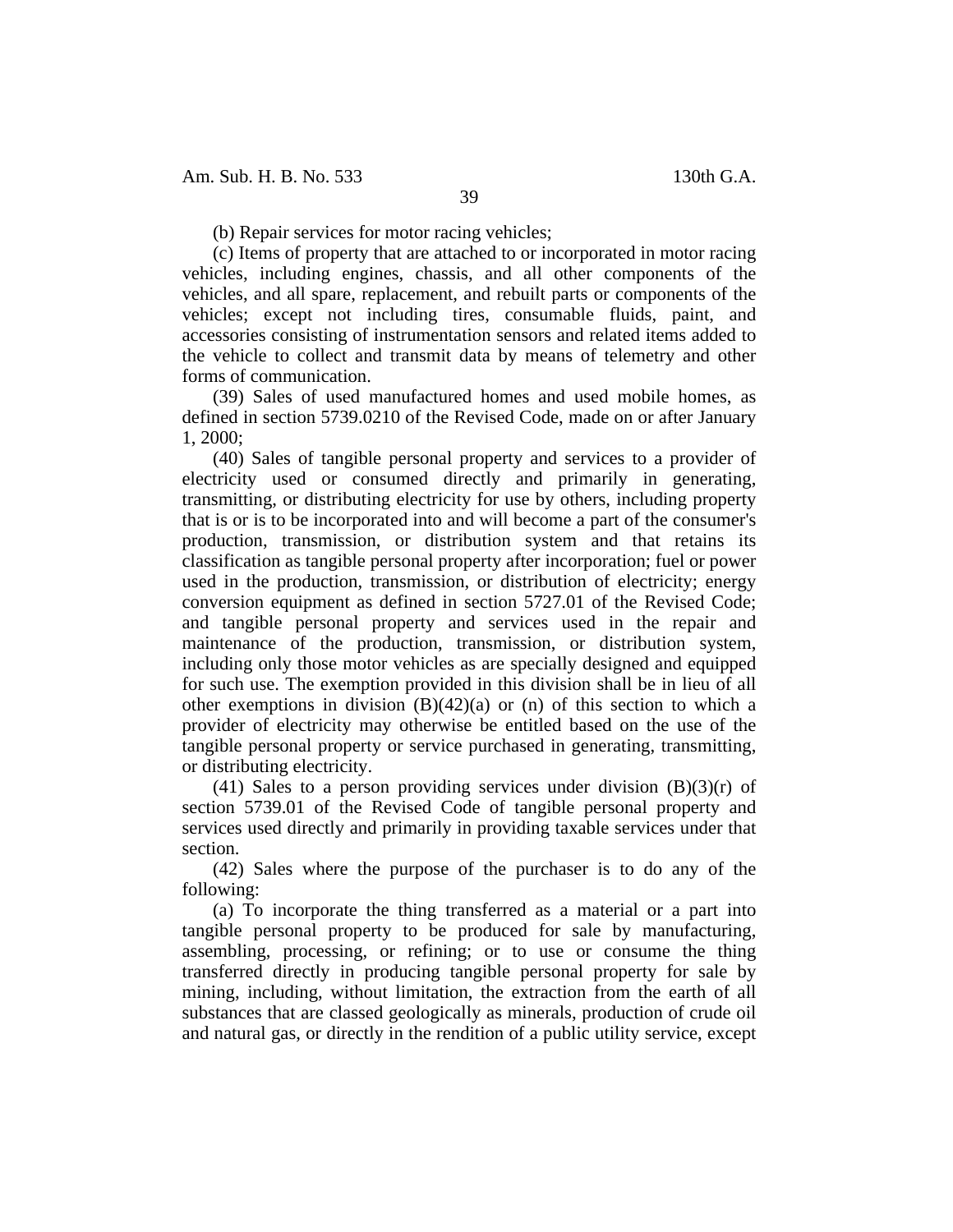(b) Repair services for motor racing vehicles;

(c) Items of property that are attached to or incorporated in motor racing vehicles, including engines, chassis, and all other components of the vehicles, and all spare, replacement, and rebuilt parts or components of the vehicles; except not including tires, consumable fluids, paint, and accessories consisting of instrumentation sensors and related items added to the vehicle to collect and transmit data by means of telemetry and other forms of communication.

(39) Sales of used manufactured homes and used mobile homes, as defined in section 5739.0210 of the Revised Code, made on or after January 1, 2000;

(40) Sales of tangible personal property and services to a provider of electricity used or consumed directly and primarily in generating, transmitting, or distributing electricity for use by others, including property that is or is to be incorporated into and will become a part of the consumer's production, transmission, or distribution system and that retains its classification as tangible personal property after incorporation; fuel or power used in the production, transmission, or distribution of electricity; energy conversion equipment as defined in section 5727.01 of the Revised Code; and tangible personal property and services used in the repair and maintenance of the production, transmission, or distribution system, including only those motor vehicles as are specially designed and equipped for such use. The exemption provided in this division shall be in lieu of all other exemptions in division (B)(42)(a) or (n) of this section to which a provider of electricity may otherwise be entitled based on the use of the tangible personal property or service purchased in generating, transmitting, or distributing electricity.

(41) Sales to a person providing services under division (B)(3)(r) of section 5739.01 of the Revised Code of tangible personal property and services used directly and primarily in providing taxable services under that section.

(42) Sales where the purpose of the purchaser is to do any of the following:

(a) To incorporate the thing transferred as a material or a part into tangible personal property to be produced for sale by manufacturing, assembling, processing, or refining; or to use or consume the thing transferred directly in producing tangible personal property for sale by mining, including, without limitation, the extraction from the earth of all substances that are classed geologically as minerals, production of crude oil and natural gas, or directly in the rendition of a public utility service, except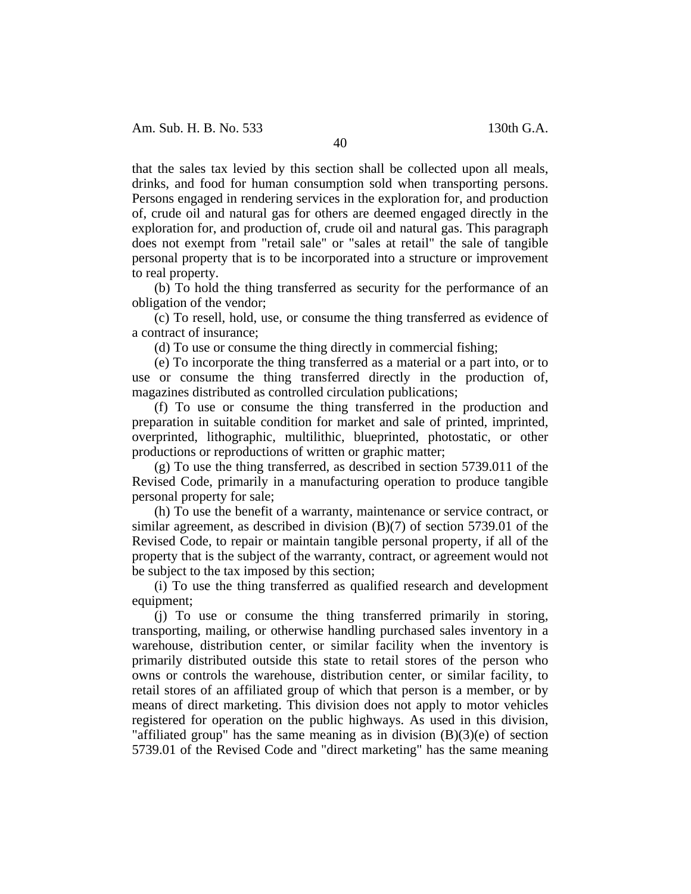that the sales tax levied by this section shall be collected upon all meals, drinks, and food for human consumption sold when transporting persons. Persons engaged in rendering services in the exploration for, and production of, crude oil and natural gas for others are deemed engaged directly in the exploration for, and production of, crude oil and natural gas. This paragraph does not exempt from "retail sale" or "sales at retail" the sale of tangible personal property that is to be incorporated into a structure or improvement to real property.

(b) To hold the thing transferred as security for the performance of an obligation of the vendor;

(c) To resell, hold, use, or consume the thing transferred as evidence of a contract of insurance;

(d) To use or consume the thing directly in commercial fishing;

(e) To incorporate the thing transferred as a material or a part into, or to use or consume the thing transferred directly in the production of, magazines distributed as controlled circulation publications;

(f) To use or consume the thing transferred in the production and preparation in suitable condition for market and sale of printed, imprinted, overprinted, lithographic, multilithic, blueprinted, photostatic, or other productions or reproductions of written or graphic matter;

(g) To use the thing transferred, as described in section 5739.011 of the Revised Code, primarily in a manufacturing operation to produce tangible personal property for sale;

(h) To use the benefit of a warranty, maintenance or service contract, or similar agreement, as described in division (B)(7) of section 5739.01 of the Revised Code, to repair or maintain tangible personal property, if all of the property that is the subject of the warranty, contract, or agreement would not be subject to the tax imposed by this section;

(i) To use the thing transferred as qualified research and development equipment;

(j) To use or consume the thing transferred primarily in storing, transporting, mailing, or otherwise handling purchased sales inventory in a warehouse, distribution center, or similar facility when the inventory is primarily distributed outside this state to retail stores of the person who owns or controls the warehouse, distribution center, or similar facility, to retail stores of an affiliated group of which that person is a member, or by means of direct marketing. This division does not apply to motor vehicles registered for operation on the public highways. As used in this division, "affiliated group" has the same meaning as in division (B)(3)(e) of section 5739.01 of the Revised Code and "direct marketing" has the same meaning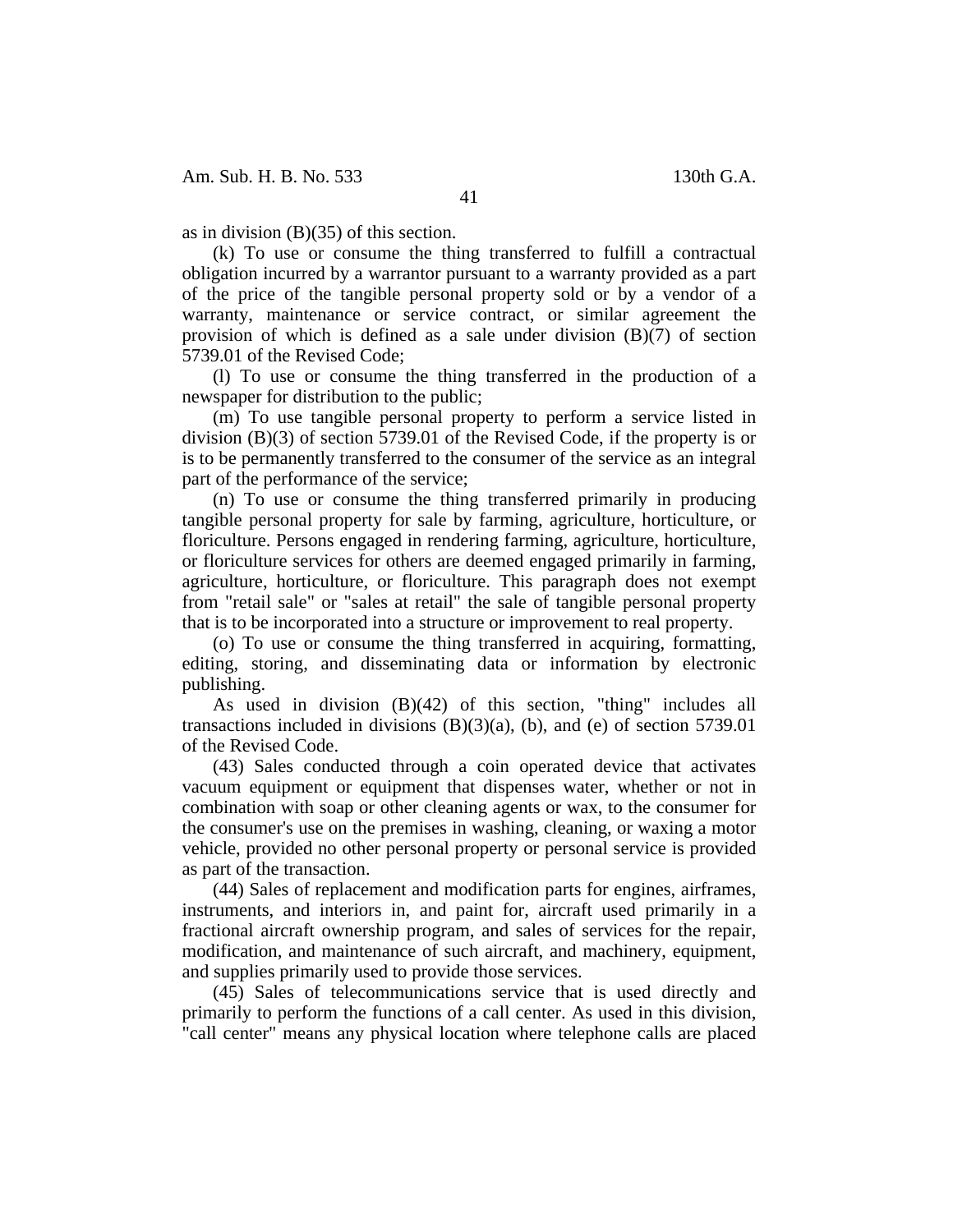as in division (B)(35) of this section.

(k) To use or consume the thing transferred to fulfill a contractual obligation incurred by a warrantor pursuant to a warranty provided as a part of the price of the tangible personal property sold or by a vendor of a warranty, maintenance or service contract, or similar agreement the provision of which is defined as a sale under division (B)(7) of section 5739.01 of the Revised Code;

(l) To use or consume the thing transferred in the production of a newspaper for distribution to the public;

(m) To use tangible personal property to perform a service listed in division (B)(3) of section 5739.01 of the Revised Code, if the property is or is to be permanently transferred to the consumer of the service as an integral part of the performance of the service;

(n) To use or consume the thing transferred primarily in producing tangible personal property for sale by farming, agriculture, horticulture, or floriculture. Persons engaged in rendering farming, agriculture, horticulture, or floriculture services for others are deemed engaged primarily in farming, agriculture, horticulture, or floriculture. This paragraph does not exempt from "retail sale" or "sales at retail" the sale of tangible personal property that is to be incorporated into a structure or improvement to real property.

(o) To use or consume the thing transferred in acquiring, formatting, editing, storing, and disseminating data or information by electronic publishing.

As used in division (B)(42) of this section, "thing" includes all transactions included in divisions (B)(3)(a), (b), and (e) of section 5739.01 of the Revised Code.

(43) Sales conducted through a coin operated device that activates vacuum equipment or equipment that dispenses water, whether or not in combination with soap or other cleaning agents or wax, to the consumer for the consumer's use on the premises in washing, cleaning, or waxing a motor vehicle, provided no other personal property or personal service is provided as part of the transaction.

(44) Sales of replacement and modification parts for engines, airframes, instruments, and interiors in, and paint for, aircraft used primarily in a fractional aircraft ownership program, and sales of services for the repair, modification, and maintenance of such aircraft, and machinery, equipment, and supplies primarily used to provide those services.

(45) Sales of telecommunications service that is used directly and primarily to perform the functions of a call center. As used in this division, "call center" means any physical location where telephone calls are placed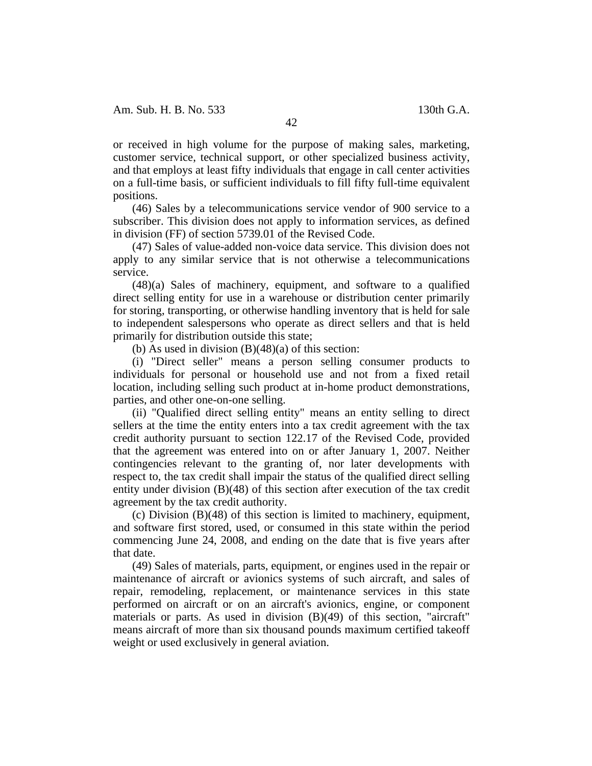or received in high volume for the purpose of making sales, marketing, customer service, technical support, or other specialized business activity, and that employs at least fifty individuals that engage in call center activities on a full-time basis, or sufficient individuals to fill fifty full-time equivalent positions.

(46) Sales by a telecommunications service vendor of 900 service to a subscriber. This division does not apply to information services, as defined in division (FF) of section 5739.01 of the Revised Code.

(47) Sales of value-added non-voice data service. This division does not apply to any similar service that is not otherwise a telecommunications service.

(48)(a) Sales of machinery, equipment, and software to a qualified direct selling entity for use in a warehouse or distribution center primarily for storing, transporting, or otherwise handling inventory that is held for sale to independent salespersons who operate as direct sellers and that is held primarily for distribution outside this state;

(b) As used in division (B)(48)(a) of this section:

(i) "Direct seller" means a person selling consumer products to individuals for personal or household use and not from a fixed retail location, including selling such product at in-home product demonstrations, parties, and other one-on-one selling.

(ii) "Qualified direct selling entity" means an entity selling to direct sellers at the time the entity enters into a tax credit agreement with the tax credit authority pursuant to section 122.17 of the Revised Code, provided that the agreement was entered into on or after January 1, 2007. Neither contingencies relevant to the granting of, nor later developments with respect to, the tax credit shall impair the status of the qualified direct selling entity under division (B)(48) of this section after execution of the tax credit agreement by the tax credit authority.

(c) Division (B)(48) of this section is limited to machinery, equipment, and software first stored, used, or consumed in this state within the period commencing June 24, 2008, and ending on the date that is five years after that date.

(49) Sales of materials, parts, equipment, or engines used in the repair or maintenance of aircraft or avionics systems of such aircraft, and sales of repair, remodeling, replacement, or maintenance services in this state performed on aircraft or on an aircraft's avionics, engine, or component materials or parts. As used in division (B)(49) of this section, "aircraft" means aircraft of more than six thousand pounds maximum certified takeoff weight or used exclusively in general aviation.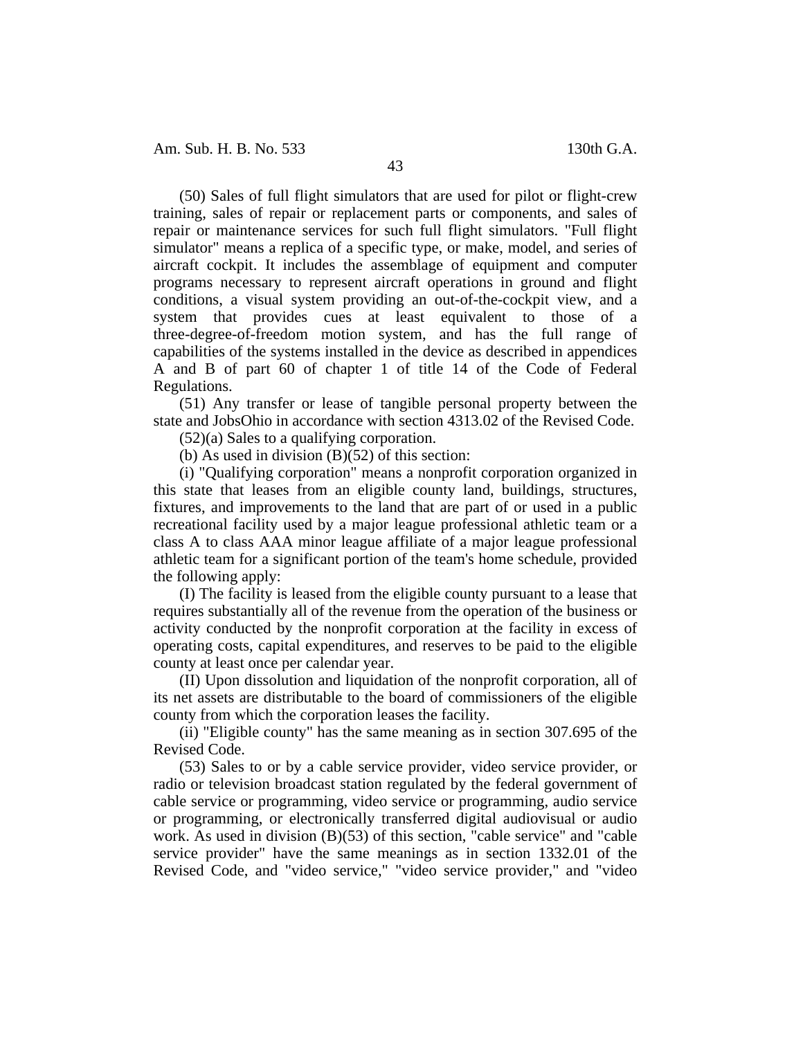(50) Sales of full flight simulators that are used for pilot or flight-crew training, sales of repair or replacement parts or components, and sales of repair or maintenance services for such full flight simulators. "Full flight simulator" means a replica of a specific type, or make, model, and series of aircraft cockpit. It includes the assemblage of equipment and computer programs necessary to represent aircraft operations in ground and flight conditions, a visual system providing an out-of-the-cockpit view, and a system that provides cues at least equivalent to those of a three-degree-of-freedom motion system, and has the full range of capabilities of the systems installed in the device as described in appendices A and B of part 60 of chapter 1 of title 14 of the Code of Federal Regulations.

(51) Any transfer or lease of tangible personal property between the state and JobsOhio in accordance with section 4313.02 of the Revised Code.

(52)(a) Sales to a qualifying corporation.

(b) As used in division (B)(52) of this section:

(i) "Qualifying corporation" means a nonprofit corporation organized in this state that leases from an eligible county land, buildings, structures, fixtures, and improvements to the land that are part of or used in a public recreational facility used by a major league professional athletic team or a class A to class AAA minor league affiliate of a major league professional athletic team for a significant portion of the team's home schedule, provided the following apply:

(I) The facility is leased from the eligible county pursuant to a lease that requires substantially all of the revenue from the operation of the business or activity conducted by the nonprofit corporation at the facility in excess of operating costs, capital expenditures, and reserves to be paid to the eligible county at least once per calendar year.

(II) Upon dissolution and liquidation of the nonprofit corporation, all of its net assets are distributable to the board of commissioners of the eligible county from which the corporation leases the facility.

(ii) "Eligible county" has the same meaning as in section 307.695 of the Revised Code.

(53) Sales to or by a cable service provider, video service provider, or radio or television broadcast station regulated by the federal government of cable service or programming, video service or programming, audio service or programming, or electronically transferred digital audiovisual or audio work. As used in division (B)(53) of this section, "cable service" and "cable service provider" have the same meanings as in section 1332.01 of the Revised Code, and "video service," "video service provider," and "video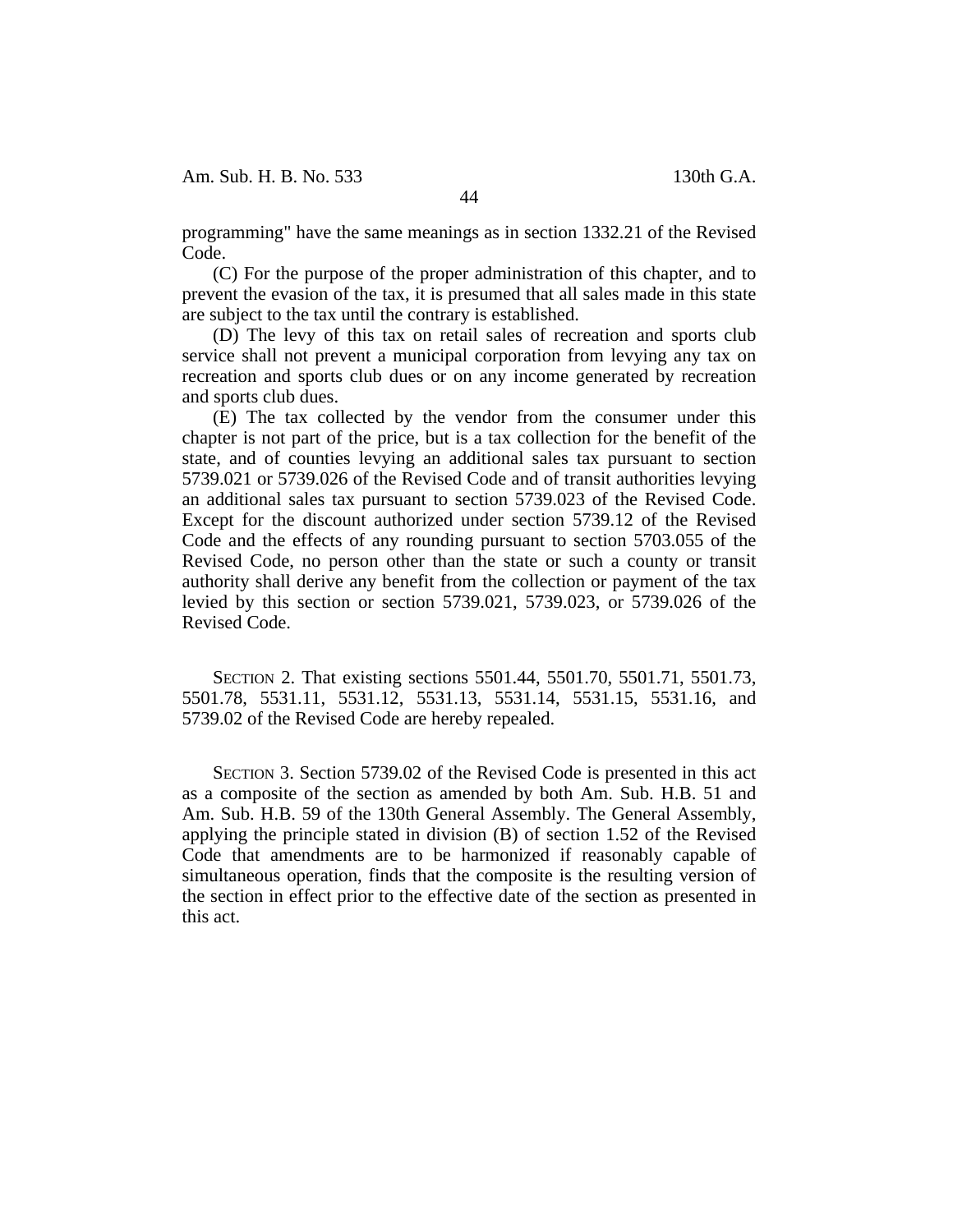programming" have the same meanings as in section 1332.21 of the Revised Code.

(C) For the purpose of the proper administration of this chapter, and to prevent the evasion of the tax, it is presumed that all sales made in this state are subject to the tax until the contrary is established.

(D) The levy of this tax on retail sales of recreation and sports club service shall not prevent a municipal corporation from levying any tax on recreation and sports club dues or on any income generated by recreation and sports club dues.

(E) The tax collected by the vendor from the consumer under this chapter is not part of the price, but is a tax collection for the benefit of the state, and of counties levying an additional sales tax pursuant to section 5739.021 or 5739.026 of the Revised Code and of transit authorities levying an additional sales tax pursuant to section 5739.023 of the Revised Code. Except for the discount authorized under section 5739.12 of the Revised Code and the effects of any rounding pursuant to section 5703.055 of the Revised Code, no person other than the state or such a county or transit authority shall derive any benefit from the collection or payment of the tax levied by this section or section 5739.021, 5739.023, or 5739.026 of the Revised Code.

SECTION 2. That existing sections 5501.44, 5501.70, 5501.71, 5501.73, 5501.78, 5531.11, 5531.12, 5531.13, 5531.14, 5531.15, 5531.16, and 5739.02 of the Revised Code are hereby repealed.

SECTION 3. Section 5739.02 of the Revised Code is presented in this act as a composite of the section as amended by both Am. Sub. H.B. 51 and Am. Sub. H.B. 59 of the 130th General Assembly. The General Assembly, applying the principle stated in division (B) of section 1.52 of the Revised Code that amendments are to be harmonized if reasonably capable of simultaneous operation, finds that the composite is the resulting version of the section in effect prior to the effective date of the section as presented in this act.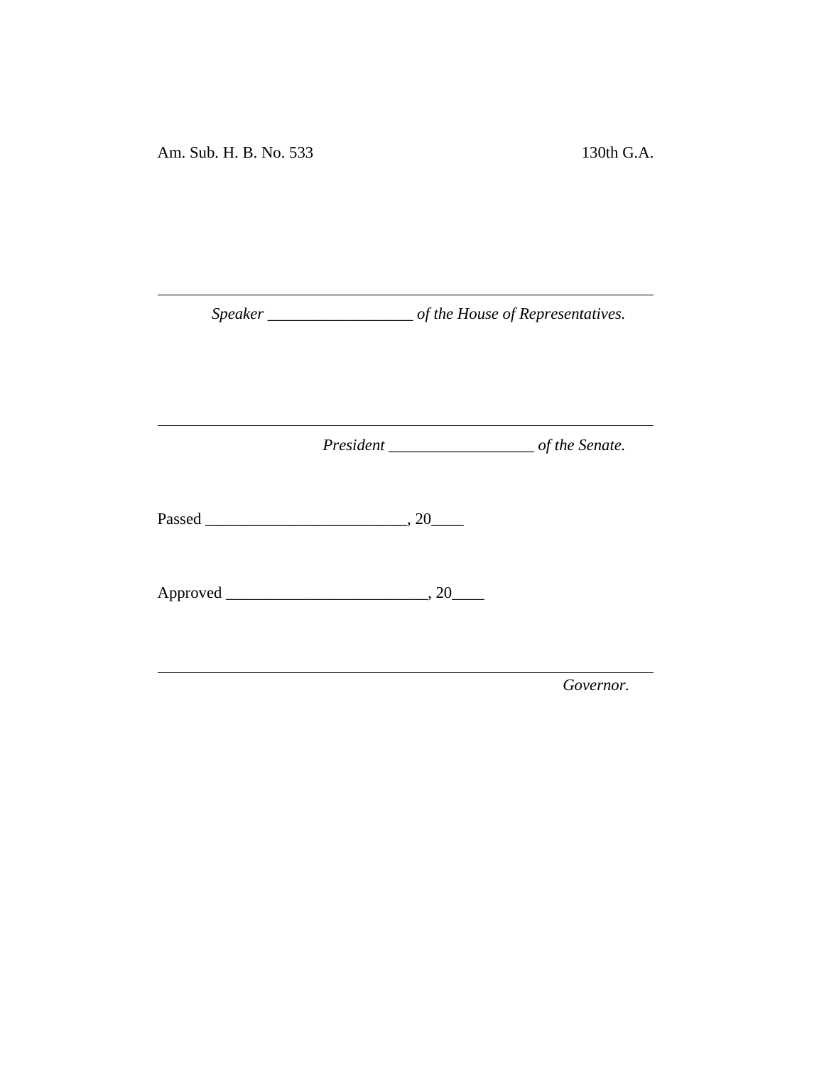Am. Sub. H. B. No. 533 130th G.A.

---

*Speaker ___________________ of the House of Representatives.*

---

*President ___________________ of the Senate.*

Passed ________________________, 20____

Approved ________________________, 20____

---

*Governor.*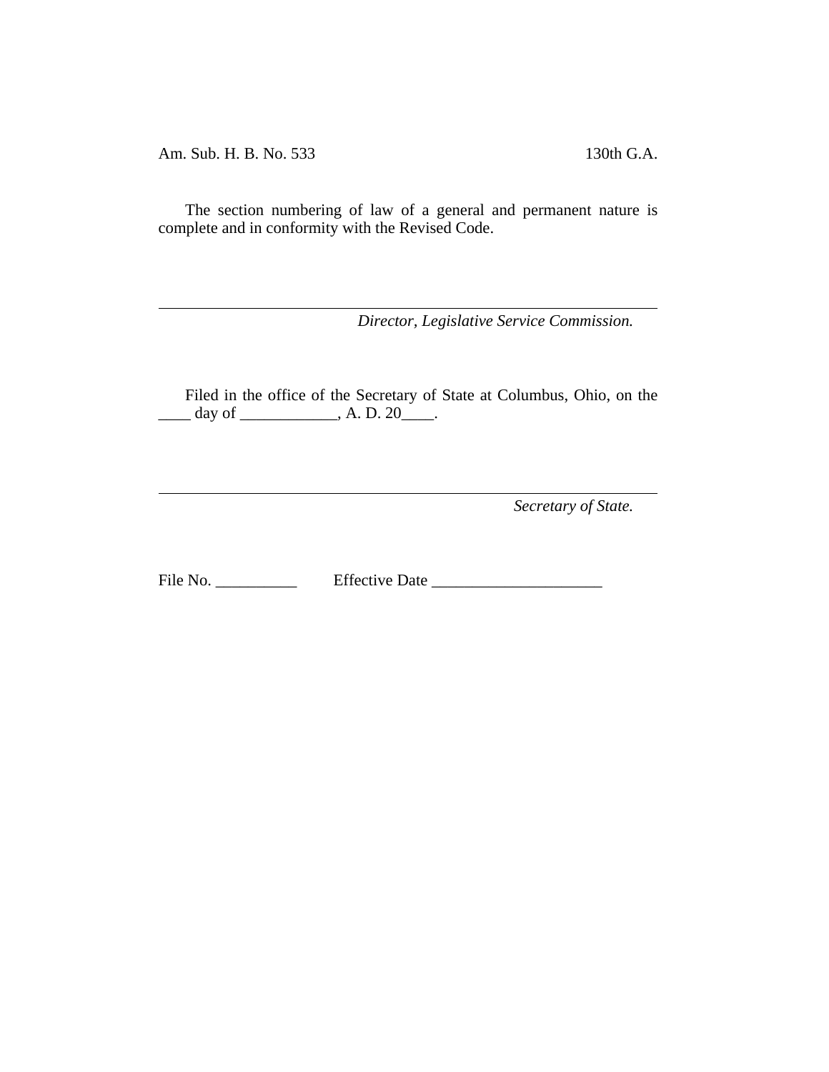Am. Sub. H. B. No. 533 130th G.A.

The section numbering of law of a general and permanent nature is complete and in conformity with the Revised Code.

______________________________________________________

*Director, Legislative Service Commission.*

Filed in the office of the Secretary of State at Columbus, Ohio, on the ____ day of ____________, A. D. 20____.

______________________________________________________

*Secretary of State.*

File No. __________ Effective Date _____________________